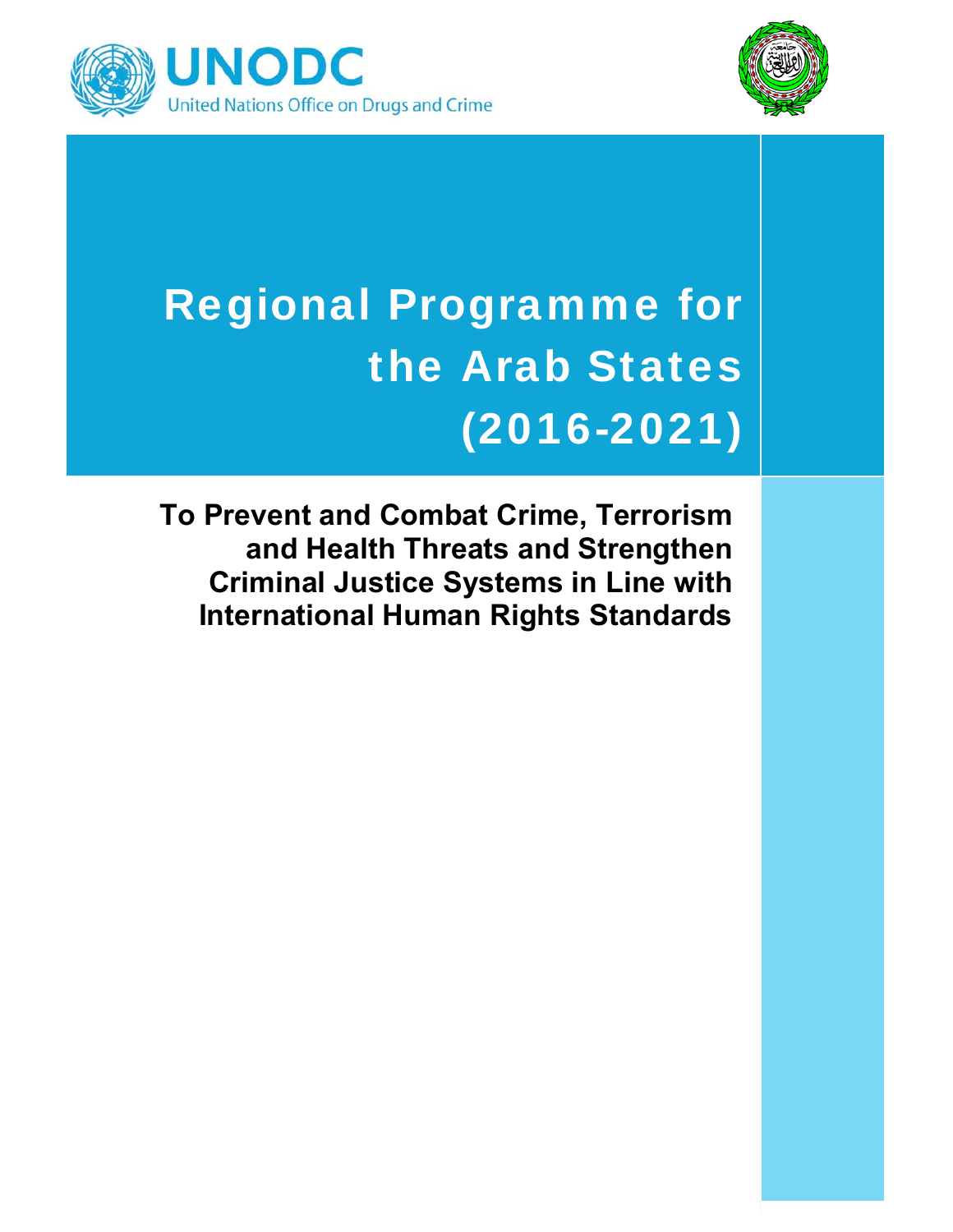UNODC

United Nations Office on Drugs and Crime

# Regional Programme for the Arab States (2016-2021)

## To Prevent and Combat Crime, Terrorism and Health Threats and Strengthen Criminal Justice Systems in Line with International Human Rights Standards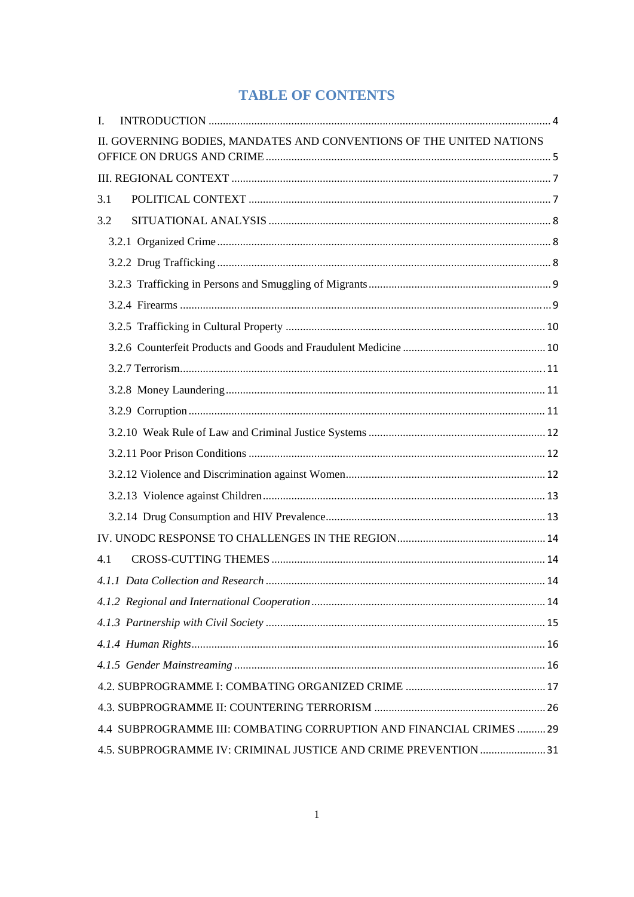# TABLE OF CONTENTS

I. INTRODUCTION ..... 4

II. GOVERNING BODIES, MANDATES AND CONVENTIONS OF THE UNITED NATIONS OFFICE ON DRUGS AND CRIME ..... 5

III. REGIONAL CONTEXT ..... 7

3.1 POLITICAL CONTEXT ..... 7

3.2 SITUATIONAL ANALYSIS ..... 8

- 3.2.1 Organized Crime ..... 8
- 3.2.2 Drug Trafficking ..... 8
- 3.2.3 Trafficking in Persons and Smuggling of Migrants ..... 9
- 3.2.4 Firearms ..... 9
- 3.2.5 Trafficking in Cultural Property ..... 10
- 3.2.6 Counterfeit Products and Goods and Fraudulent Medicine ..... 10
- 3.2.7 Terrorism ..... 11
- 3.2.8 Money Laundering ..... 11
- 3.2.9 Corruption ..... 11
- 3.2.10 Weak Rule of Law and Criminal Justice Systems ..... 12
- 3.2.11 Poor Prison Conditions ..... 12
- 3.2.12 Violence and Discrimination against Women ..... 12
- 3.2.13 Violence against Children ..... 13
- 3.2.14 Drug Consumption and HIV Prevalence ..... 13

IV. UNODC RESPONSE TO CHALLENGES IN THE REGION ..... 14

4.1 CROSS-CUTTING THEMES ..... 14

*4.1.1 Data Collection and Research* ..... 14

*4.1.2 Regional and International Cooperation* ..... 14

*4.1.3 Partnership with Civil Society* ..... 15

*4.1.4 Human Rights* ..... 16

*4.1.5 Gender Mainstreaming* ..... 16

4.2. SUBPROGRAMME I: COMBATING ORGANIZED CRIME ..... 17

4.3. SUBPROGRAMME II: COUNTERING TERRORISM ..... 26

4.4 SUBPROGRAMME III: COMBATING CORRUPTION AND FINANCIAL CRIMES ..... 29

4.5. SUBPROGRAMME IV: CRIMINAL JUSTICE AND CRIME PREVENTION ..... 31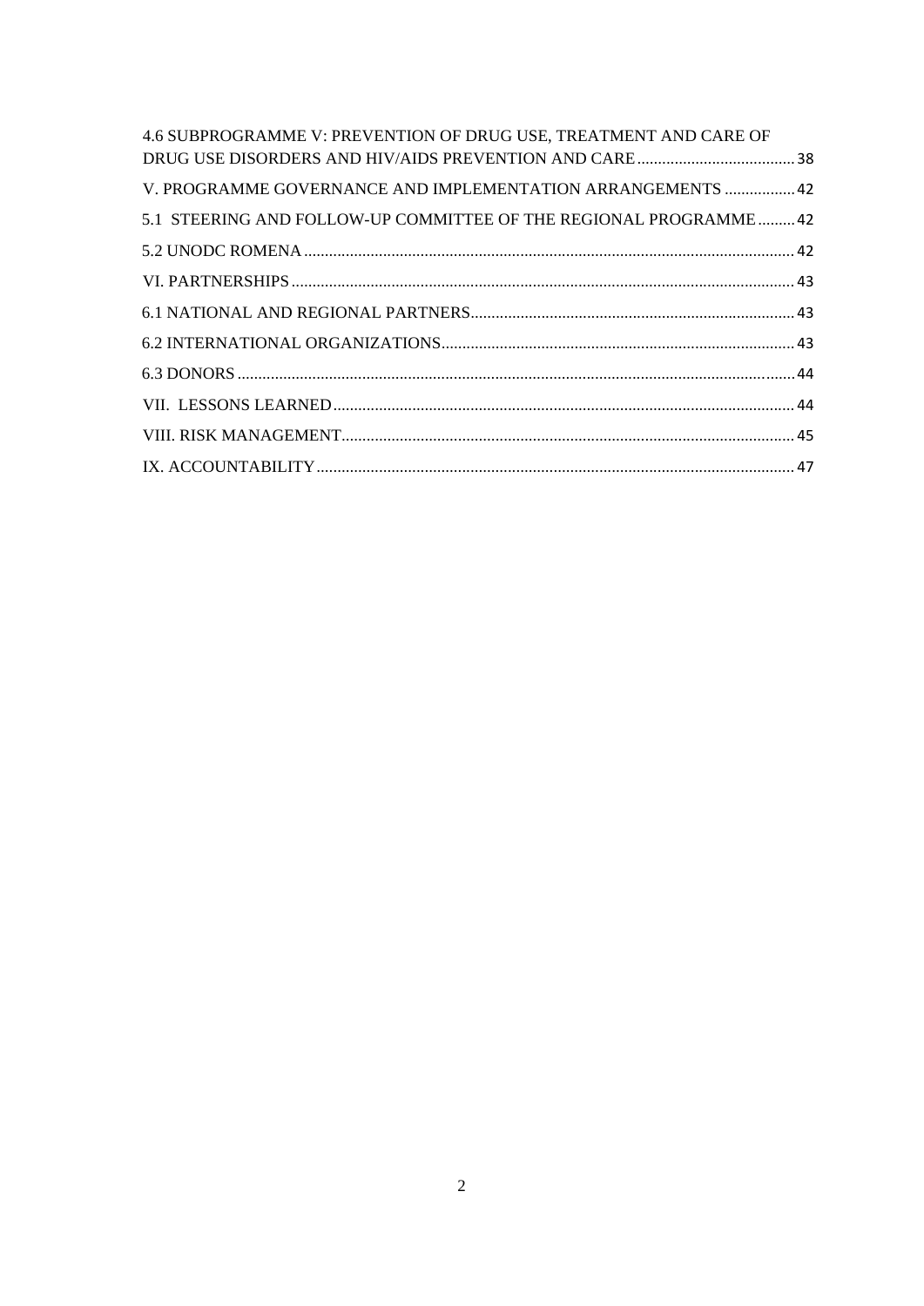4.6 SUBPROGRAMME V: PREVENTION OF DRUG USE, TREATMENT AND CARE OF DRUG USE DISORDERS AND HIV/AIDS PREVENTION AND CARE ..................................... 38

V. PROGRAMME GOVERNANCE AND IMPLEMENTATION ARRANGEMENTS ................. 42

5.1 STEERING AND FOLLOW-UP COMMITTEE OF THE REGIONAL PROGRAMME ......... 42

5.2 UNODC ROMENA ....................................................................................................... 42

VI. PARTNERSHIPS ......................................................................................................... 43

6.1 NATIONAL AND REGIONAL PARTNERS.............................................................................. 43

6.2 INTERNATIONAL ORGANIZATIONS.................................................................................. 43

6.3 DONORS ..................................................................................................................... 44

VII. LESSONS LEARNED ................................................................................................ 44

VIII. RISK MANAGEMENT................................................................................................ 45

IX. ACCOUNTABILITY ..................................................................................................... 47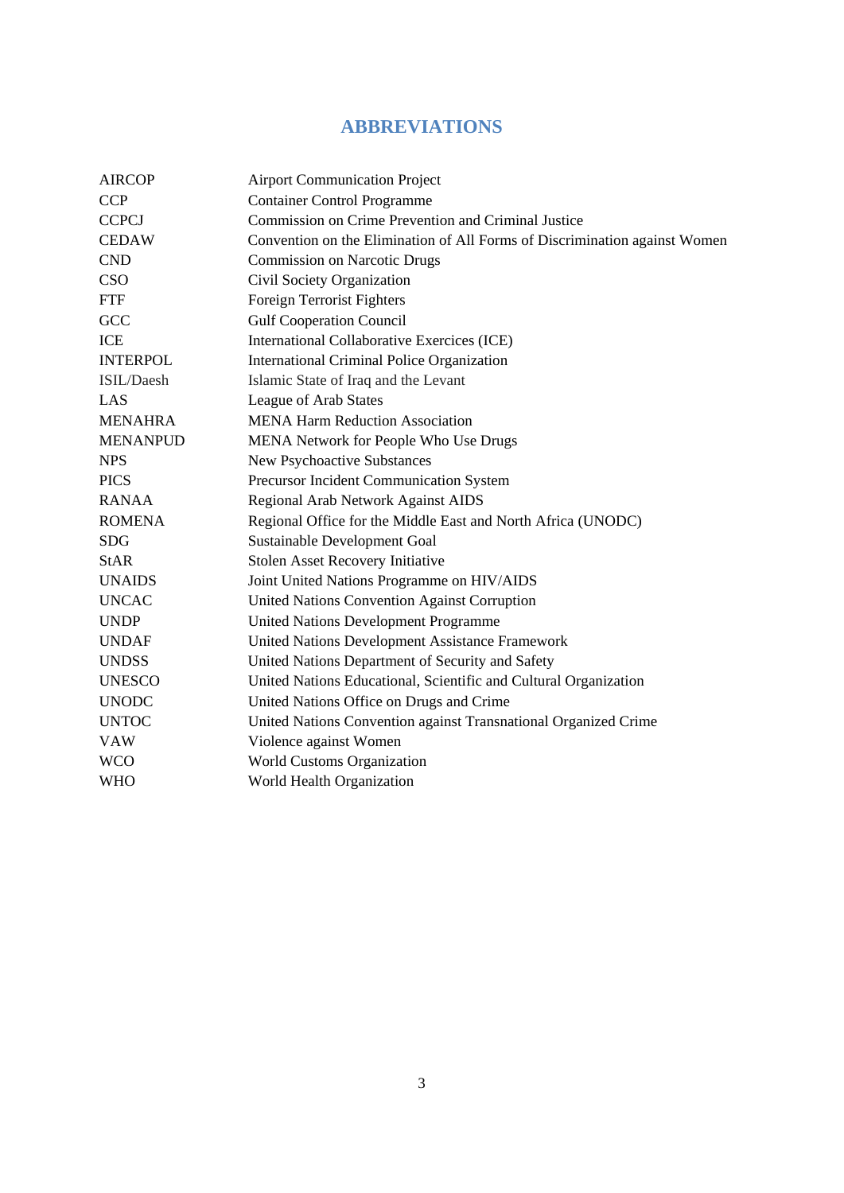# ABBREVIATIONS

| | |
|---|---|
| AIRCOP | Airport Communication Project |
| CCP | Container Control Programme |
| CCPCJ | Commission on Crime Prevention and Criminal Justice |
| CEDAW | Convention on the Elimination of All Forms of Discrimination against Women |
| CND | Commission on Narcotic Drugs |
| CSO | Civil Society Organization |
| FTF | Foreign Terrorist Fighters |
| GCC | Gulf Cooperation Council |
| ICE | International Collaborative Exercices (ICE) |
| INTERPOL | International Criminal Police Organization |
| ISIL/Daesh | Islamic State of Iraq and the Levant |
| LAS | League of Arab States |
| MENAHRA | MENA Harm Reduction Association |
| MENANPUD | MENA Network for People Who Use Drugs |
| NPS | New Psychoactive Substances |
| PICS | Precursor Incident Communication System |
| RANAA | Regional Arab Network Against AIDS |
| ROMENA | Regional Office for the Middle East and North Africa (UNODC) |
| SDG | Sustainable Development Goal |
| StAR | Stolen Asset Recovery Initiative |
| UNAIDS | Joint United Nations Programme on HIV/AIDS |
| UNCAC | United Nations Convention Against Corruption |
| UNDP | United Nations Development Programme |
| UNDAF | United Nations Development Assistance Framework |
| UNDSS | United Nations Department of Security and Safety |
| UNESCO | United Nations Educational, Scientific and Cultural Organization |
| UNODC | United Nations Office on Drugs and Crime |
| UNTOC | United Nations Convention against Transnational Organized Crime |
| VAW | Violence against Women |
| WCO | World Customs Organization |
| WHO | World Health Organization |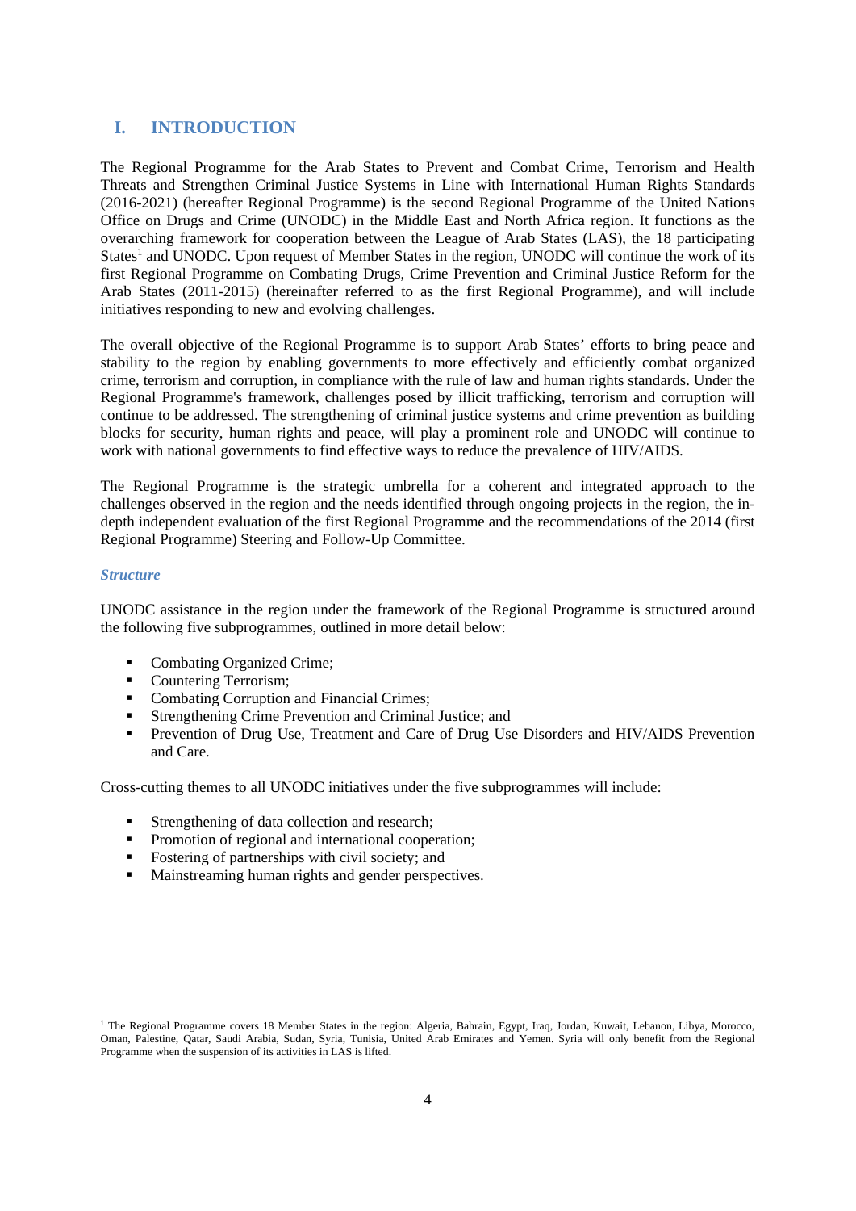## I. INTRODUCTION

The Regional Programme for the Arab States to Prevent and Combat Crime, Terrorism and Health Threats and Strengthen Criminal Justice Systems in Line with International Human Rights Standards (2016-2021) (hereafter Regional Programme) is the second Regional Programme of the United Nations Office on Drugs and Crime (UNODC) in the Middle East and North Africa region. It functions as the overarching framework for cooperation between the League of Arab States (LAS), the 18 participating States[1] and UNODC. Upon request of Member States in the region, UNODC will continue the work of its first Regional Programme on Combating Drugs, Crime Prevention and Criminal Justice Reform for the Arab States (2011-2015) (hereinafter referred to as the first Regional Programme), and will include initiatives responding to new and evolving challenges.

The overall objective of the Regional Programme is to support Arab States' efforts to bring peace and stability to the region by enabling governments to more effectively and efficiently combat organized crime, terrorism and corruption, in compliance with the rule of law and human rights standards. Under the Regional Programme's framework, challenges posed by illicit trafficking, terrorism and corruption will continue to be addressed. The strengthening of criminal justice systems and crime prevention as building blocks for security, human rights and peace, will play a prominent role and UNODC will continue to work with national governments to find effective ways to reduce the prevalence of HIV/AIDS.

The Regional Programme is the strategic umbrella for a coherent and integrated approach to the challenges observed in the region and the needs identified through ongoing projects in the region, the in-depth independent evaluation of the first Regional Programme and the recommendations of the 2014 (first Regional Programme) Steering and Follow-Up Committee.

***Structure***

UNODC assistance in the region under the framework of the Regional Programme is structured around the following five subprogrammes, outlined in more detail below:

- Combating Organized Crime;
- Countering Terrorism;
- Combating Corruption and Financial Crimes;
- Strengthening Crime Prevention and Criminal Justice; and
- Prevention of Drug Use, Treatment and Care of Drug Use Disorders and HIV/AIDS Prevention and Care.

Cross-cutting themes to all UNODC initiatives under the five subprogrammes will include:

- Strengthening of data collection and research;
- Promotion of regional and international cooperation;
- Fostering of partnerships with civil society; and
- Mainstreaming human rights and gender perspectives.

[1] The Regional Programme covers 18 Member States in the region: Algeria, Bahrain, Egypt, Iraq, Jordan, Kuwait, Lebanon, Libya, Morocco, Oman, Palestine, Qatar, Saudi Arabia, Sudan, Syria, Tunisia, United Arab Emirates and Yemen. Syria will only benefit from the Regional Programme when the suspension of its activities in LAS is lifted.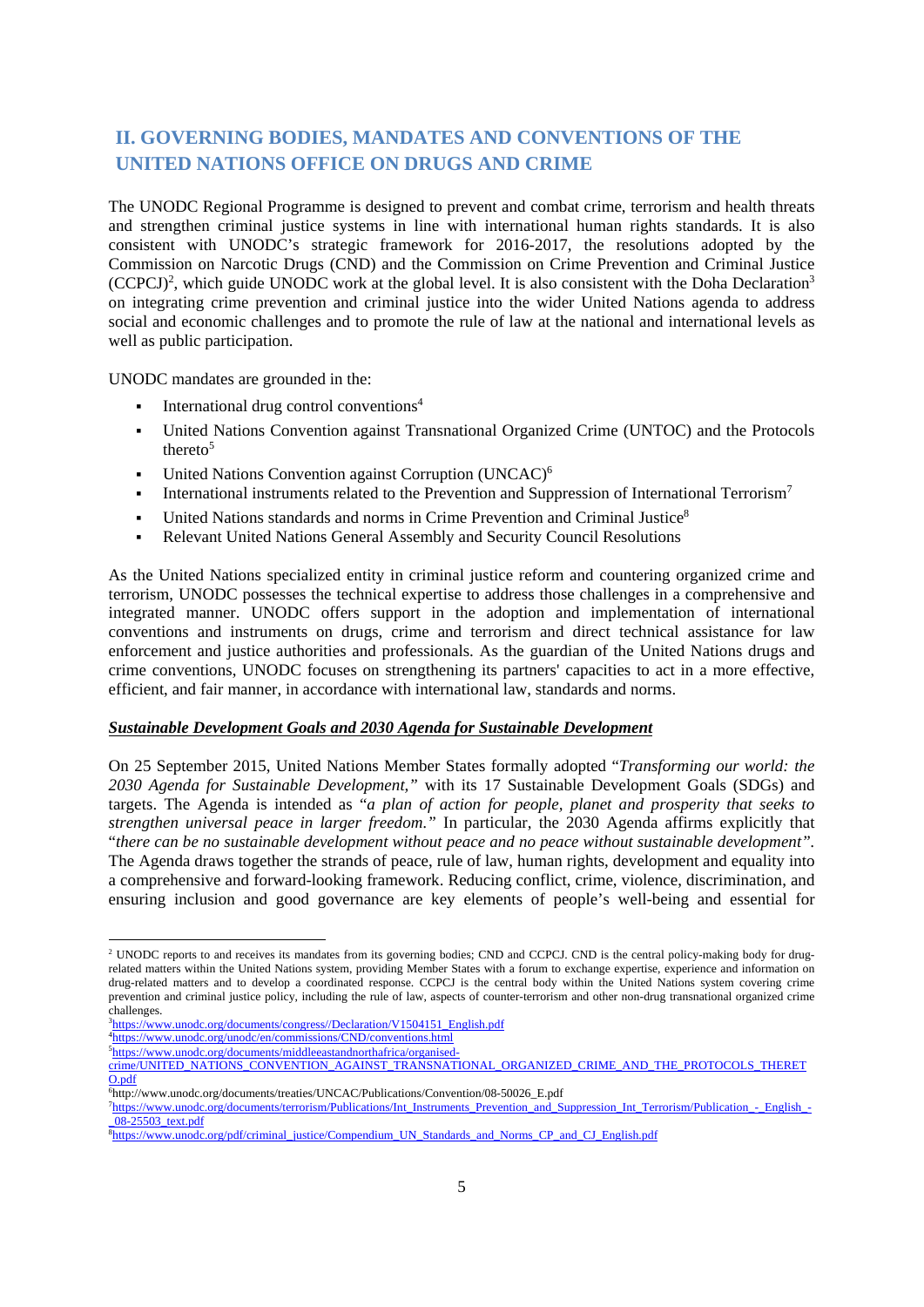## II. GOVERNING BODIES, MANDATES AND CONVENTIONS OF THE UNITED NATIONS OFFICE ON DRUGS AND CRIME

The UNODC Regional Programme is designed to prevent and combat crime, terrorism and health threats and strengthen criminal justice systems in line with international human rights standards. It is also consistent with UNODC's strategic framework for 2016-2017, the resolutions adopted by the Commission on Narcotic Drugs (CND) and the Commission on Crime Prevention and Criminal Justice (CCPCJ)[2], which guide UNODC work at the global level. It is also consistent with the Doha Declaration[3] on integrating crime prevention and criminal justice into the wider United Nations agenda to address social and economic challenges and to promote the rule of law at the national and international levels as well as public participation.

UNODC mandates are grounded in the:

- International drug control conventions[4]
- United Nations Convention against Transnational Organized Crime (UNTOC) and the Protocols thereto[5]
- United Nations Convention against Corruption (UNCAC)[6]
- International instruments related to the Prevention and Suppression of International Terrorism[7]
- United Nations standards and norms in Crime Prevention and Criminal Justice[8]
- Relevant United Nations General Assembly and Security Council Resolutions

As the United Nations specialized entity in criminal justice reform and countering organized crime and terrorism, UNODC possesses the technical expertise to address those challenges in a comprehensive and integrated manner. UNODC offers support in the adoption and implementation of international conventions and instruments on drugs, crime and terrorism and direct technical assistance for law enforcement and justice authorities and professionals. As the guardian of the United Nations drugs and crime conventions, UNODC focuses on strengthening its partners' capacities to act in a more effective, efficient, and fair manner, in accordance with international law, standards and norms.

***Sustainable Development Goals and 2030 Agenda for Sustainable Development***

On 25 September 2015, United Nations Member States formally adopted "*Transforming our world: the 2030 Agenda for Sustainable Development,"* with its 17 Sustainable Development Goals (SDGs) and targets. The Agenda is intended as "*a plan of action for people, planet and prosperity that seeks to strengthen universal peace in larger freedom."* In particular, the 2030 Agenda affirms explicitly that "*there can be no sustainable development without peace and no peace without sustainable development"*. The Agenda draws together the strands of peace, rule of law, human rights, development and equality into a comprehensive and forward-looking framework. Reducing conflict, crime, violence, discrimination, and ensuring inclusion and good governance are key elements of people's well-being and essential for

---

[2] UNODC reports to and receives its mandates from its governing bodies; CND and CCPCJ. CND is the central policy-making body for drug-related matters within the United Nations system, providing Member States with a forum to exchange expertise, experience and information on drug-related matters and to develop a coordinated response. CCPCJ is the central body within the United Nations system covering crime prevention and criminal justice policy, including the rule of law, aspects of counter-terrorism and other non-drug transnational organized crime challenges.

[3] https://www.unodc.org/documents/congress//Declaration/V1504151_English.pdf

[4] https://www.unodc.org/unodc/en/commissions/CND/conventions.html

[5] https://www.unodc.org/documents/middleeastandnorthafrica/organised-crime/UNITED_NATIONS_CONVENTION_AGAINST_TRANSNATIONAL_ORGANIZED_CRIME_AND_THE_PROTOCOLS_THERETO.pdf

[6] http://www.unodc.org/documents/treaties/UNCAC/Publications/Convention/08-50026_E.pdf

[7] https://www.unodc.org/documents/terrorism/Publications/Int_Instruments_Prevention_and_Suppression_Int_Terrorism/Publication_-_English_-_08-25503_text.pdf

[8] https://www.unodc.org/pdf/criminal_justice/Compendium_UN_Standards_and_Norms_CP_and_CJ_English.pdf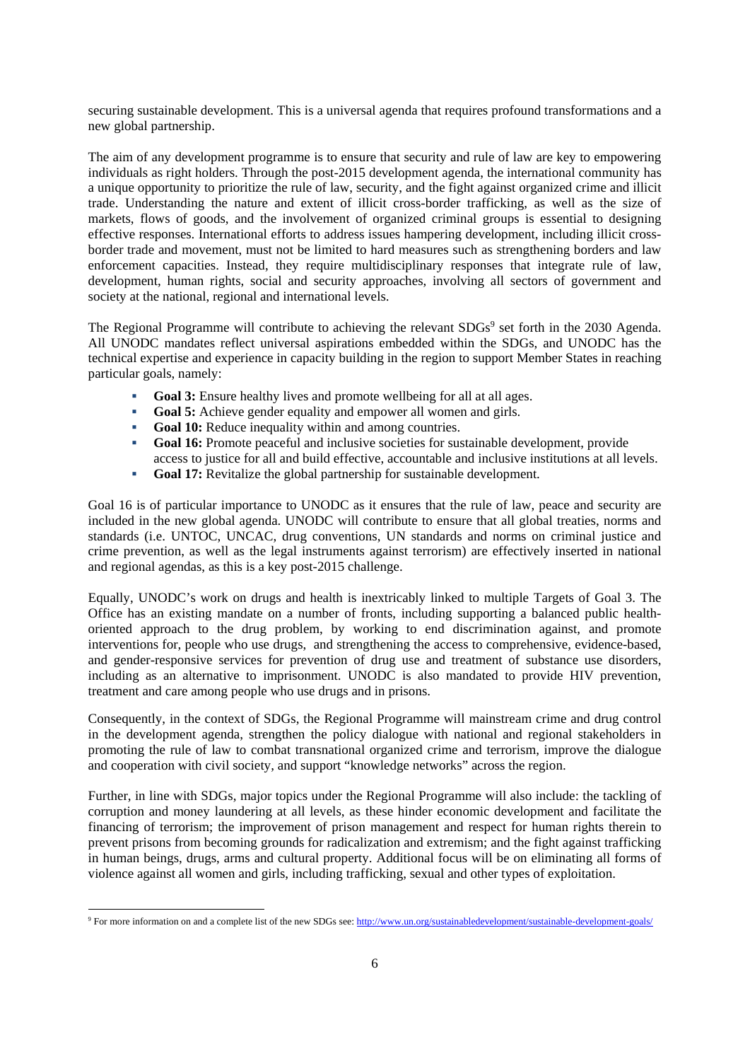securing sustainable development. This is a universal agenda that requires profound transformations and a new global partnership.

The aim of any development programme is to ensure that security and rule of law are key to empowering individuals as right holders. Through the post-2015 development agenda, the international community has a unique opportunity to prioritize the rule of law, security, and the fight against organized crime and illicit trade. Understanding the nature and extent of illicit cross-border trafficking, as well as the size of markets, flows of goods, and the involvement of organized criminal groups is essential to designing effective responses. International efforts to address issues hampering development, including illicit cross-border trade and movement, must not be limited to hard measures such as strengthening borders and law enforcement capacities. Instead, they require multidisciplinary responses that integrate rule of law, development, human rights, social and security approaches, involving all sectors of government and society at the national, regional and international levels.

The Regional Programme will contribute to achieving the relevant SDGs[9] set forth in the 2030 Agenda. All UNODC mandates reflect universal aspirations embedded within the SDGs, and UNODC has the technical expertise and experience in capacity building in the region to support Member States in reaching particular goals, namely:

- **Goal 3:** Ensure healthy lives and promote wellbeing for all at all ages.
- **Goal 5:** Achieve gender equality and empower all women and girls.
- **Goal 10:** Reduce inequality within and among countries.
- **Goal 16:** Promote peaceful and inclusive societies for sustainable development, provide access to justice for all and build effective, accountable and inclusive institutions at all levels.
- **Goal 17:** Revitalize the global partnership for sustainable development.

Goal 16 is of particular importance to UNODC as it ensures that the rule of law, peace and security are included in the new global agenda. UNODC will contribute to ensure that all global treaties, norms and standards (i.e. UNTOC, UNCAC, drug conventions, UN standards and norms on criminal justice and crime prevention, as well as the legal instruments against terrorism) are effectively inserted in national and regional agendas, as this is a key post-2015 challenge.

Equally, UNODC's work on drugs and health is inextricably linked to multiple Targets of Goal 3. The Office has an existing mandate on a number of fronts, including supporting a balanced public health-oriented approach to the drug problem, by working to end discrimination against, and promote interventions for, people who use drugs, and strengthening the access to comprehensive, evidence-based, and gender-responsive services for prevention of drug use and treatment of substance use disorders, including as an alternative to imprisonment. UNODC is also mandated to provide HIV prevention, treatment and care among people who use drugs and in prisons.

Consequently, in the context of SDGs, the Regional Programme will mainstream crime and drug control in the development agenda, strengthen the policy dialogue with national and regional stakeholders in promoting the rule of law to combat transnational organized crime and terrorism, improve the dialogue and cooperation with civil society, and support "knowledge networks" across the region.

Further, in line with SDGs, major topics under the Regional Programme will also include: the tackling of corruption and money laundering at all levels, as these hinder economic development and facilitate the financing of terrorism; the improvement of prison management and respect for human rights therein to prevent prisons from becoming grounds for radicalization and extremism; and the fight against trafficking in human beings, drugs, arms and cultural property. Additional focus will be on eliminating all forms of violence against all women and girls, including trafficking, sexual and other types of exploitation.

[9] For more information on and a complete list of the new SDGs see: http://www.un.org/sustainabledevelopment/sustainable-development-goals/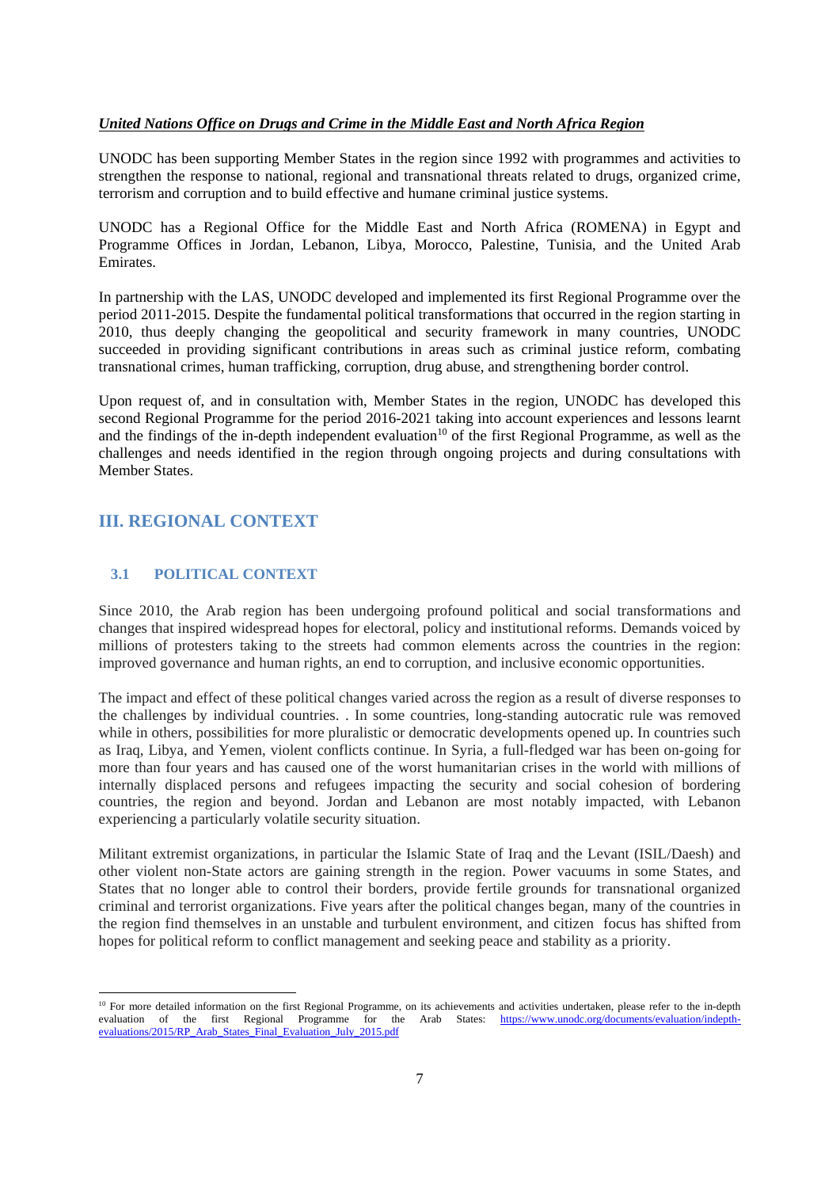***United Nations Office on Drugs and Crime in the Middle East and North Africa Region***

UNODC has been supporting Member States in the region since 1992 with programmes and activities to strengthen the response to national, regional and transnational threats related to drugs, organized crime, terrorism and corruption and to build effective and humane criminal justice systems.

UNODC has a Regional Office for the Middle East and North Africa (ROMENA) in Egypt and Programme Offices in Jordan, Lebanon, Libya, Morocco, Palestine, Tunisia, and the United Arab Emirates.

In partnership with the LAS, UNODC developed and implemented its first Regional Programme over the period 2011-2015. Despite the fundamental political transformations that occurred in the region starting in 2010, thus deeply changing the geopolitical and security framework in many countries, UNODC succeeded in providing significant contributions in areas such as criminal justice reform, combating transnational crimes, human trafficking, corruption, drug abuse, and strengthening border control.

Upon request of, and in consultation with, Member States in the region, UNODC has developed this second Regional Programme for the period 2016-2021 taking into account experiences and lessons learnt and the findings of the in-depth independent evaluation[10] of the first Regional Programme, as well as the challenges and needs identified in the region through ongoing projects and during consultations with Member States.

## III. REGIONAL CONTEXT

### 3.1 POLITICAL CONTEXT

Since 2010, the Arab region has been undergoing profound political and social transformations and changes that inspired widespread hopes for electoral, policy and institutional reforms. Demands voiced by millions of protesters taking to the streets had common elements across the countries in the region: improved governance and human rights, an end to corruption, and inclusive economic opportunities.

The impact and effect of these political changes varied across the region as a result of diverse responses to the challenges by individual countries. . In some countries, long-standing autocratic rule was removed while in others, possibilities for more pluralistic or democratic developments opened up. In countries such as Iraq, Libya, and Yemen, violent conflicts continue. In Syria, a full-fledged war has been on-going for more than four years and has caused one of the worst humanitarian crises in the world with millions of internally displaced persons and refugees impacting the security and social cohesion of bordering countries, the region and beyond. Jordan and Lebanon are most notably impacted, with Lebanon experiencing a particularly volatile security situation.

Militant extremist organizations, in particular the Islamic State of Iraq and the Levant (ISIL/Daesh) and other violent non-State actors are gaining strength in the region. Power vacuums in some States, and States that no longer able to control their borders, provide fertile grounds for transnational organized criminal and terrorist organizations. Five years after the political changes began, many of the countries in the region find themselves in an unstable and turbulent environment, and citizen focus has shifted from hopes for political reform to conflict management and seeking peace and stability as a priority.

---

[10] For more detailed information on the first Regional Programme, on its achievements and activities undertaken, please refer to the in-depth evaluation of the first Regional Programme for the Arab States: https://www.unodc.org/documents/evaluation/indepth-evaluations/2015/RP_Arab_States_Final_Evaluation_July_2015.pdf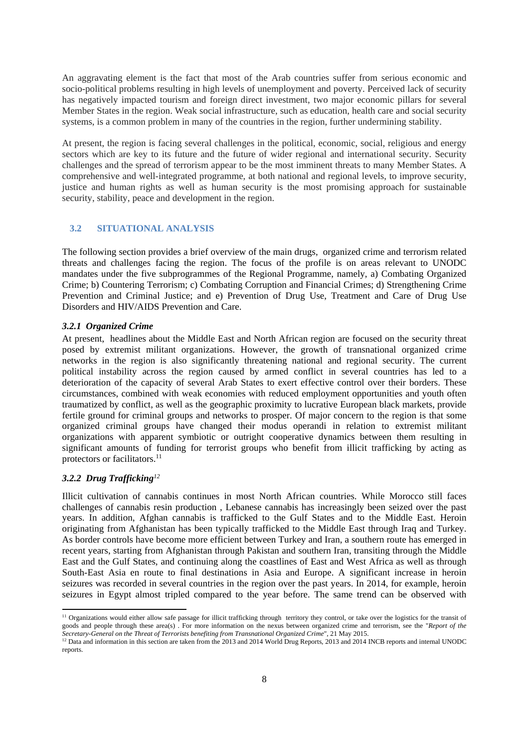An aggravating element is the fact that most of the Arab countries suffer from serious economic and socio-political problems resulting in high levels of unemployment and poverty. Perceived lack of security has negatively impacted tourism and foreign direct investment, two major economic pillars for several Member States in the region. Weak social infrastructure, such as education, health care and social security systems, is a common problem in many of the countries in the region, further undermining stability.

At present, the region is facing several challenges in the political, economic, social, religious and energy sectors which are key to its future and the future of wider regional and international security. Security challenges and the spread of terrorism appear to be the most imminent threats to many Member States. A comprehensive and well-integrated programme, at both national and regional levels, to improve security, justice and human rights as well as human security is the most promising approach for sustainable security, stability, peace and development in the region.

## 3.2 SITUATIONAL ANALYSIS

The following section provides a brief overview of the main drugs, organized crime and terrorism related threats and challenges facing the region. The focus of the profile is on areas relevant to UNODC mandates under the five subprogrammes of the Regional Programme, namely, a) Combating Organized Crime; b) Countering Terrorism; c) Combating Corruption and Financial Crimes; d) Strengthening Crime Prevention and Criminal Justice; and e) Prevention of Drug Use, Treatment and Care of Drug Use Disorders and HIV/AIDS Prevention and Care.

### *3.2.1 Organized Crime*

At present, headlines about the Middle East and North African region are focused on the security threat posed by extremist militant organizations. However, the growth of transnational organized crime networks in the region is also significantly threatening national and regional security. The current political instability across the region caused by armed conflict in several countries has led to a deterioration of the capacity of several Arab States to exert effective control over their borders. These circumstances, combined with weak economies with reduced employment opportunities and youth often traumatized by conflict, as well as the geographic proximity to lucrative European black markets, provide fertile ground for criminal groups and networks to prosper. Of major concern to the region is that some organized criminal groups have changed their modus operandi in relation to extremist militant organizations with apparent symbiotic or outright cooperative dynamics between them resulting in significant amounts of funding for terrorist groups who benefit from illicit trafficking by acting as protectors or facilitators.[11]

### *3.2.2 Drug Trafficking*[12]

Illicit cultivation of cannabis continues in most North African countries. While Morocco still faces challenges of cannabis resin production , Lebanese cannabis has increasingly been seized over the past years. In addition, Afghan cannabis is trafficked to the Gulf States and to the Middle East. Heroin originating from Afghanistan has been typically trafficked to the Middle East through Iraq and Turkey. As border controls have become more efficient between Turkey and Iran, a southern route has emerged in recent years, starting from Afghanistan through Pakistan and southern Iran, transiting through the Middle East and the Gulf States, and continuing along the coastlines of East and West Africa as well as through South-East Asia en route to final destinations in Asia and Europe. A significant increase in heroin seizures was recorded in several countries in the region over the past years. In 2014, for example, heroin seizures in Egypt almost tripled compared to the year before. The same trend can be observed with

---

[11] Organizations would either allow safe passage for illicit trafficking through territory they control, or take over the logistics for the transit of goods and people through these area(s) . For more information on the nexus between organized crime and terrorism, see the "*Report of the Secretary-General on the Threat of Terrorists benefiting from Transnational Organized Crime*", 21 May 2015.

[12] Data and information in this section are taken from the 2013 and 2014 World Drug Reports, 2013 and 2014 INCB reports and internal UNODC reports.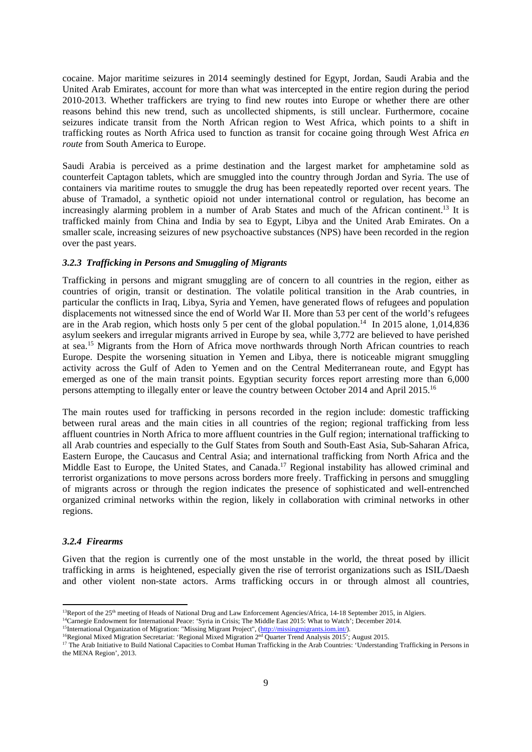cocaine. Major maritime seizures in 2014 seemingly destined for Egypt, Jordan, Saudi Arabia and the United Arab Emirates, account for more than what was intercepted in the entire region during the period 2010-2013. Whether traffickers are trying to find new routes into Europe or whether there are other reasons behind this new trend, such as uncollected shipments, is still unclear. Furthermore, cocaine seizures indicate transit from the North African region to West Africa, which points to a shift in trafficking routes as North Africa used to function as transit for cocaine going through West Africa *en route* from South America to Europe.

Saudi Arabia is perceived as a prime destination and the largest market for amphetamine sold as counterfeit Captagon tablets, which are smuggled into the country through Jordan and Syria. The use of containers via maritime routes to smuggle the drug has been repeatedly reported over recent years. The abuse of Tramadol, a synthetic opioid not under international control or regulation, has become an increasingly alarming problem in a number of Arab States and much of the African continent.[13] It is trafficked mainly from China and India by sea to Egypt, Libya and the United Arab Emirates. On a smaller scale, increasing seizures of new psychoactive substances (NPS) have been recorded in the region over the past years.

### *3.2.3 Trafficking in Persons and Smuggling of Migrants*

Trafficking in persons and migrant smuggling are of concern to all countries in the region, either as countries of origin, transit or destination. The volatile political transition in the Arab countries, in particular the conflicts in Iraq, Libya, Syria and Yemen, have generated flows of refugees and population displacements not witnessed since the end of World War II. More than 53 per cent of the world's refugees are in the Arab region, which hosts only 5 per cent of the global population.[14] In 2015 alone, 1,014,836 asylum seekers and irregular migrants arrived in Europe by sea, while 3,772 are believed to have perished at sea.[15] Migrants from the Horn of Africa move northwards through North African countries to reach Europe. Despite the worsening situation in Yemen and Libya, there is noticeable migrant smuggling activity across the Gulf of Aden to Yemen and on the Central Mediterranean route, and Egypt has emerged as one of the main transit points. Egyptian security forces report arresting more than 6,000 persons attempting to illegally enter or leave the country between October 2014 and April 2015.[16]

The main routes used for trafficking in persons recorded in the region include: domestic trafficking between rural areas and the main cities in all countries of the region; regional trafficking from less affluent countries in North Africa to more affluent countries in the Gulf region; international trafficking to all Arab countries and especially to the Gulf States from South and South-East Asia, Sub-Saharan Africa, Eastern Europe, the Caucasus and Central Asia; and international trafficking from North Africa and the Middle East to Europe, the United States, and Canada.[17] Regional instability has allowed criminal and terrorist organizations to move persons across borders more freely. Trafficking in persons and smuggling of migrants across or through the region indicates the presence of sophisticated and well-entrenched organized criminal networks within the region, likely in collaboration with criminal networks in other regions.

### *3.2.4 Firearms*

Given that the region is currently one of the most unstable in the world, the threat posed by illicit trafficking in arms is heightened, especially given the rise of terrorist organizations such as ISIL/Daesh and other violent non-state actors. Arms trafficking occurs in or through almost all countries,

---

[13] Report of the 25th meeting of Heads of National Drug and Law Enforcement Agencies/Africa, 14-18 September 2015, in Algiers.

[14] Carnegie Endowment for International Peace: 'Syria in Crisis; The Middle East 2015: What to Watch'; December 2014.

[15] International Organization of Migration: "Missing Migrant Project", (http://missingmigrants.iom.int/).

[16] Regional Mixed Migration Secretariat: 'Regional Mixed Migration 2nd Quarter Trend Analysis 2015'; August 2015.

[17] The Arab Initiative to Build National Capacities to Combat Human Trafficking in the Arab Countries: 'Understanding Trafficking in Persons in the MENA Region', 2013.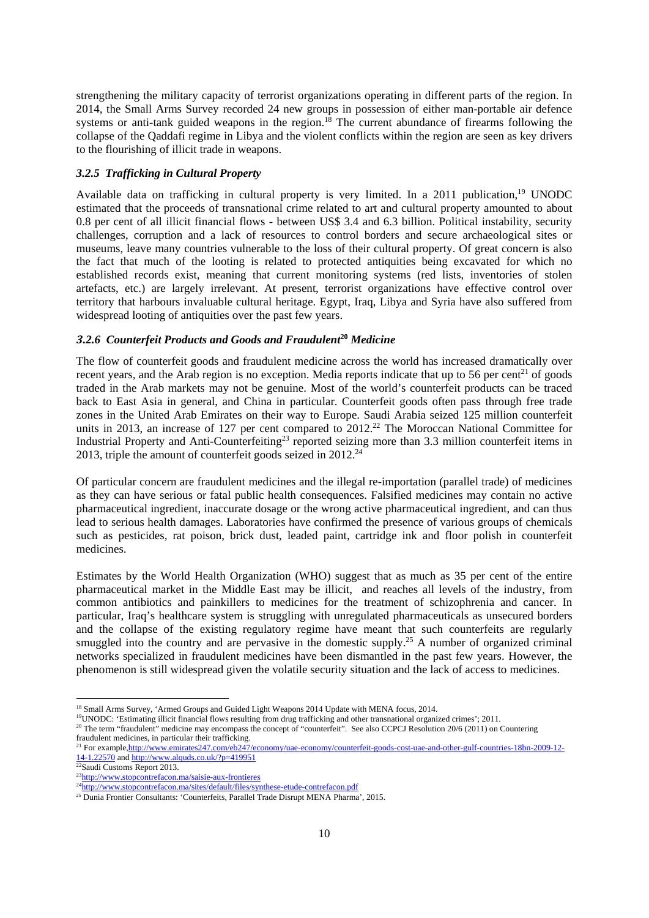strengthening the military capacity of terrorist organizations operating in different parts of the region. In 2014, the Small Arms Survey recorded 24 new groups in possession of either man-portable air defence systems or anti-tank guided weapons in the region.[18] The current abundance of firearms following the collapse of the Qaddafi regime in Libya and the violent conflicts within the region are seen as key drivers to the flourishing of illicit trade in weapons.

### *3.2.5 Trafficking in Cultural Property*

Available data on trafficking in cultural property is very limited. In a 2011 publication,[19] UNODC estimated that the proceeds of transnational crime related to art and cultural property amounted to about 0.8 per cent of all illicit financial flows - between US$ 3.4 and 6.3 billion. Political instability, security challenges, corruption and a lack of resources to control borders and secure archaeological sites or museums, leave many countries vulnerable to the loss of their cultural property. Of great concern is also the fact that much of the looting is related to protected antiquities being excavated for which no established records exist, meaning that current monitoring systems (red lists, inventories of stolen artefacts, etc.) are largely irrelevant. At present, terrorist organizations have effective control over territory that harbours invaluable cultural heritage. Egypt, Iraq, Libya and Syria have also suffered from widespread looting of antiquities over the past few years.

### *3.2.6 Counterfeit Products and Goods and Fraudulent[20] Medicine*

The flow of counterfeit goods and fraudulent medicine across the world has increased dramatically over recent years, and the Arab region is no exception. Media reports indicate that up to 56 per cent[21] of goods traded in the Arab markets may not be genuine. Most of the world's counterfeit products can be traced back to East Asia in general, and China in particular. Counterfeit goods often pass through free trade zones in the United Arab Emirates on their way to Europe. Saudi Arabia seized 125 million counterfeit units in 2013, an increase of 127 per cent compared to 2012.[22] The Moroccan National Committee for Industrial Property and Anti-Counterfeiting[23] reported seizing more than 3.3 million counterfeit items in 2013, triple the amount of counterfeit goods seized in 2012.[24]

Of particular concern are fraudulent medicines and the illegal re-importation (parallel trade) of medicines as they can have serious or fatal public health consequences. Falsified medicines may contain no active pharmaceutical ingredient, inaccurate dosage or the wrong active pharmaceutical ingredient, and can thus lead to serious health damages. Laboratories have confirmed the presence of various groups of chemicals such as pesticides, rat poison, brick dust, leaded paint, cartridge ink and floor polish in counterfeit medicines.

Estimates by the World Health Organization (WHO) suggest that as much as 35 per cent of the entire pharmaceutical market in the Middle East may be illicit, and reaches all levels of the industry, from common antibiotics and painkillers to medicines for the treatment of schizophrenia and cancer. In particular, Iraq's healthcare system is struggling with unregulated pharmaceuticals as unsecured borders and the collapse of the existing regulatory regime have meant that such counterfeits are regularly smuggled into the country and are pervasive in the domestic supply.[25] A number of organized criminal networks specialized in fraudulent medicines have been dismantled in the past few years. However, the phenomenon is still widespread given the volatile security situation and the lack of access to medicines.

---

[18] Small Arms Survey, 'Armed Groups and Guided Light Weapons 2014 Update with MENA focus, 2014.

[19] UNODC: 'Estimating illicit financial flows resulting from drug trafficking and other transnational organized crimes'; 2011.

[20] The term "fraudulent" medicine may encompass the concept of "counterfeit". See also CCPCJ Resolution 20/6 (2011) on Countering fraudulent medicines, in particular their trafficking.

[21] For example, http://www.emirates247.com/eb247/economy/uae-economy/counterfeit-goods-cost-uae-and-other-gulf-countries-18bn-2009-12-14-1.22570 and http://www.alquds.co.uk/?p=419951

[22] Saudi Customs Report 2013.

[23] http://www.stopcontrefacon.ma/saisie-aux-frontieres

[24] http://www.stopcontrefacon.ma/sites/default/files/synthese-etude-contrefacon.pdf

[25] Dunia Frontier Consultants: 'Counterfeits, Parallel Trade Disrupt MENA Pharma', 2015.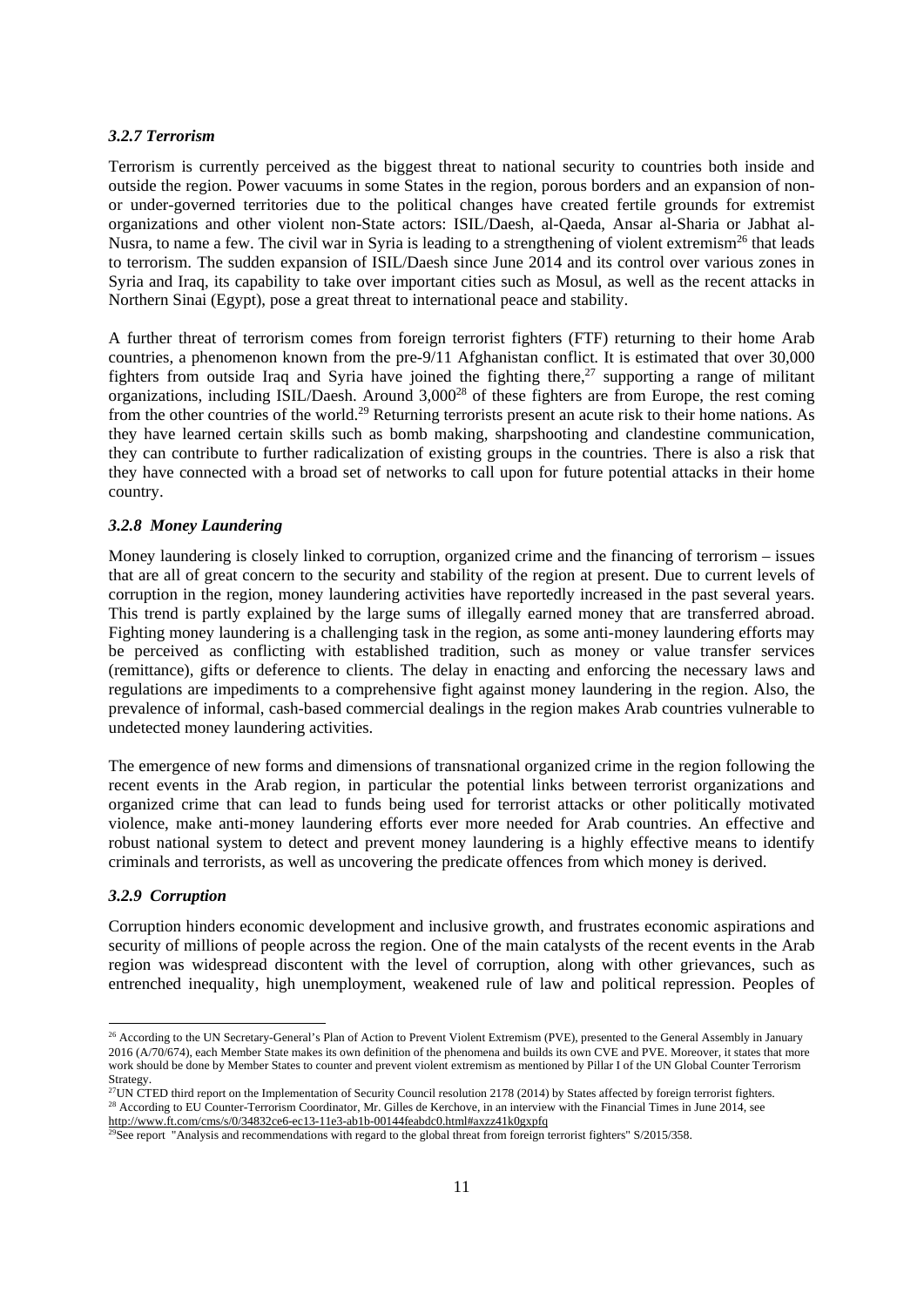#### *3.2.7 Terrorism*

Terrorism is currently perceived as the biggest threat to national security to countries both inside and outside the region. Power vacuums in some States in the region, porous borders and an expansion of non- or under-governed territories due to the political changes have created fertile grounds for extremist organizations and other violent non-State actors: ISIL/Daesh, al-Qaeda, Ansar al-Sharia or Jabhat al-Nusra, to name a few. The civil war in Syria is leading to a strengthening of violent extremism[26] that leads to terrorism. The sudden expansion of ISIL/Daesh since June 2014 and its control over various zones in Syria and Iraq, its capability to take over important cities such as Mosul, as well as the recent attacks in Northern Sinai (Egypt), pose a great threat to international peace and stability.

A further threat of terrorism comes from foreign terrorist fighters (FTF) returning to their home Arab countries, a phenomenon known from the pre-9/11 Afghanistan conflict. It is estimated that over 30,000 fighters from outside Iraq and Syria have joined the fighting there,[27] supporting a range of militant organizations, including ISIL/Daesh. Around 3,000[28] of these fighters are from Europe, the rest coming from the other countries of the world.[29] Returning terrorists present an acute risk to their home nations. As they have learned certain skills such as bomb making, sharpshooting and clandestine communication, they can contribute to further radicalization of existing groups in the countries. There is also a risk that they have connected with a broad set of networks to call upon for future potential attacks in their home country.

#### *3.2.8 Money Laundering*

Money laundering is closely linked to corruption, organized crime and the financing of terrorism – issues that are all of great concern to the security and stability of the region at present. Due to current levels of corruption in the region, money laundering activities have reportedly increased in the past several years. This trend is partly explained by the large sums of illegally earned money that are transferred abroad. Fighting money laundering is a challenging task in the region, as some anti-money laundering efforts may be perceived as conflicting with established tradition, such as money or value transfer services (remittance), gifts or deference to clients. The delay in enacting and enforcing the necessary laws and regulations are impediments to a comprehensive fight against money laundering in the region. Also, the prevalence of informal, cash-based commercial dealings in the region makes Arab countries vulnerable to undetected money laundering activities.

The emergence of new forms and dimensions of transnational organized crime in the region following the recent events in the Arab region, in particular the potential links between terrorist organizations and organized crime that can lead to funds being used for terrorist attacks or other politically motivated violence, make anti-money laundering efforts ever more needed for Arab countries. An effective and robust national system to detect and prevent money laundering is a highly effective means to identify criminals and terrorists, as well as uncovering the predicate offences from which money is derived.

#### *3.2.9 Corruption*

Corruption hinders economic development and inclusive growth, and frustrates economic aspirations and security of millions of people across the region. One of the main catalysts of the recent events in the Arab region was widespread discontent with the level of corruption, along with other grievances, such as entrenched inequality, high unemployment, weakened rule of law and political repression. Peoples of

---

[26] According to the UN Secretary-General's Plan of Action to Prevent Violent Extremism (PVE), presented to the General Assembly in January 2016 (A/70/674), each Member State makes its own definition of the phenomena and builds its own CVE and PVE. Moreover, it states that more work should be done by Member States to counter and prevent violent extremism as mentioned by Pillar I of the UN Global Counter Terrorism Strategy.

[27] UN CTED third report on the Implementation of Security Council resolution 2178 (2014) by States affected by foreign terrorist fighters.

[28] According to EU Counter-Terrorism Coordinator, Mr. Gilles de Kerchove, in an interview with the Financial Times in June 2014, see http://www.ft.com/cms/s/0/34832ce6-ec13-11e3-ab1b-00144feabdc0.html#axzz41k0gxpfq

[29] See report "Analysis and recommendations with regard to the global threat from foreign terrorist fighters" S/2015/358.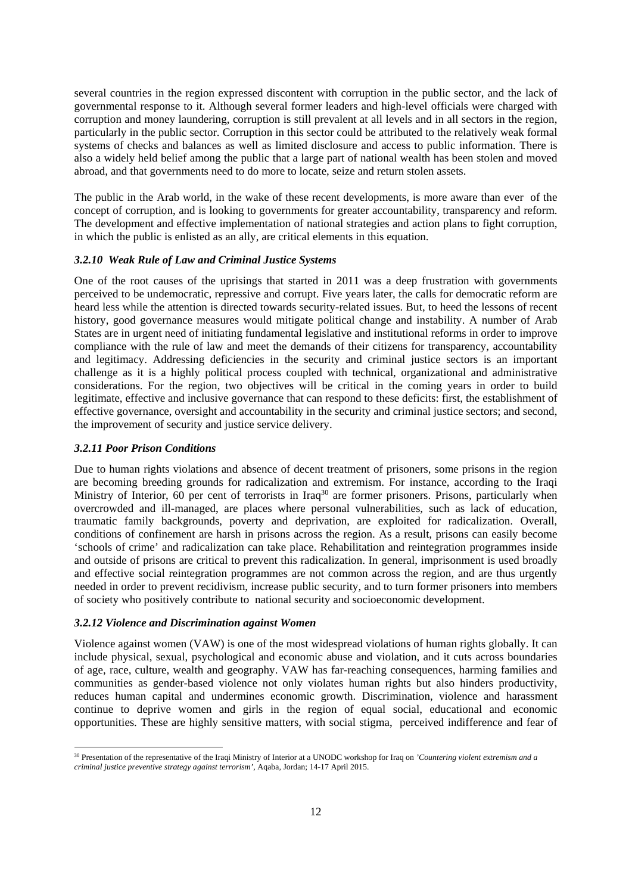several countries in the region expressed discontent with corruption in the public sector, and the lack of governmental response to it. Although several former leaders and high-level officials were charged with corruption and money laundering, corruption is still prevalent at all levels and in all sectors in the region, particularly in the public sector. Corruption in this sector could be attributed to the relatively weak formal systems of checks and balances as well as limited disclosure and access to public information. There is also a widely held belief among the public that a large part of national wealth has been stolen and moved abroad, and that governments need to do more to locate, seize and return stolen assets.

The public in the Arab world, in the wake of these recent developments, is more aware than ever of the concept of corruption, and is looking to governments for greater accountability, transparency and reform. The development and effective implementation of national strategies and action plans to fight corruption, in which the public is enlisted as an ally, are critical elements in this equation.

### *3.2.10 Weak Rule of Law and Criminal Justice Systems*

One of the root causes of the uprisings that started in 2011 was a deep frustration with governments perceived to be undemocratic, repressive and corrupt. Five years later, the calls for democratic reform are heard less while the attention is directed towards security-related issues. But, to heed the lessons of recent history, good governance measures would mitigate political change and instability. A number of Arab States are in urgent need of initiating fundamental legislative and institutional reforms in order to improve compliance with the rule of law and meet the demands of their citizens for transparency, accountability and legitimacy. Addressing deficiencies in the security and criminal justice sectors is an important challenge as it is a highly political process coupled with technical, organizational and administrative considerations. For the region, two objectives will be critical in the coming years in order to build legitimate, effective and inclusive governance that can respond to these deficits: first, the establishment of effective governance, oversight and accountability in the security and criminal justice sectors; and second, the improvement of security and justice service delivery.

### *3.2.11 Poor Prison Conditions*

Due to human rights violations and absence of decent treatment of prisoners, some prisons in the region are becoming breeding grounds for radicalization and extremism. For instance, according to the Iraqi Ministry of Interior, 60 per cent of terrorists in Iraq[30] are former prisoners. Prisons, particularly when overcrowded and ill-managed, are places where personal vulnerabilities, such as lack of education, traumatic family backgrounds, poverty and deprivation, are exploited for radicalization. Overall, conditions of confinement are harsh in prisons across the region. As a result, prisons can easily become 'schools of crime' and radicalization can take place. Rehabilitation and reintegration programmes inside and outside of prisons are critical to prevent this radicalization. In general, imprisonment is used broadly and effective social reintegration programmes are not common across the region, and are thus urgently needed in order to prevent recidivism, increase public security, and to turn former prisoners into members of society who positively contribute to national security and socioeconomic development.

### *3.2.12 Violence and Discrimination against Women*

Violence against women (VAW) is one of the most widespread violations of human rights globally. It can include physical, sexual, psychological and economic abuse and violation, and it cuts across boundaries of age, race, culture, wealth and geography. VAW has far-reaching consequences, harming families and communities as gender-based violence not only violates human rights but also hinders productivity, reduces human capital and undermines economic growth. Discrimination, violence and harassment continue to deprive women and girls in the region of equal social, educational and economic opportunities. These are highly sensitive matters, with social stigma, perceived indifference and fear of

---

[30] Presentation of the representative of the Iraqi Ministry of Interior at a UNODC workshop for Iraq on *'Countering violent extremism and a criminal justice preventive strategy against terrorism'*, Aqaba, Jordan; 14-17 April 2015.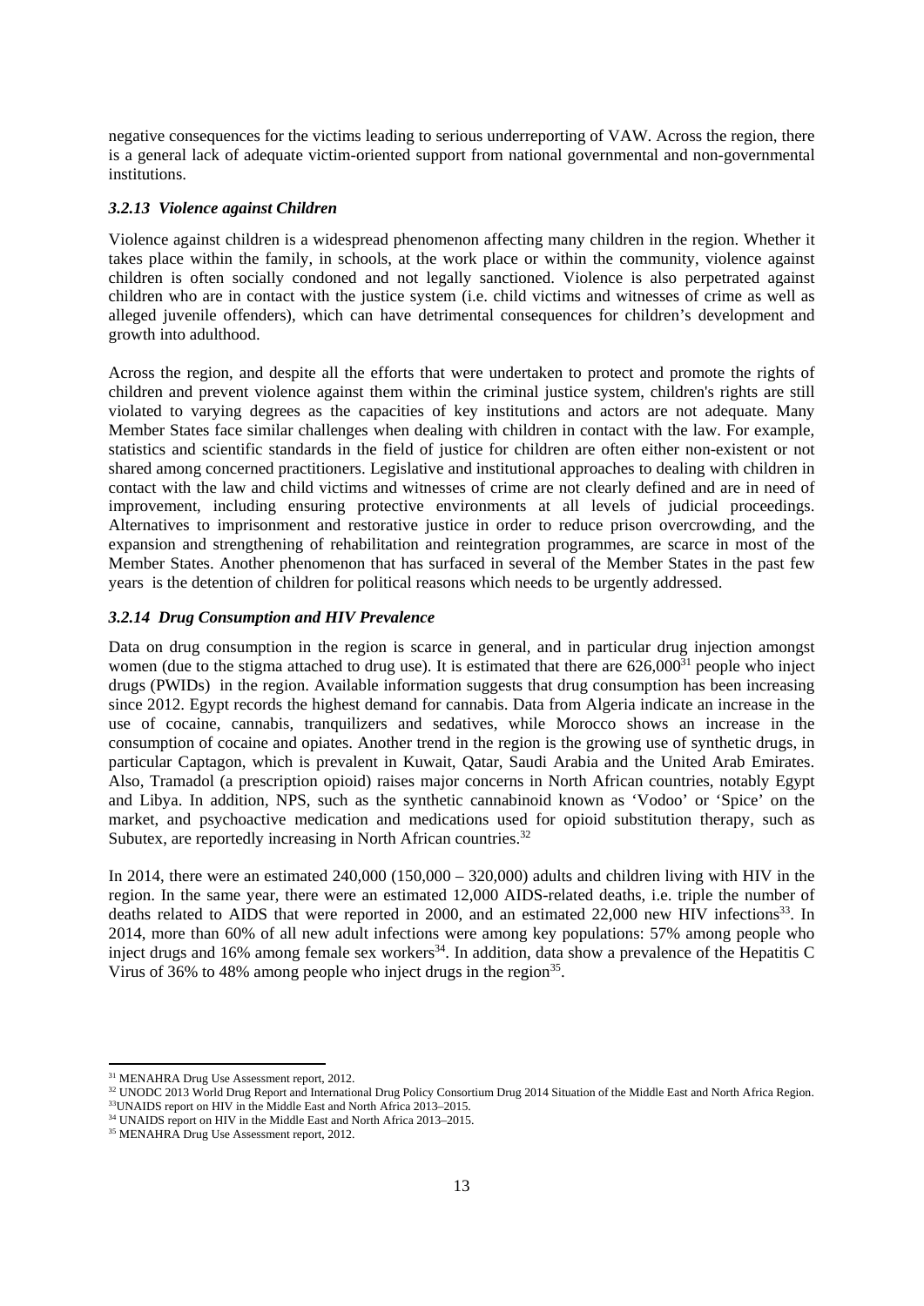negative consequences for the victims leading to serious underreporting of VAW. Across the region, there is a general lack of adequate victim-oriented support from national governmental and non-governmental institutions.

### *3.2.13 Violence against Children*

Violence against children is a widespread phenomenon affecting many children in the region. Whether it takes place within the family, in schools, at the work place or within the community, violence against children is often socially condoned and not legally sanctioned. Violence is also perpetrated against children who are in contact with the justice system (i.e. child victims and witnesses of crime as well as alleged juvenile offenders), which can have detrimental consequences for children's development and growth into adulthood.

Across the region, and despite all the efforts that were undertaken to protect and promote the rights of children and prevent violence against them within the criminal justice system, children's rights are still violated to varying degrees as the capacities of key institutions and actors are not adequate. Many Member States face similar challenges when dealing with children in contact with the law. For example, statistics and scientific standards in the field of justice for children are often either non-existent or not shared among concerned practitioners. Legislative and institutional approaches to dealing with children in contact with the law and child victims and witnesses of crime are not clearly defined and are in need of improvement, including ensuring protective environments at all levels of judicial proceedings. Alternatives to imprisonment and restorative justice in order to reduce prison overcrowding, and the expansion and strengthening of rehabilitation and reintegration programmes, are scarce in most of the Member States. Another phenomenon that has surfaced in several of the Member States in the past few years is the detention of children for political reasons which needs to be urgently addressed.

### *3.2.14 Drug Consumption and HIV Prevalence*

Data on drug consumption in the region is scarce in general, and in particular drug injection amongst women (due to the stigma attached to drug use). It is estimated that there are 626,000[31] people who inject drugs (PWIDs) in the region. Available information suggests that drug consumption has been increasing since 2012. Egypt records the highest demand for cannabis. Data from Algeria indicate an increase in the use of cocaine, cannabis, tranquilizers and sedatives, while Morocco shows an increase in the consumption of cocaine and opiates. Another trend in the region is the growing use of synthetic drugs, in particular Captagon, which is prevalent in Kuwait, Qatar, Saudi Arabia and the United Arab Emirates. Also, Tramadol (a prescription opioid) raises major concerns in North African countries, notably Egypt and Libya. In addition, NPS, such as the synthetic cannabinoid known as 'Vodoo' or 'Spice' on the market, and psychoactive medication and medications used for opioid substitution therapy, such as Subutex, are reportedly increasing in North African countries.[32]

In 2014, there were an estimated 240,000 (150,000 – 320,000) adults and children living with HIV in the region. In the same year, there were an estimated 12,000 AIDS-related deaths, i.e. triple the number of deaths related to AIDS that were reported in 2000, and an estimated 22,000 new HIV infections[33]. In 2014, more than 60% of all new adult infections were among key populations: 57% among people who inject drugs and 16% among female sex workers[34]. In addition, data show a prevalence of the Hepatitis C Virus of 36% to 48% among people who inject drugs in the region[35].

---

[31] MENAHRA Drug Use Assessment report, 2012.
[32] UNODC 2013 World Drug Report and International Drug Policy Consortium Drug 2014 Situation of the Middle East and North Africa Region.
[33] UNAIDS report on HIV in the Middle East and North Africa 2013–2015.
[34] UNAIDS report on HIV in the Middle East and North Africa 2013–2015.
[35] MENAHRA Drug Use Assessment report, 2012.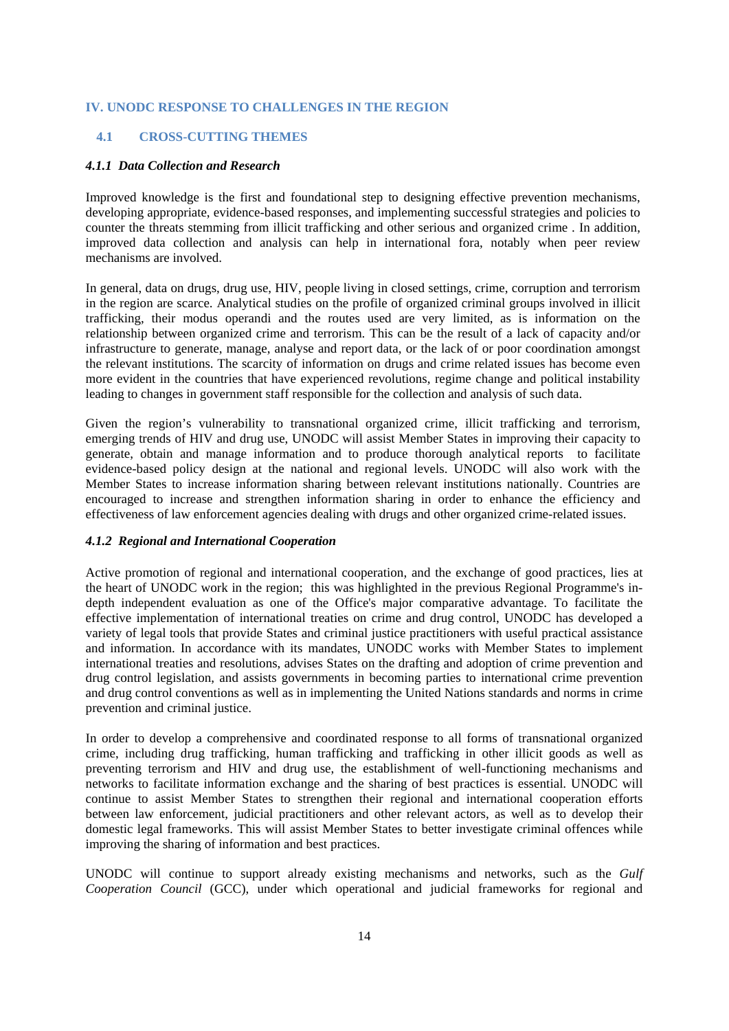## IV. UNODC RESPONSE TO CHALLENGES IN THE REGION

### 4.1 CROSS-CUTTING THEMES

#### *4.1.1 Data Collection and Research*

Improved knowledge is the first and foundational step to designing effective prevention mechanisms, developing appropriate, evidence-based responses, and implementing successful strategies and policies to counter the threats stemming from illicit trafficking and other serious and organized crime . In addition, improved data collection and analysis can help in international fora, notably when peer review mechanisms are involved.

In general, data on drugs, drug use, HIV, people living in closed settings, crime, corruption and terrorism in the region are scarce. Analytical studies on the profile of organized criminal groups involved in illicit trafficking, their modus operandi and the routes used are very limited, as is information on the relationship between organized crime and terrorism. This can be the result of a lack of capacity and/or infrastructure to generate, manage, analyse and report data, or the lack of or poor coordination amongst the relevant institutions. The scarcity of information on drugs and crime related issues has become even more evident in the countries that have experienced revolutions, regime change and political instability leading to changes in government staff responsible for the collection and analysis of such data.

Given the region's vulnerability to transnational organized crime, illicit trafficking and terrorism, emerging trends of HIV and drug use, UNODC will assist Member States in improving their capacity to generate, obtain and manage information and to produce thorough analytical reports to facilitate evidence-based policy design at the national and regional levels. UNODC will also work with the Member States to increase information sharing between relevant institutions nationally. Countries are encouraged to increase and strengthen information sharing in order to enhance the efficiency and effectiveness of law enforcement agencies dealing with drugs and other organized crime-related issues.

#### *4.1.2 Regional and International Cooperation*

Active promotion of regional and international cooperation, and the exchange of good practices, lies at the heart of UNODC work in the region; this was highlighted in the previous Regional Programme's in-depth independent evaluation as one of the Office's major comparative advantage. To facilitate the effective implementation of international treaties on crime and drug control, UNODC has developed a variety of legal tools that provide States and criminal justice practitioners with useful practical assistance and information. In accordance with its mandates, UNODC works with Member States to implement international treaties and resolutions, advises States on the drafting and adoption of crime prevention and drug control legislation, and assists governments in becoming parties to international crime prevention and drug control conventions as well as in implementing the United Nations standards and norms in crime prevention and criminal justice.

In order to develop a comprehensive and coordinated response to all forms of transnational organized crime, including drug trafficking, human trafficking and trafficking in other illicit goods as well as preventing terrorism and HIV and drug use, the establishment of well-functioning mechanisms and networks to facilitate information exchange and the sharing of best practices is essential. UNODC will continue to assist Member States to strengthen their regional and international cooperation efforts between law enforcement, judicial practitioners and other relevant actors, as well as to develop their domestic legal frameworks. This will assist Member States to better investigate criminal offences while improving the sharing of information and best practices.

UNODC will continue to support already existing mechanisms and networks, such as the *Gulf Cooperation Council* (GCC), under which operational and judicial frameworks for regional and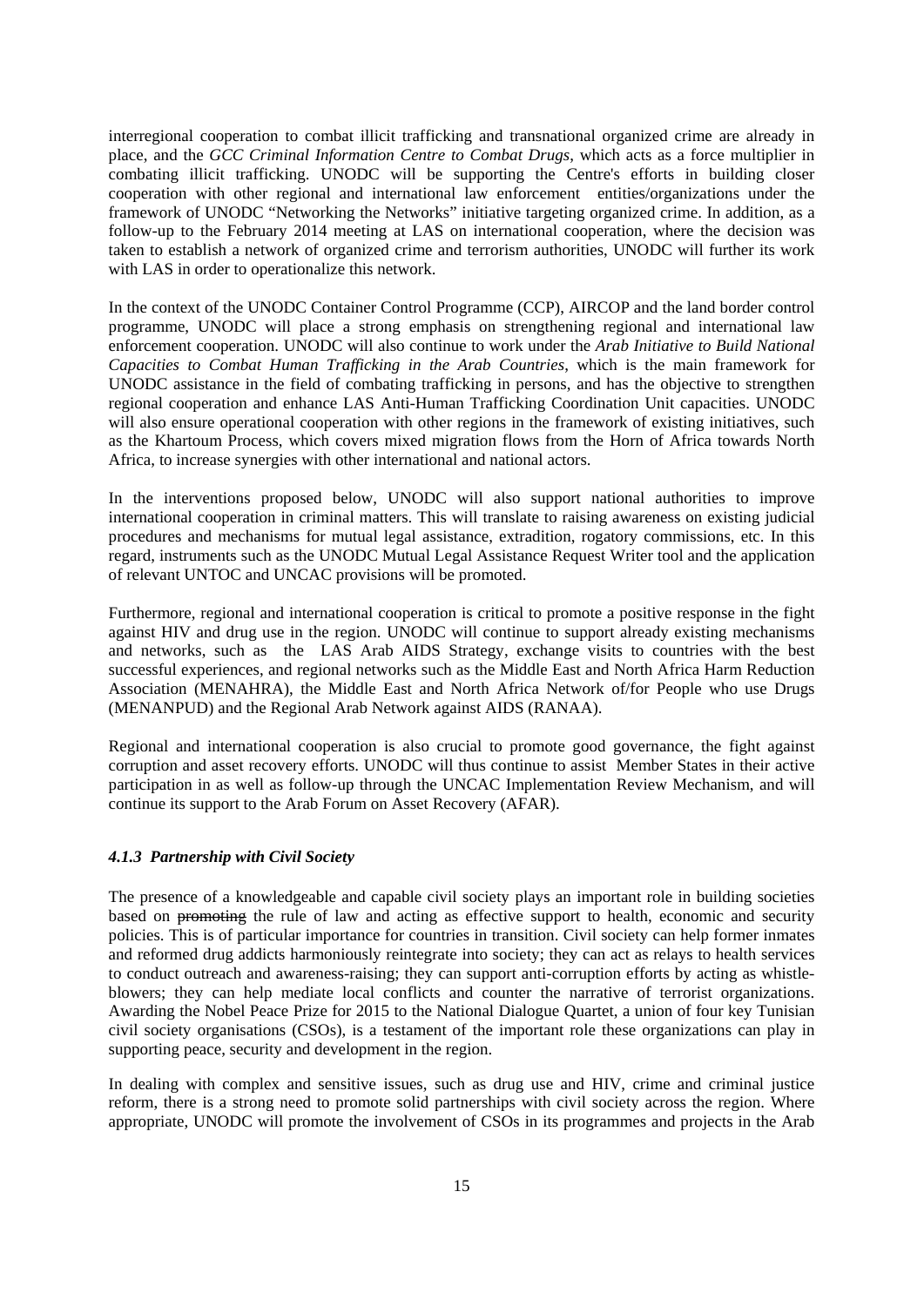interregional cooperation to combat illicit trafficking and transnational organized crime are already in place, and the *GCC Criminal Information Centre to Combat Drugs*, which acts as a force multiplier in combating illicit trafficking. UNODC will be supporting the Centre's efforts in building closer cooperation with other regional and international law enforcement entities/organizations under the framework of UNODC "Networking the Networks" initiative targeting organized crime. In addition, as a follow-up to the February 2014 meeting at LAS on international cooperation, where the decision was taken to establish a network of organized crime and terrorism authorities, UNODC will further its work with LAS in order to operationalize this network.

In the context of the UNODC Container Control Programme (CCP), AIRCOP and the land border control programme, UNODC will place a strong emphasis on strengthening regional and international law enforcement cooperation. UNODC will also continue to work under the *Arab Initiative to Build National Capacities to Combat Human Trafficking in the Arab Countries*, which is the main framework for UNODC assistance in the field of combating trafficking in persons, and has the objective to strengthen regional cooperation and enhance LAS Anti-Human Trafficking Coordination Unit capacities. UNODC will also ensure operational cooperation with other regions in the framework of existing initiatives, such as the Khartoum Process, which covers mixed migration flows from the Horn of Africa towards North Africa, to increase synergies with other international and national actors.

In the interventions proposed below, UNODC will also support national authorities to improve international cooperation in criminal matters. This will translate to raising awareness on existing judicial procedures and mechanisms for mutual legal assistance, extradition, rogatory commissions, etc. In this regard, instruments such as the UNODC Mutual Legal Assistance Request Writer tool and the application of relevant UNTOC and UNCAC provisions will be promoted.

Furthermore, regional and international cooperation is critical to promote a positive response in the fight against HIV and drug use in the region. UNODC will continue to support already existing mechanisms and networks, such as the LAS Arab AIDS Strategy, exchange visits to countries with the best successful experiences, and regional networks such as the Middle East and North Africa Harm Reduction Association (MENAHRA), the Middle East and North Africa Network of/for People who use Drugs (MENANPUD) and the Regional Arab Network against AIDS (RANAA).

Regional and international cooperation is also crucial to promote good governance, the fight against corruption and asset recovery efforts. UNODC will thus continue to assist Member States in their active participation in as well as follow-up through the UNCAC Implementation Review Mechanism, and will continue its support to the Arab Forum on Asset Recovery (AFAR).

#### *4.1.3 Partnership with Civil Society*

The presence of a knowledgeable and capable civil society plays an important role in building societies based on ~~promoting~~ the rule of law and acting as effective support to health, economic and security policies. This is of particular importance for countries in transition. Civil society can help former inmates and reformed drug addicts harmoniously reintegrate into society; they can act as relays to health services to conduct outreach and awareness-raising; they can support anti-corruption efforts by acting as whistle-blowers; they can help mediate local conflicts and counter the narrative of terrorist organizations. Awarding the Nobel Peace Prize for 2015 to the National Dialogue Quartet, a union of four key Tunisian civil society organisations (CSOs), is a testament of the important role these organizations can play in supporting peace, security and development in the region.

In dealing with complex and sensitive issues, such as drug use and HIV, crime and criminal justice reform, there is a strong need to promote solid partnerships with civil society across the region. Where appropriate, UNODC will promote the involvement of CSOs in its programmes and projects in the Arab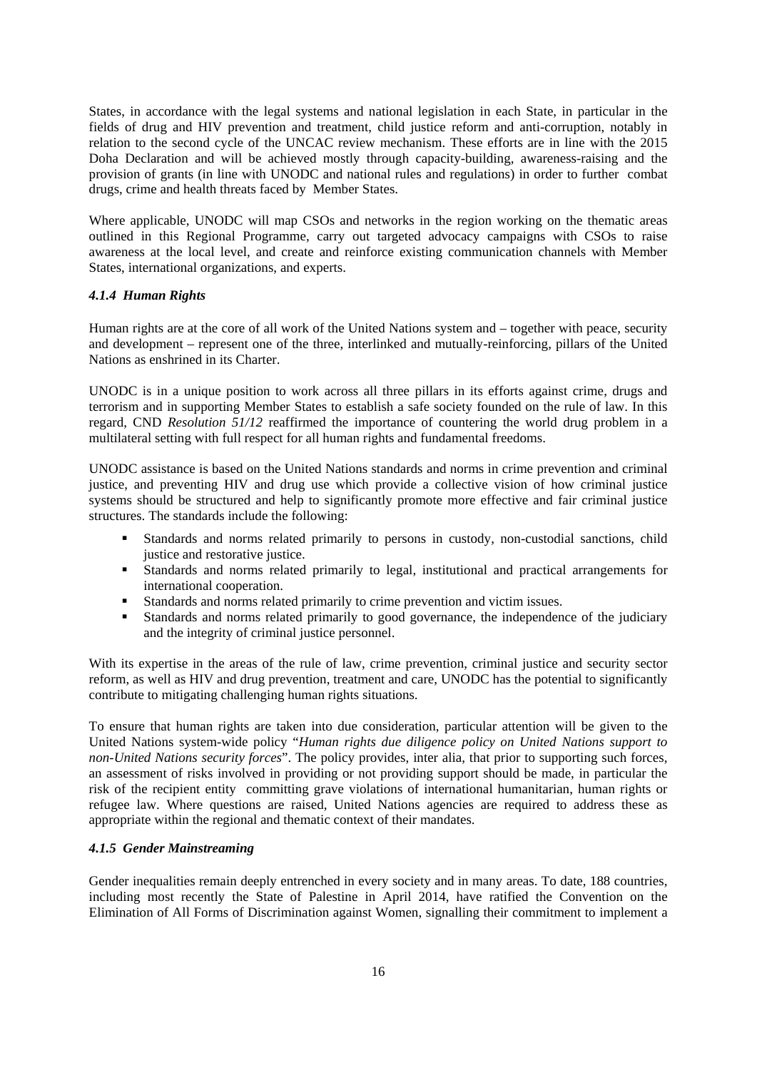States, in accordance with the legal systems and national legislation in each State, in particular in the fields of drug and HIV prevention and treatment, child justice reform and anti-corruption, notably in relation to the second cycle of the UNCAC review mechanism. These efforts are in line with the 2015 Doha Declaration and will be achieved mostly through capacity-building, awareness-raising and the provision of grants (in line with UNODC and national rules and regulations) in order to further combat drugs, crime and health threats faced by Member States.

Where applicable, UNODC will map CSOs and networks in the region working on the thematic areas outlined in this Regional Programme, carry out targeted advocacy campaigns with CSOs to raise awareness at the local level, and create and reinforce existing communication channels with Member States, international organizations, and experts.

#### *4.1.4 Human Rights*

Human rights are at the core of all work of the United Nations system and – together with peace, security and development – represent one of the three, interlinked and mutually-reinforcing, pillars of the United Nations as enshrined in its Charter.

UNODC is in a unique position to work across all three pillars in its efforts against crime, drugs and terrorism and in supporting Member States to establish a safe society founded on the rule of law. In this regard, CND *Resolution 51/12* reaffirmed the importance of countering the world drug problem in a multilateral setting with full respect for all human rights and fundamental freedoms.

UNODC assistance is based on the United Nations standards and norms in crime prevention and criminal justice, and preventing HIV and drug use which provide a collective vision of how criminal justice systems should be structured and help to significantly promote more effective and fair criminal justice structures. The standards include the following:

- Standards and norms related primarily to persons in custody, non-custodial sanctions, child justice and restorative justice.
- Standards and norms related primarily to legal, institutional and practical arrangements for international cooperation.
- Standards and norms related primarily to crime prevention and victim issues.
- Standards and norms related primarily to good governance, the independence of the judiciary and the integrity of criminal justice personnel.

With its expertise in the areas of the rule of law, crime prevention, criminal justice and security sector reform, as well as HIV and drug prevention, treatment and care, UNODC has the potential to significantly contribute to mitigating challenging human rights situations.

To ensure that human rights are taken into due consideration, particular attention will be given to the United Nations system-wide policy "*Human rights due diligence policy on United Nations support to non-United Nations security forces*". The policy provides, inter alia, that prior to supporting such forces, an assessment of risks involved in providing or not providing support should be made, in particular the risk of the recipient entity committing grave violations of international humanitarian, human rights or refugee law. Where questions are raised, United Nations agencies are required to address these as appropriate within the regional and thematic context of their mandates.

#### *4.1.5 Gender Mainstreaming*

Gender inequalities remain deeply entrenched in every society and in many areas. To date, 188 countries, including most recently the State of Palestine in April 2014, have ratified the Convention on the Elimination of All Forms of Discrimination against Women, signalling their commitment to implement a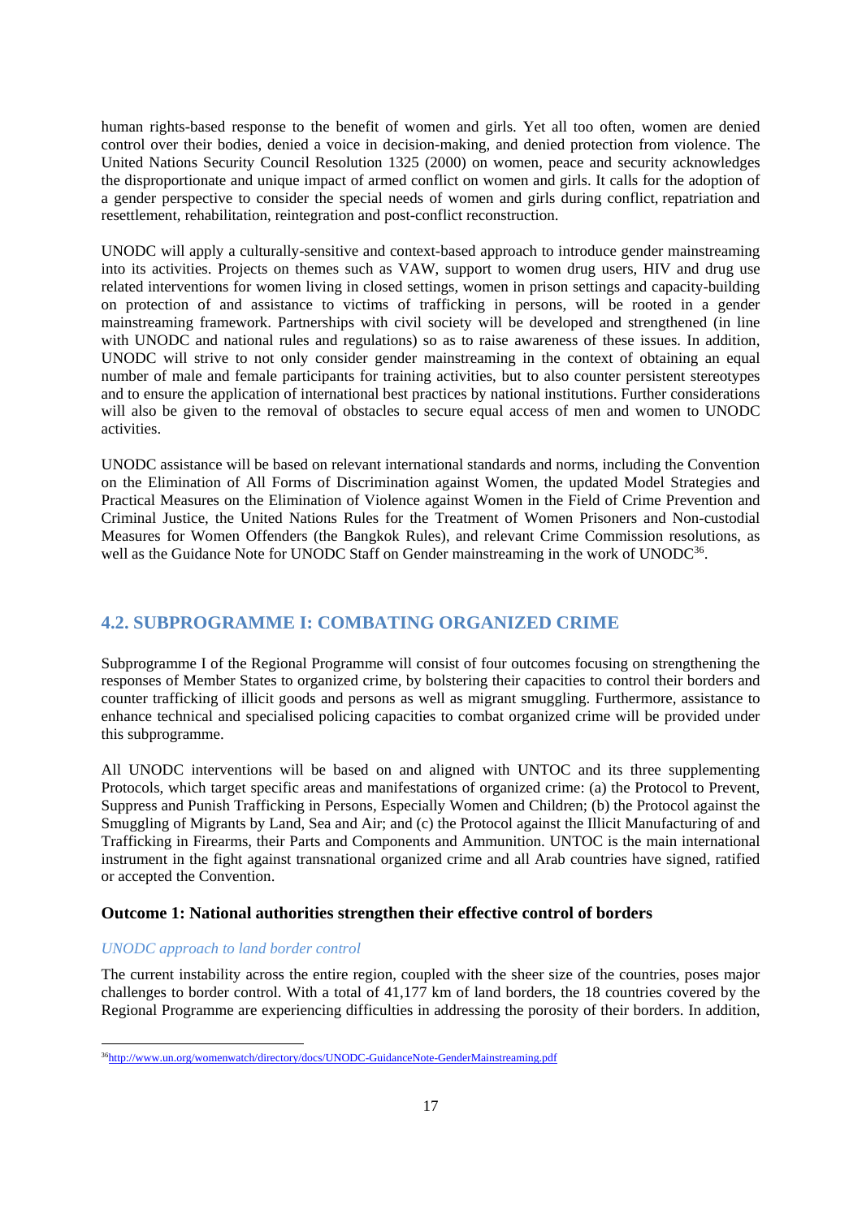human rights-based response to the benefit of women and girls. Yet all too often, women are denied control over their bodies, denied a voice in decision-making, and denied protection from violence. The United Nations Security Council Resolution 1325 (2000) on women, peace and security acknowledges the disproportionate and unique impact of armed conflict on women and girls. It calls for the adoption of a gender perspective to consider the special needs of women and girls during conflict, repatriation and resettlement, rehabilitation, reintegration and post-conflict reconstruction.

UNODC will apply a culturally-sensitive and context-based approach to introduce gender mainstreaming into its activities. Projects on themes such as VAW, support to women drug users, HIV and drug use related interventions for women living in closed settings, women in prison settings and capacity-building on protection of and assistance to victims of trafficking in persons, will be rooted in a gender mainstreaming framework. Partnerships with civil society will be developed and strengthened (in line with UNODC and national rules and regulations) so as to raise awareness of these issues. In addition, UNODC will strive to not only consider gender mainstreaming in the context of obtaining an equal number of male and female participants for training activities, but to also counter persistent stereotypes and to ensure the application of international best practices by national institutions. Further considerations will also be given to the removal of obstacles to secure equal access of men and women to UNODC activities.

UNODC assistance will be based on relevant international standards and norms, including the Convention on the Elimination of All Forms of Discrimination against Women, the updated Model Strategies and Practical Measures on the Elimination of Violence against Women in the Field of Crime Prevention and Criminal Justice, the United Nations Rules for the Treatment of Women Prisoners and Non-custodial Measures for Women Offenders (the Bangkok Rules), and relevant Crime Commission resolutions, as well as the Guidance Note for UNODC Staff on Gender mainstreaming in the work of UNODC[36].

## 4.2. SUBPROGRAMME I: COMBATING ORGANIZED CRIME

Subprogramme I of the Regional Programme will consist of four outcomes focusing on strengthening the responses of Member States to organized crime, by bolstering their capacities to control their borders and counter trafficking of illicit goods and persons as well as migrant smuggling. Furthermore, assistance to enhance technical and specialised policing capacities to combat organized crime will be provided under this subprogramme.

All UNODC interventions will be based on and aligned with UNTOC and its three supplementing Protocols, which target specific areas and manifestations of organized crime: (a) the Protocol to Prevent, Suppress and Punish Trafficking in Persons, Especially Women and Children; (b) the Protocol against the Smuggling of Migrants by Land, Sea and Air; and (c) the Protocol against the Illicit Manufacturing of and Trafficking in Firearms, their Parts and Components and Ammunition. UNTOC is the main international instrument in the fight against transnational organized crime and all Arab countries have signed, ratified or accepted the Convention.

### Outcome 1: National authorities strengthen their effective control of borders

*UNODC approach to land border control*

The current instability across the entire region, coupled with the sheer size of the countries, poses major challenges to border control. With a total of 41,177 km of land borders, the 18 countries covered by the Regional Programme are experiencing difficulties in addressing the porosity of their borders. In addition,

[36] http://www.un.org/womenwatch/directory/docs/UNODC-GuidanceNote-GenderMainstreaming.pdf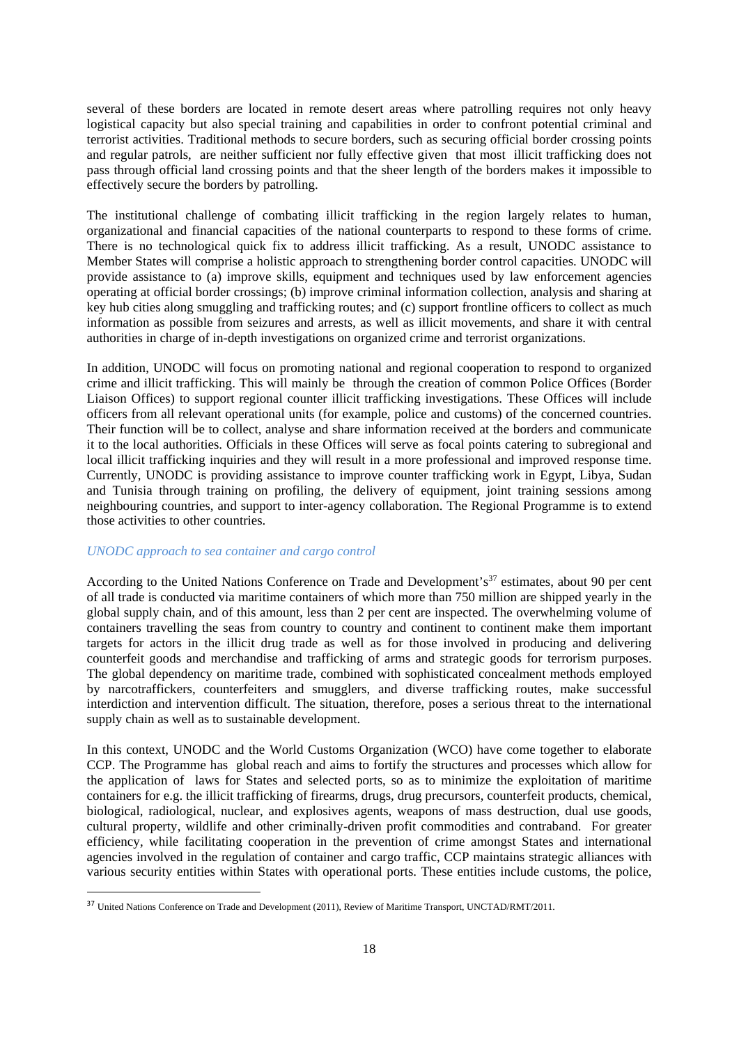several of these borders are located in remote desert areas where patrolling requires not only heavy logistical capacity but also special training and capabilities in order to confront potential criminal and terrorist activities. Traditional methods to secure borders, such as securing official border crossing points and regular patrols, are neither sufficient nor fully effective given that most illicit trafficking does not pass through official land crossing points and that the sheer length of the borders makes it impossible to effectively secure the borders by patrolling.

The institutional challenge of combating illicit trafficking in the region largely relates to human, organizational and financial capacities of the national counterparts to respond to these forms of crime. There is no technological quick fix to address illicit trafficking. As a result, UNODC assistance to Member States will comprise a holistic approach to strengthening border control capacities. UNODC will provide assistance to (a) improve skills, equipment and techniques used by law enforcement agencies operating at official border crossings; (b) improve criminal information collection, analysis and sharing at key hub cities along smuggling and trafficking routes; and (c) support frontline officers to collect as much information as possible from seizures and arrests, as well as illicit movements, and share it with central authorities in charge of in-depth investigations on organized crime and terrorist organizations.

In addition, UNODC will focus on promoting national and regional cooperation to respond to organized crime and illicit trafficking. This will mainly be through the creation of common Police Offices (Border Liaison Offices) to support regional counter illicit trafficking investigations. These Offices will include officers from all relevant operational units (for example, police and customs) of the concerned countries. Their function will be to collect, analyse and share information received at the borders and communicate it to the local authorities. Officials in these Offices will serve as focal points catering to subregional and local illicit trafficking inquiries and they will result in a more professional and improved response time. Currently, UNODC is providing assistance to improve counter trafficking work in Egypt, Libya, Sudan and Tunisia through training on profiling, the delivery of equipment, joint training sessions among neighbouring countries, and support to inter-agency collaboration. The Regional Programme is to extend those activities to other countries.

*UNODC approach to sea container and cargo control*

According to the United Nations Conference on Trade and Development's[37] estimates, about 90 per cent of all trade is conducted via maritime containers of which more than 750 million are shipped yearly in the global supply chain, and of this amount, less than 2 per cent are inspected. The overwhelming volume of containers travelling the seas from country to country and continent to continent make them important targets for actors in the illicit drug trade as well as for those involved in producing and delivering counterfeit goods and merchandise and trafficking of arms and strategic goods for terrorism purposes. The global dependency on maritime trade, combined with sophisticated concealment methods employed by narcotraffickers, counterfeiters and smugglers, and diverse trafficking routes, make successful interdiction and intervention difficult. The situation, therefore, poses a serious threat to the international supply chain as well as to sustainable development.

In this context, UNODC and the World Customs Organization (WCO) have come together to elaborate CCP. The Programme has global reach and aims to fortify the structures and processes which allow for the application of laws for States and selected ports, so as to minimize the exploitation of maritime containers for e.g. the illicit trafficking of firearms, drugs, drug precursors, counterfeit products, chemical, biological, radiological, nuclear, and explosives agents, weapons of mass destruction, dual use goods, cultural property, wildlife and other criminally-driven profit commodities and contraband. For greater efficiency, while facilitating cooperation in the prevention of crime amongst States and international agencies involved in the regulation of container and cargo traffic, CCP maintains strategic alliances with various security entities within States with operational ports. These entities include customs, the police,

[37] United Nations Conference on Trade and Development (2011), Review of Maritime Transport, UNCTAD/RMT/2011.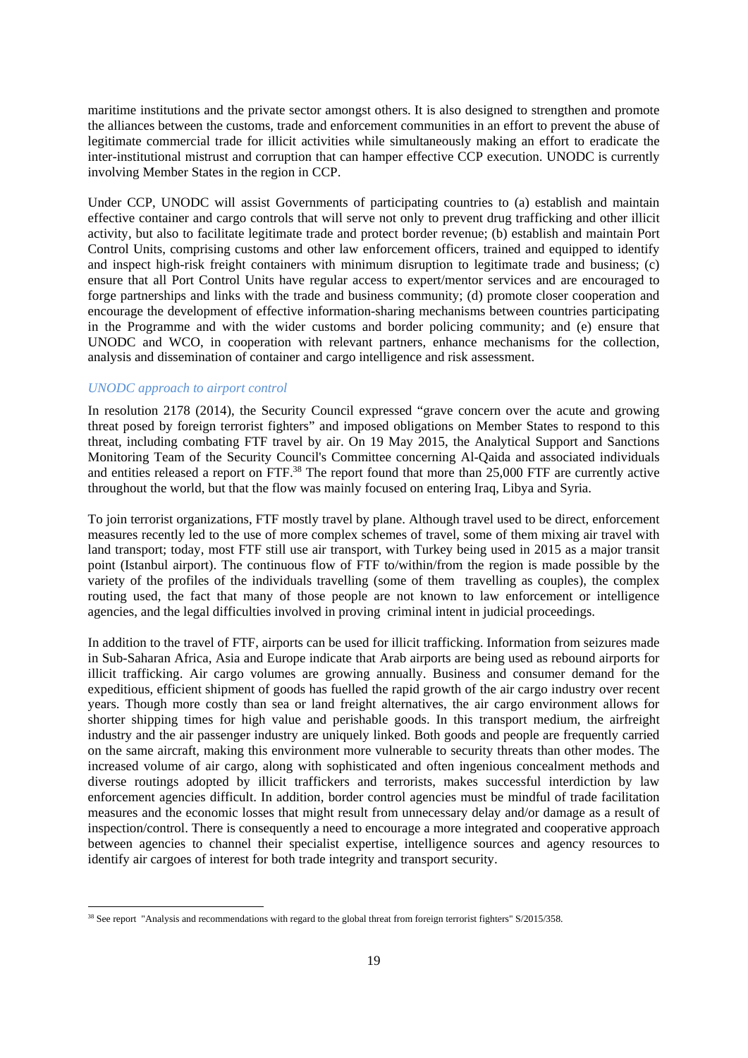maritime institutions and the private sector amongst others. It is also designed to strengthen and promote the alliances between the customs, trade and enforcement communities in an effort to prevent the abuse of legitimate commercial trade for illicit activities while simultaneously making an effort to eradicate the inter-institutional mistrust and corruption that can hamper effective CCP execution. UNODC is currently involving Member States in the region in CCP.

Under CCP, UNODC will assist Governments of participating countries to (a) establish and maintain effective container and cargo controls that will serve not only to prevent drug trafficking and other illicit activity, but also to facilitate legitimate trade and protect border revenue; (b) establish and maintain Port Control Units, comprising customs and other law enforcement officers, trained and equipped to identify and inspect high-risk freight containers with minimum disruption to legitimate trade and business; (c) ensure that all Port Control Units have regular access to expert/mentor services and are encouraged to forge partnerships and links with the trade and business community; (d) promote closer cooperation and encourage the development of effective information-sharing mechanisms between countries participating in the Programme and with the wider customs and border policing community; and (e) ensure that UNODC and WCO, in cooperation with relevant partners, enhance mechanisms for the collection, analysis and dissemination of container and cargo intelligence and risk assessment.

*UNODC approach to airport control*

In resolution 2178 (2014), the Security Council expressed "grave concern over the acute and growing threat posed by foreign terrorist fighters" and imposed obligations on Member States to respond to this threat, including combating FTF travel by air. On 19 May 2015, the Analytical Support and Sanctions Monitoring Team of the Security Council's Committee concerning Al-Qaida and associated individuals and entities released a report on FTF.[38] The report found that more than 25,000 FTF are currently active throughout the world, but that the flow was mainly focused on entering Iraq, Libya and Syria.

To join terrorist organizations, FTF mostly travel by plane. Although travel used to be direct, enforcement measures recently led to the use of more complex schemes of travel, some of them mixing air travel with land transport; today, most FTF still use air transport, with Turkey being used in 2015 as a major transit point (Istanbul airport). The continuous flow of FTF to/within/from the region is made possible by the variety of the profiles of the individuals travelling (some of them travelling as couples), the complex routing used, the fact that many of those people are not known to law enforcement or intelligence agencies, and the legal difficulties involved in proving criminal intent in judicial proceedings.

In addition to the travel of FTF, airports can be used for illicit trafficking. Information from seizures made in Sub-Saharan Africa, Asia and Europe indicate that Arab airports are being used as rebound airports for illicit trafficking. Air cargo volumes are growing annually. Business and consumer demand for the expeditious, efficient shipment of goods has fuelled the rapid growth of the air cargo industry over recent years. Though more costly than sea or land freight alternatives, the air cargo environment allows for shorter shipping times for high value and perishable goods. In this transport medium, the airfreight industry and the air passenger industry are uniquely linked. Both goods and people are frequently carried on the same aircraft, making this environment more vulnerable to security threats than other modes. The increased volume of air cargo, along with sophisticated and often ingenious concealment methods and diverse routings adopted by illicit traffickers and terrorists, makes successful interdiction by law enforcement agencies difficult. In addition, border control agencies must be mindful of trade facilitation measures and the economic losses that might result from unnecessary delay and/or damage as a result of inspection/control. There is consequently a need to encourage a more integrated and cooperative approach between agencies to channel their specialist expertise, intelligence sources and agency resources to identify air cargoes of interest for both trade integrity and transport security.

[38] See report "Analysis and recommendations with regard to the global threat from foreign terrorist fighters" S/2015/358.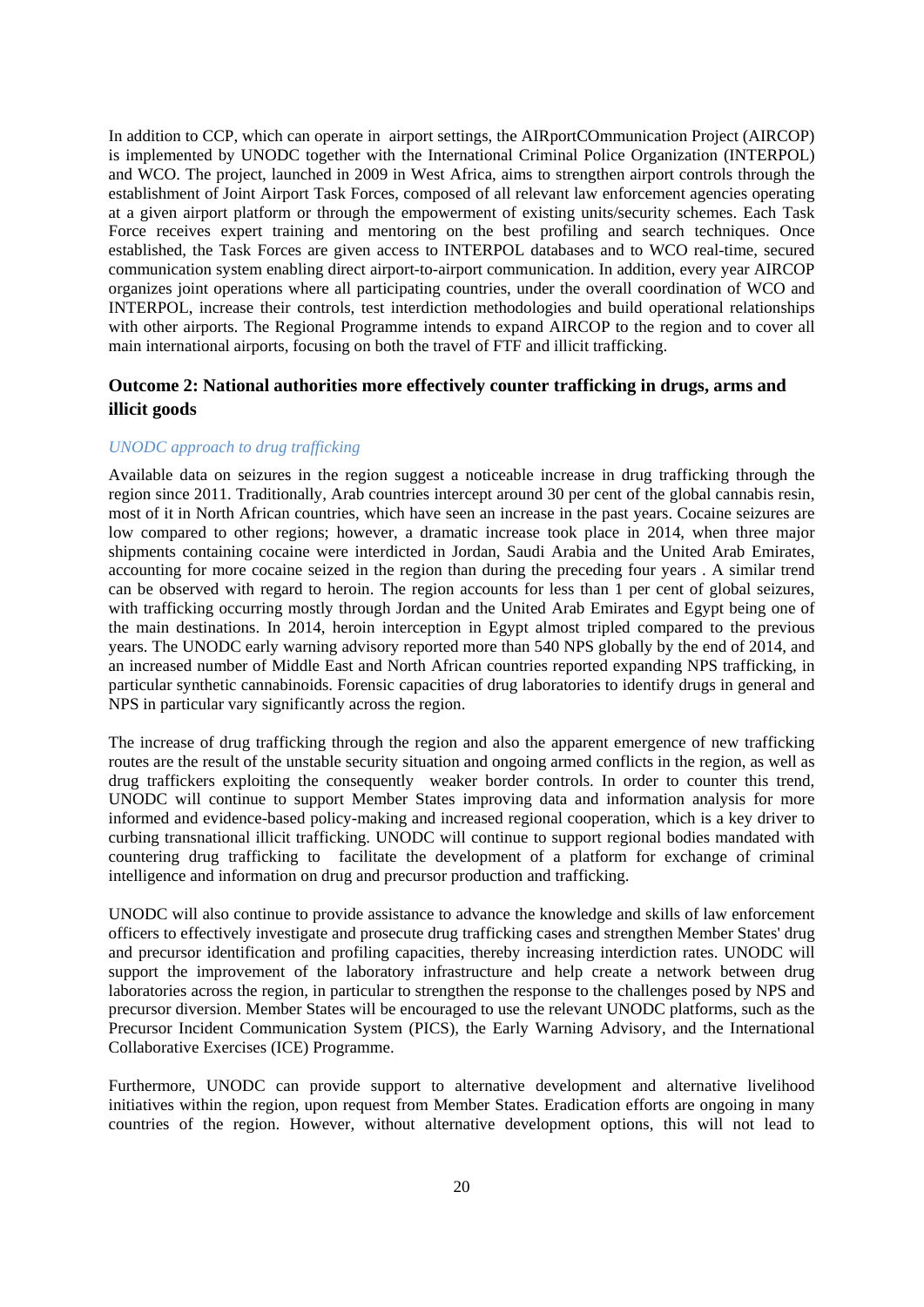In addition to CCP, which can operate in airport settings, the AIRportCOmmunication Project (AIRCOP) is implemented by UNODC together with the International Criminal Police Organization (INTERPOL) and WCO. The project, launched in 2009 in West Africa, aims to strengthen airport controls through the establishment of Joint Airport Task Forces, composed of all relevant law enforcement agencies operating at a given airport platform or through the empowerment of existing units/security schemes. Each Task Force receives expert training and mentoring on the best profiling and search techniques. Once established, the Task Forces are given access to INTERPOL databases and to WCO real-time, secured communication system enabling direct airport-to-airport communication. In addition, every year AIRCOP organizes joint operations where all participating countries, under the overall coordination of WCO and INTERPOL, increase their controls, test interdiction methodologies and build operational relationships with other airports. The Regional Programme intends to expand AIRCOP to the region and to cover all main international airports, focusing on both the travel of FTF and illicit trafficking.

## Outcome 2: National authorities more effectively counter trafficking in drugs, arms and illicit goods

*UNODC approach to drug trafficking*

Available data on seizures in the region suggest a noticeable increase in drug trafficking through the region since 2011. Traditionally, Arab countries intercept around 30 per cent of the global cannabis resin, most of it in North African countries, which have seen an increase in the past years. Cocaine seizures are low compared to other regions; however, a dramatic increase took place in 2014, when three major shipments containing cocaine were interdicted in Jordan, Saudi Arabia and the United Arab Emirates, accounting for more cocaine seized in the region than during the preceding four years . A similar trend can be observed with regard to heroin. The region accounts for less than 1 per cent of global seizures, with trafficking occurring mostly through Jordan and the United Arab Emirates and Egypt being one of the main destinations. In 2014, heroin interception in Egypt almost tripled compared to the previous years. The UNODC early warning advisory reported more than 540 NPS globally by the end of 2014, and an increased number of Middle East and North African countries reported expanding NPS trafficking, in particular synthetic cannabinoids. Forensic capacities of drug laboratories to identify drugs in general and NPS in particular vary significantly across the region.

The increase of drug trafficking through the region and also the apparent emergence of new trafficking routes are the result of the unstable security situation and ongoing armed conflicts in the region, as well as drug traffickers exploiting the consequently weaker border controls. In order to counter this trend, UNODC will continue to support Member States improving data and information analysis for more informed and evidence-based policy-making and increased regional cooperation, which is a key driver to curbing transnational illicit trafficking. UNODC will continue to support regional bodies mandated with countering drug trafficking to facilitate the development of a platform for exchange of criminal intelligence and information on drug and precursor production and trafficking.

UNODC will also continue to provide assistance to advance the knowledge and skills of law enforcement officers to effectively investigate and prosecute drug trafficking cases and strengthen Member States' drug and precursor identification and profiling capacities, thereby increasing interdiction rates. UNODC will support the improvement of the laboratory infrastructure and help create a network between drug laboratories across the region, in particular to strengthen the response to the challenges posed by NPS and precursor diversion. Member States will be encouraged to use the relevant UNODC platforms, such as the Precursor Incident Communication System (PICS), the Early Warning Advisory, and the International Collaborative Exercises (ICE) Programme.

Furthermore, UNODC can provide support to alternative development and alternative livelihood initiatives within the region, upon request from Member States. Eradication efforts are ongoing in many countries of the region. However, without alternative development options, this will not lead to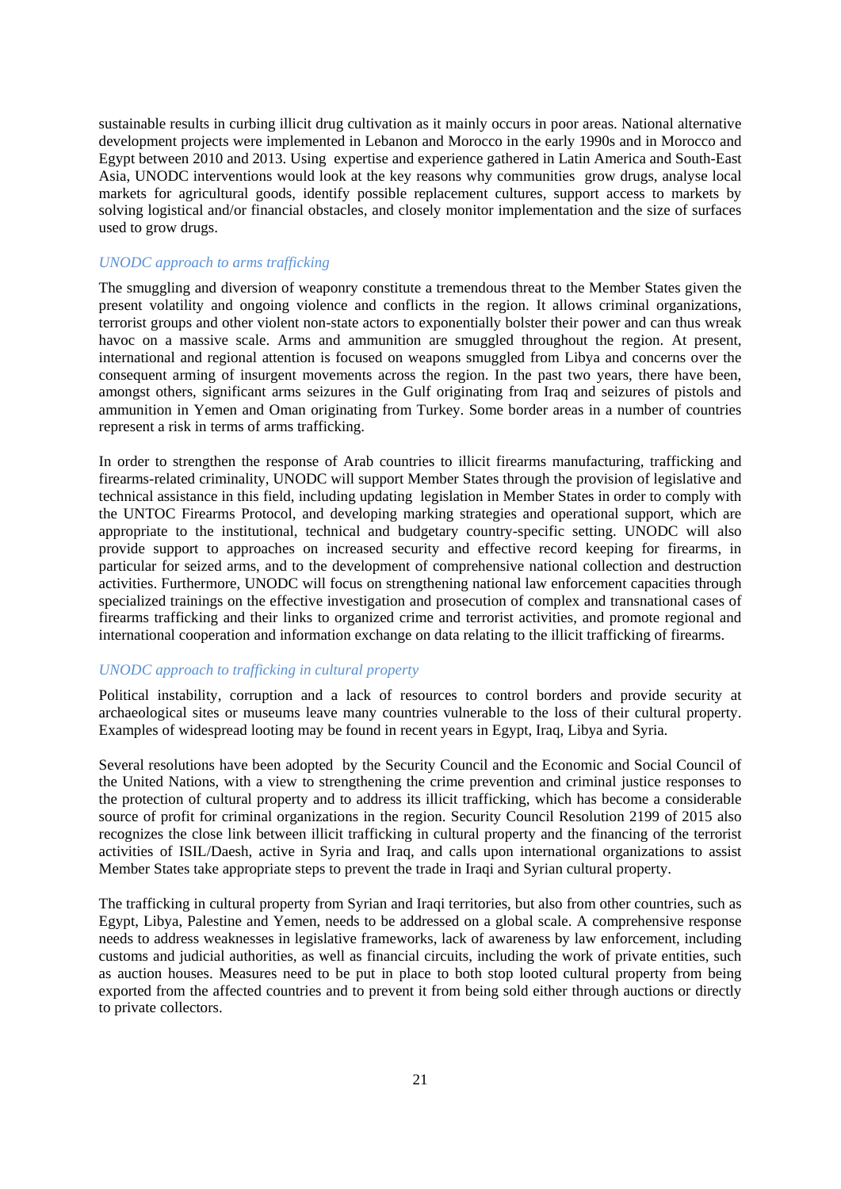sustainable results in curbing illicit drug cultivation as it mainly occurs in poor areas. National alternative development projects were implemented in Lebanon and Morocco in the early 1990s and in Morocco and Egypt between 2010 and 2013. Using expertise and experience gathered in Latin America and South-East Asia, UNODC interventions would look at the key reasons why communities grow drugs, analyse local markets for agricultural goods, identify possible replacement cultures, support access to markets by solving logistical and/or financial obstacles, and closely monitor implementation and the size of surfaces used to grow drugs.

*UNODC approach to arms trafficking*

The smuggling and diversion of weaponry constitute a tremendous threat to the Member States given the present volatility and ongoing violence and conflicts in the region. It allows criminal organizations, terrorist groups and other violent non-state actors to exponentially bolster their power and can thus wreak havoc on a massive scale. Arms and ammunition are smuggled throughout the region. At present, international and regional attention is focused on weapons smuggled from Libya and concerns over the consequent arming of insurgent movements across the region. In the past two years, there have been, amongst others, significant arms seizures in the Gulf originating from Iraq and seizures of pistols and ammunition in Yemen and Oman originating from Turkey. Some border areas in a number of countries represent a risk in terms of arms trafficking.

In order to strengthen the response of Arab countries to illicit firearms manufacturing, trafficking and firearms-related criminality, UNODC will support Member States through the provision of legislative and technical assistance in this field, including updating legislation in Member States in order to comply with the UNTOC Firearms Protocol, and developing marking strategies and operational support, which are appropriate to the institutional, technical and budgetary country-specific setting. UNODC will also provide support to approaches on increased security and effective record keeping for firearms, in particular for seized arms, and to the development of comprehensive national collection and destruction activities. Furthermore, UNODC will focus on strengthening national law enforcement capacities through specialized trainings on the effective investigation and prosecution of complex and transnational cases of firearms trafficking and their links to organized crime and terrorist activities, and promote regional and international cooperation and information exchange on data relating to the illicit trafficking of firearms.

*UNODC approach to trafficking in cultural property*

Political instability, corruption and a lack of resources to control borders and provide security at archaeological sites or museums leave many countries vulnerable to the loss of their cultural property. Examples of widespread looting may be found in recent years in Egypt, Iraq, Libya and Syria.

Several resolutions have been adopted by the Security Council and the Economic and Social Council of the United Nations, with a view to strengthening the crime prevention and criminal justice responses to the protection of cultural property and to address its illicit trafficking, which has become a considerable source of profit for criminal organizations in the region. Security Council Resolution 2199 of 2015 also recognizes the close link between illicit trafficking in cultural property and the financing of the terrorist activities of ISIL/Daesh, active in Syria and Iraq, and calls upon international organizations to assist Member States take appropriate steps to prevent the trade in Iraqi and Syrian cultural property.

The trafficking in cultural property from Syrian and Iraqi territories, but also from other countries, such as Egypt, Libya, Palestine and Yemen, needs to be addressed on a global scale. A comprehensive response needs to address weaknesses in legislative frameworks, lack of awareness by law enforcement, including customs and judicial authorities, as well as financial circuits, including the work of private entities, such as auction houses. Measures need to be put in place to both stop looted cultural property from being exported from the affected countries and to prevent it from being sold either through auctions or directly to private collectors.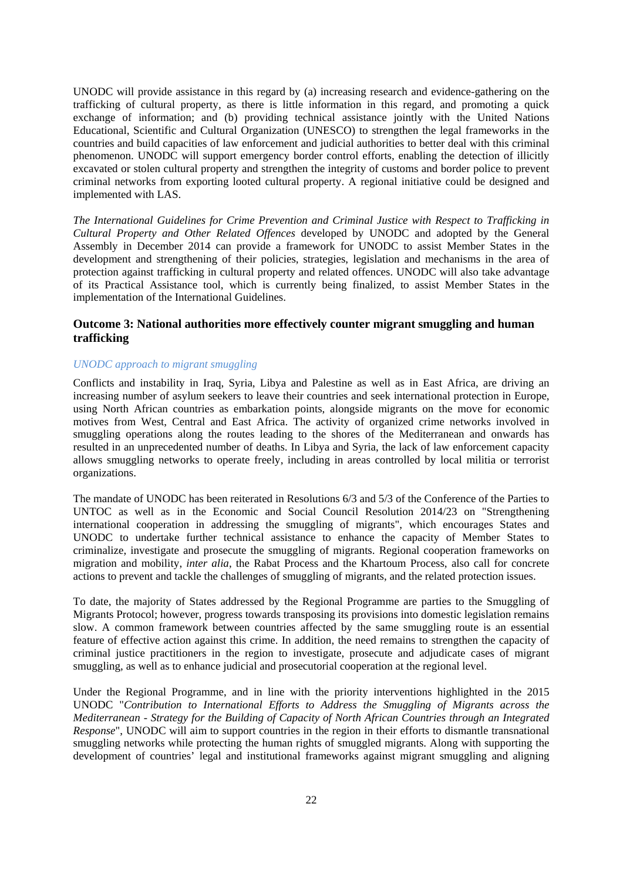UNODC will provide assistance in this regard by (a) increasing research and evidence-gathering on the trafficking of cultural property, as there is little information in this regard, and promoting a quick exchange of information; and (b) providing technical assistance jointly with the United Nations Educational, Scientific and Cultural Organization (UNESCO) to strengthen the legal frameworks in the countries and build capacities of law enforcement and judicial authorities to better deal with this criminal phenomenon. UNODC will support emergency border control efforts, enabling the detection of illicitly excavated or stolen cultural property and strengthen the integrity of customs and border police to prevent criminal networks from exporting looted cultural property. A regional initiative could be designed and implemented with LAS.

*The International Guidelines for Crime Prevention and Criminal Justice with Respect to Trafficking in Cultural Property and Other Related Offences* developed by UNODC and adopted by the General Assembly in December 2014 can provide a framework for UNODC to assist Member States in the development and strengthening of their policies, strategies, legislation and mechanisms in the area of protection against trafficking in cultural property and related offences. UNODC will also take advantage of its Practical Assistance tool, which is currently being finalized, to assist Member States in the implementation of the International Guidelines.

### Outcome 3: National authorities more effectively counter migrant smuggling and human trafficking

*UNODC approach to migrant smuggling*

Conflicts and instability in Iraq, Syria, Libya and Palestine as well as in East Africa, are driving an increasing number of asylum seekers to leave their countries and seek international protection in Europe, using North African countries as embarkation points, alongside migrants on the move for economic motives from West, Central and East Africa. The activity of organized crime networks involved in smuggling operations along the routes leading to the shores of the Mediterranean and onwards has resulted in an unprecedented number of deaths. In Libya and Syria, the lack of law enforcement capacity allows smuggling networks to operate freely, including in areas controlled by local militia or terrorist organizations.

The mandate of UNODC has been reiterated in Resolutions 6/3 and 5/3 of the Conference of the Parties to UNTOC as well as in the Economic and Social Council Resolution 2014/23 on "Strengthening international cooperation in addressing the smuggling of migrants", which encourages States and UNODC to undertake further technical assistance to enhance the capacity of Member States to criminalize, investigate and prosecute the smuggling of migrants. Regional cooperation frameworks on migration and mobility, *inter alia*, the Rabat Process and the Khartoum Process, also call for concrete actions to prevent and tackle the challenges of smuggling of migrants, and the related protection issues.

To date, the majority of States addressed by the Regional Programme are parties to the Smuggling of Migrants Protocol; however, progress towards transposing its provisions into domestic legislation remains slow. A common framework between countries affected by the same smuggling route is an essential feature of effective action against this crime. In addition, the need remains to strengthen the capacity of criminal justice practitioners in the region to investigate, prosecute and adjudicate cases of migrant smuggling, as well as to enhance judicial and prosecutorial cooperation at the regional level.

Under the Regional Programme, and in line with the priority interventions highlighted in the 2015 UNODC "*Contribution to International Efforts to Address the Smuggling of Migrants across the Mediterranean - Strategy for the Building of Capacity of North African Countries through an Integrated Response*", UNODC will aim to support countries in the region in their efforts to dismantle transnational smuggling networks while protecting the human rights of smuggled migrants. Along with supporting the development of countries' legal and institutional frameworks against migrant smuggling and aligning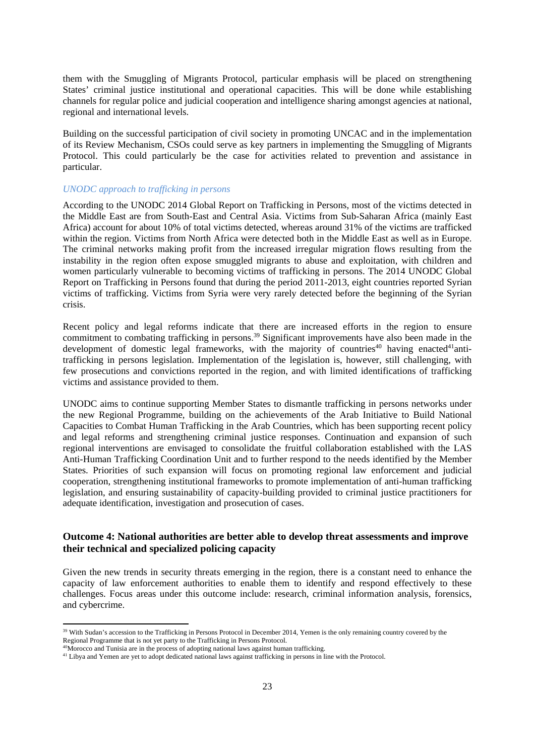them with the Smuggling of Migrants Protocol, particular emphasis will be placed on strengthening States' criminal justice institutional and operational capacities. This will be done while establishing channels for regular police and judicial cooperation and intelligence sharing amongst agencies at national, regional and international levels.

Building on the successful participation of civil society in promoting UNCAC and in the implementation of its Review Mechanism, CSOs could serve as key partners in implementing the Smuggling of Migrants Protocol. This could particularly be the case for activities related to prevention and assistance in particular.

*UNODC approach to trafficking in persons*

According to the UNODC 2014 Global Report on Trafficking in Persons, most of the victims detected in the Middle East are from South-East and Central Asia. Victims from Sub-Saharan Africa (mainly East Africa) account for about 10% of total victims detected, whereas around 31% of the victims are trafficked within the region. Victims from North Africa were detected both in the Middle East as well as in Europe. The criminal networks making profit from the increased irregular migration flows resulting from the instability in the region often expose smuggled migrants to abuse and exploitation, with children and women particularly vulnerable to becoming victims of trafficking in persons. The 2014 UNODC Global Report on Trafficking in Persons found that during the period 2011-2013, eight countries reported Syrian victims of trafficking. Victims from Syria were very rarely detected before the beginning of the Syrian crisis.

Recent policy and legal reforms indicate that there are increased efforts in the region to ensure commitment to combating trafficking in persons.[39] Significant improvements have also been made in the development of domestic legal frameworks, with the majority of countries[40] having enacted[41] anti-trafficking in persons legislation. Implementation of the legislation is, however, still challenging, with few prosecutions and convictions reported in the region, and with limited identifications of trafficking victims and assistance provided to them.

UNODC aims to continue supporting Member States to dismantle trafficking in persons networks under the new Regional Programme, building on the achievements of the Arab Initiative to Build National Capacities to Combat Human Trafficking in the Arab Countries, which has been supporting recent policy and legal reforms and strengthening criminal justice responses. Continuation and expansion of such regional interventions are envisaged to consolidate the fruitful collaboration established with the LAS Anti-Human Trafficking Coordination Unit and to further respond to the needs identified by the Member States. Priorities of such expansion will focus on promoting regional law enforcement and judicial cooperation, strengthening institutional frameworks to promote implementation of anti-human trafficking legislation, and ensuring sustainability of capacity-building provided to criminal justice practitioners for adequate identification, investigation and prosecution of cases.

### Outcome 4: National authorities are better able to develop threat assessments and improve their technical and specialized policing capacity

Given the new trends in security threats emerging in the region, there is a constant need to enhance the capacity of law enforcement authorities to enable them to identify and respond effectively to these challenges. Focus areas under this outcome include: research, criminal information analysis, forensics, and cybercrime.

---

[39] With Sudan's accession to the Trafficking in Persons Protocol in December 2014, Yemen is the only remaining country covered by the Regional Programme that is not yet party to the Trafficking in Persons Protocol.

[40] Morocco and Tunisia are in the process of adopting national laws against human trafficking.

[41] Libya and Yemen are yet to adopt dedicated national laws against trafficking in persons in line with the Protocol.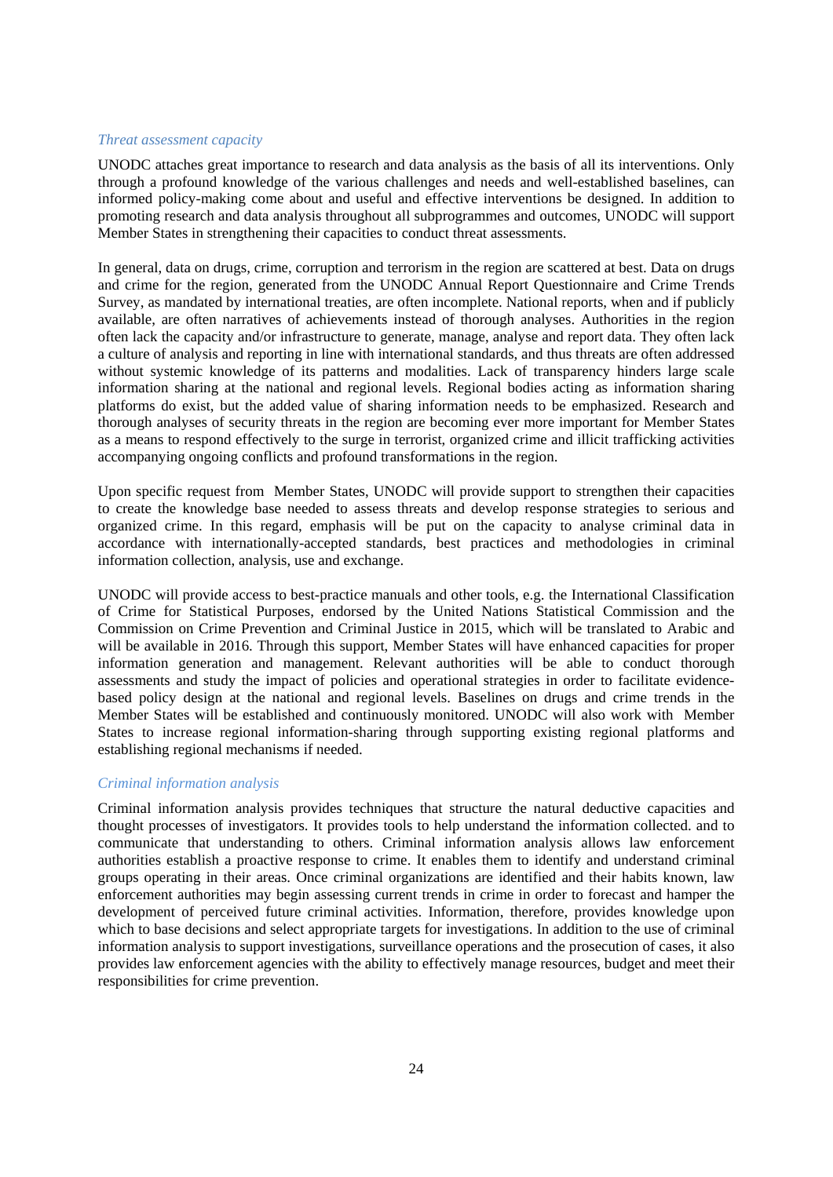*Threat assessment capacity*

UNODC attaches great importance to research and data analysis as the basis of all its interventions. Only through a profound knowledge of the various challenges and needs and well-established baselines, can informed policy-making come about and useful and effective interventions be designed. In addition to promoting research and data analysis throughout all subprogrammes and outcomes, UNODC will support Member States in strengthening their capacities to conduct threat assessments.

In general, data on drugs, crime, corruption and terrorism in the region are scattered at best. Data on drugs and crime for the region, generated from the UNODC Annual Report Questionnaire and Crime Trends Survey, as mandated by international treaties, are often incomplete. National reports, when and if publicly available, are often narratives of achievements instead of thorough analyses. Authorities in the region often lack the capacity and/or infrastructure to generate, manage, analyse and report data. They often lack a culture of analysis and reporting in line with international standards, and thus threats are often addressed without systemic knowledge of its patterns and modalities. Lack of transparency hinders large scale information sharing at the national and regional levels. Regional bodies acting as information sharing platforms do exist, but the added value of sharing information needs to be emphasized. Research and thorough analyses of security threats in the region are becoming ever more important for Member States as a means to respond effectively to the surge in terrorist, organized crime and illicit trafficking activities accompanying ongoing conflicts and profound transformations in the region.

Upon specific request from Member States, UNODC will provide support to strengthen their capacities to create the knowledge base needed to assess threats and develop response strategies to serious and organized crime. In this regard, emphasis will be put on the capacity to analyse criminal data in accordance with internationally-accepted standards, best practices and methodologies in criminal information collection, analysis, use and exchange.

UNODC will provide access to best-practice manuals and other tools, e.g. the International Classification of Crime for Statistical Purposes, endorsed by the United Nations Statistical Commission and the Commission on Crime Prevention and Criminal Justice in 2015, which will be translated to Arabic and will be available in 2016. Through this support, Member States will have enhanced capacities for proper information generation and management. Relevant authorities will be able to conduct thorough assessments and study the impact of policies and operational strategies in order to facilitate evidence-based policy design at the national and regional levels. Baselines on drugs and crime trends in the Member States will be established and continuously monitored. UNODC will also work with Member States to increase regional information-sharing through supporting existing regional platforms and establishing regional mechanisms if needed.

*Criminal information analysis*

Criminal information analysis provides techniques that structure the natural deductive capacities and thought processes of investigators. It provides tools to help understand the information collected. and to communicate that understanding to others. Criminal information analysis allows law enforcement authorities establish a proactive response to crime. It enables them to identify and understand criminal groups operating in their areas. Once criminal organizations are identified and their habits known, law enforcement authorities may begin assessing current trends in crime in order to forecast and hamper the development of perceived future criminal activities. Information, therefore, provides knowledge upon which to base decisions and select appropriate targets for investigations. In addition to the use of criminal information analysis to support investigations, surveillance operations and the prosecution of cases, it also provides law enforcement agencies with the ability to effectively manage resources, budget and meet their responsibilities for crime prevention.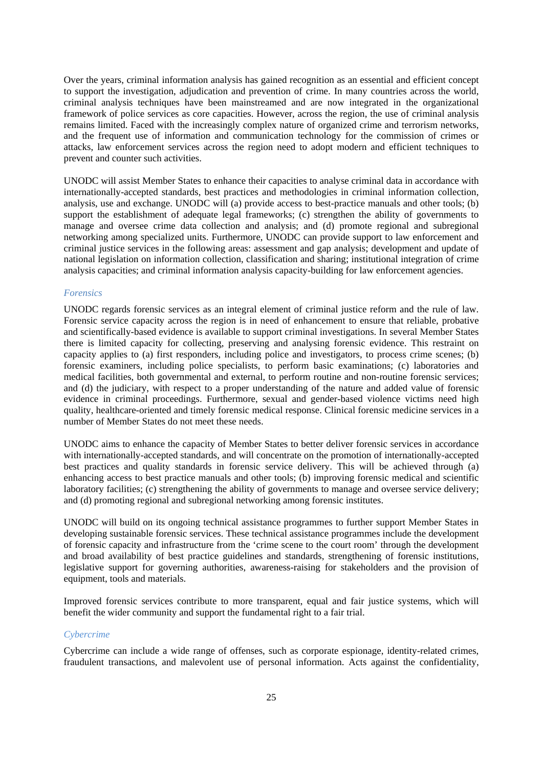Over the years, criminal information analysis has gained recognition as an essential and efficient concept to support the investigation, adjudication and prevention of crime. In many countries across the world, criminal analysis techniques have been mainstreamed and are now integrated in the organizational framework of police services as core capacities. However, across the region, the use of criminal analysis remains limited. Faced with the increasingly complex nature of organized crime and terrorism networks, and the frequent use of information and communication technology for the commission of crimes or attacks, law enforcement services across the region need to adopt modern and efficient techniques to prevent and counter such activities.

UNODC will assist Member States to enhance their capacities to analyse criminal data in accordance with internationally-accepted standards, best practices and methodologies in criminal information collection, analysis, use and exchange. UNODC will (a) provide access to best-practice manuals and other tools; (b) support the establishment of adequate legal frameworks; (c) strengthen the ability of governments to manage and oversee crime data collection and analysis; and (d) promote regional and subregional networking among specialized units. Furthermore, UNODC can provide support to law enforcement and criminal justice services in the following areas: assessment and gap analysis; development and update of national legislation on information collection, classification and sharing; institutional integration of crime analysis capacities; and criminal information analysis capacity-building for law enforcement agencies.

*Forensics*

UNODC regards forensic services as an integral element of criminal justice reform and the rule of law. Forensic service capacity across the region is in need of enhancement to ensure that reliable, probative and scientifically-based evidence is available to support criminal investigations. In several Member States there is limited capacity for collecting, preserving and analysing forensic evidence. This restraint on capacity applies to (a) first responders, including police and investigators, to process crime scenes; (b) forensic examiners, including police specialists, to perform basic examinations; (c) laboratories and medical facilities, both governmental and external, to perform routine and non-routine forensic services; and (d) the judiciary, with respect to a proper understanding of the nature and added value of forensic evidence in criminal proceedings. Furthermore, sexual and gender-based violence victims need high quality, healthcare-oriented and timely forensic medical response. Clinical forensic medicine services in a number of Member States do not meet these needs.

UNODC aims to enhance the capacity of Member States to better deliver forensic services in accordance with internationally-accepted standards, and will concentrate on the promotion of internationally-accepted best practices and quality standards in forensic service delivery. This will be achieved through (a) enhancing access to best practice manuals and other tools; (b) improving forensic medical and scientific laboratory facilities; (c) strengthening the ability of governments to manage and oversee service delivery; and (d) promoting regional and subregional networking among forensic institutes.

UNODC will build on its ongoing technical assistance programmes to further support Member States in developing sustainable forensic services. These technical assistance programmes include the development of forensic capacity and infrastructure from the 'crime scene to the court room' through the development and broad availability of best practice guidelines and standards, strengthening of forensic institutions, legislative support for governing authorities, awareness-raising for stakeholders and the provision of equipment, tools and materials.

Improved forensic services contribute to more transparent, equal and fair justice systems, which will benefit the wider community and support the fundamental right to a fair trial.

*Cybercrime*

Cybercrime can include a wide range of offenses, such as corporate espionage, identity-related crimes, fraudulent transactions, and malevolent use of personal information. Acts against the confidentiality,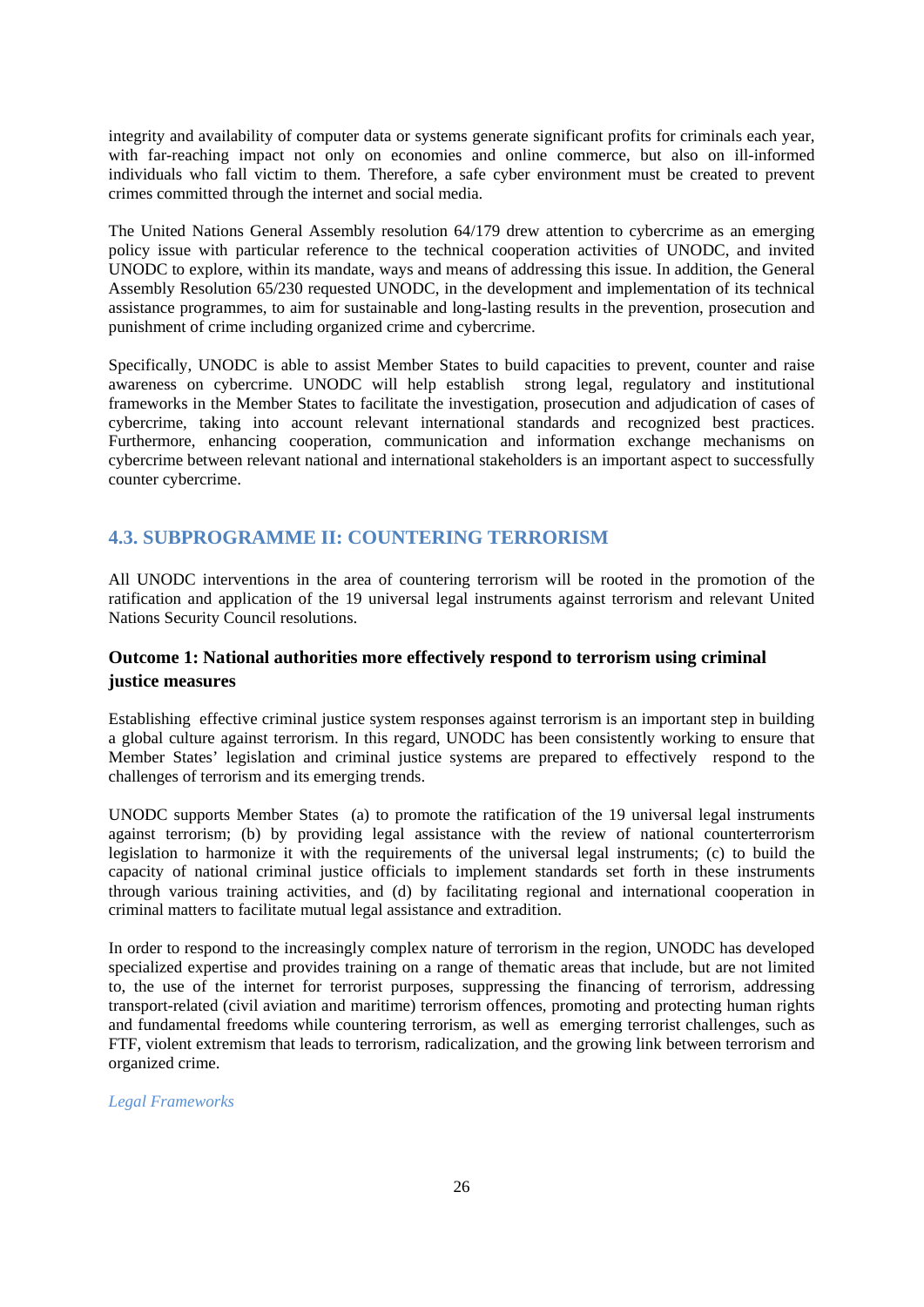integrity and availability of computer data or systems generate significant profits for criminals each year, with far-reaching impact not only on economies and online commerce, but also on ill-informed individuals who fall victim to them. Therefore, a safe cyber environment must be created to prevent crimes committed through the internet and social media.

The United Nations General Assembly resolution 64/179 drew attention to cybercrime as an emerging policy issue with particular reference to the technical cooperation activities of UNODC, and invited UNODC to explore, within its mandate, ways and means of addressing this issue. In addition, the General Assembly Resolution 65/230 requested UNODC, in the development and implementation of its technical assistance programmes, to aim for sustainable and long-lasting results in the prevention, prosecution and punishment of crime including organized crime and cybercrime.

Specifically, UNODC is able to assist Member States to build capacities to prevent, counter and raise awareness on cybercrime. UNODC will help establish strong legal, regulatory and institutional frameworks in the Member States to facilitate the investigation, prosecution and adjudication of cases of cybercrime, taking into account relevant international standards and recognized best practices. Furthermore, enhancing cooperation, communication and information exchange mechanisms on cybercrime between relevant national and international stakeholders is an important aspect to successfully counter cybercrime.

## 4.3. SUBPROGRAMME II: COUNTERING TERRORISM

All UNODC interventions in the area of countering terrorism will be rooted in the promotion of the ratification and application of the 19 universal legal instruments against terrorism and relevant United Nations Security Council resolutions.

### Outcome 1: National authorities more effectively respond to terrorism using criminal justice measures

Establishing effective criminal justice system responses against terrorism is an important step in building a global culture against terrorism. In this regard, UNODC has been consistently working to ensure that Member States' legislation and criminal justice systems are prepared to effectively respond to the challenges of terrorism and its emerging trends.

UNODC supports Member States (a) to promote the ratification of the 19 universal legal instruments against terrorism; (b) by providing legal assistance with the review of national counterterrorism legislation to harmonize it with the requirements of the universal legal instruments; (c) to build the capacity of national criminal justice officials to implement standards set forth in these instruments through various training activities, and (d) by facilitating regional and international cooperation in criminal matters to facilitate mutual legal assistance and extradition.

In order to respond to the increasingly complex nature of terrorism in the region, UNODC has developed specialized expertise and provides training on a range of thematic areas that include, but are not limited to, the use of the internet for terrorist purposes, suppressing the financing of terrorism, addressing transport-related (civil aviation and maritime) terrorism offences, promoting and protecting human rights and fundamental freedoms while countering terrorism, as well as emerging terrorist challenges, such as FTF, violent extremism that leads to terrorism, radicalization, and the growing link between terrorism and organized crime.

*Legal Frameworks*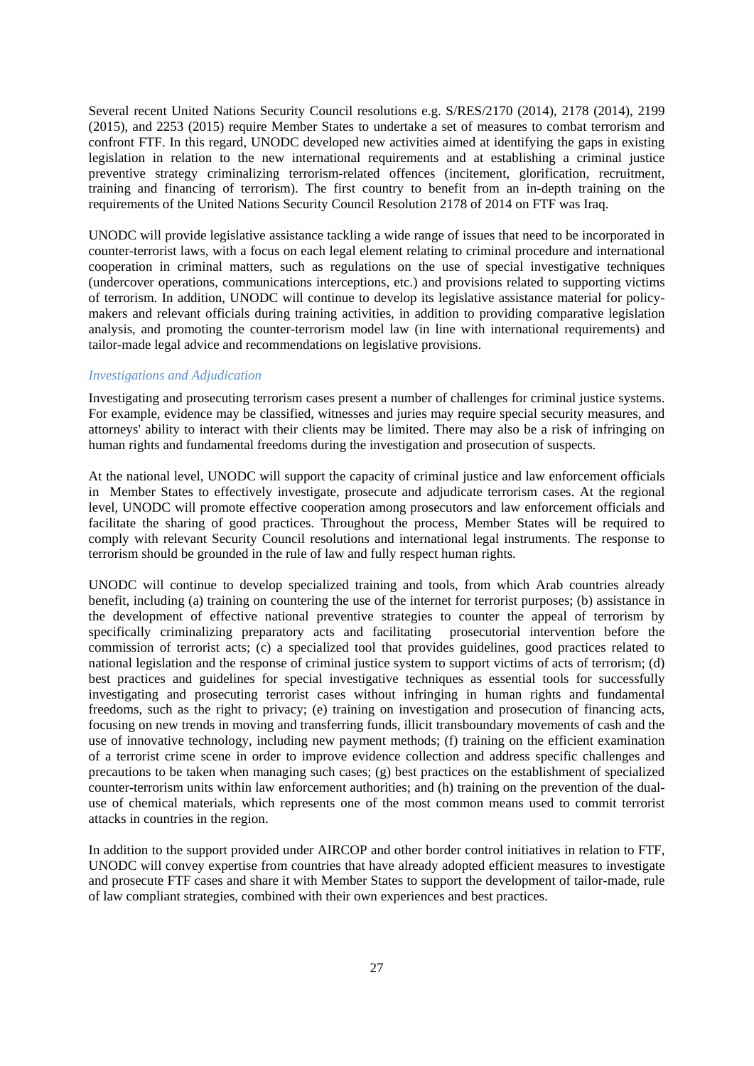Several recent United Nations Security Council resolutions e.g. S/RES/2170 (2014), 2178 (2014), 2199 (2015), and 2253 (2015) require Member States to undertake a set of measures to combat terrorism and confront FTF. In this regard, UNODC developed new activities aimed at identifying the gaps in existing legislation in relation to the new international requirements and at establishing a criminal justice preventive strategy criminalizing terrorism-related offences (incitement, glorification, recruitment, training and financing of terrorism). The first country to benefit from an in-depth training on the requirements of the United Nations Security Council Resolution 2178 of 2014 on FTF was Iraq.

UNODC will provide legislative assistance tackling a wide range of issues that need to be incorporated in counter-terrorist laws, with a focus on each legal element relating to criminal procedure and international cooperation in criminal matters, such as regulations on the use of special investigative techniques (undercover operations, communications interceptions, etc.) and provisions related to supporting victims of terrorism. In addition, UNODC will continue to develop its legislative assistance material for policy-makers and relevant officials during training activities, in addition to providing comparative legislation analysis, and promoting the counter-terrorism model law (in line with international requirements) and tailor-made legal advice and recommendations on legislative provisions.

### *Investigations and Adjudication*

Investigating and prosecuting terrorism cases present a number of challenges for criminal justice systems. For example, evidence may be classified, witnesses and juries may require special security measures, and attorneys' ability to interact with their clients may be limited. There may also be a risk of infringing on human rights and fundamental freedoms during the investigation and prosecution of suspects.

At the national level, UNODC will support the capacity of criminal justice and law enforcement officials in Member States to effectively investigate, prosecute and adjudicate terrorism cases. At the regional level, UNODC will promote effective cooperation among prosecutors and law enforcement officials and facilitate the sharing of good practices. Throughout the process, Member States will be required to comply with relevant Security Council resolutions and international legal instruments. The response to terrorism should be grounded in the rule of law and fully respect human rights.

UNODC will continue to develop specialized training and tools, from which Arab countries already benefit, including (a) training on countering the use of the internet for terrorist purposes; (b) assistance in the development of effective national preventive strategies to counter the appeal of terrorism by specifically criminalizing preparatory acts and facilitating prosecutorial intervention before the commission of terrorist acts; (c) a specialized tool that provides guidelines, good practices related to national legislation and the response of criminal justice system to support victims of acts of terrorism; (d) best practices and guidelines for special investigative techniques as essential tools for successfully investigating and prosecuting terrorist cases without infringing in human rights and fundamental freedoms, such as the right to privacy; (e) training on investigation and prosecution of financing acts, focusing on new trends in moving and transferring funds, illicit transboundary movements of cash and the use of innovative technology, including new payment methods; (f) training on the efficient examination of a terrorist crime scene in order to improve evidence collection and address specific challenges and precautions to be taken when managing such cases; (g) best practices on the establishment of specialized counter-terrorism units within law enforcement authorities; and (h) training on the prevention of the dual-use of chemical materials, which represents one of the most common means used to commit terrorist attacks in countries in the region.

In addition to the support provided under AIRCOP and other border control initiatives in relation to FTF, UNODC will convey expertise from countries that have already adopted efficient measures to investigate and prosecute FTF cases and share it with Member States to support the development of tailor-made, rule of law compliant strategies, combined with their own experiences and best practices.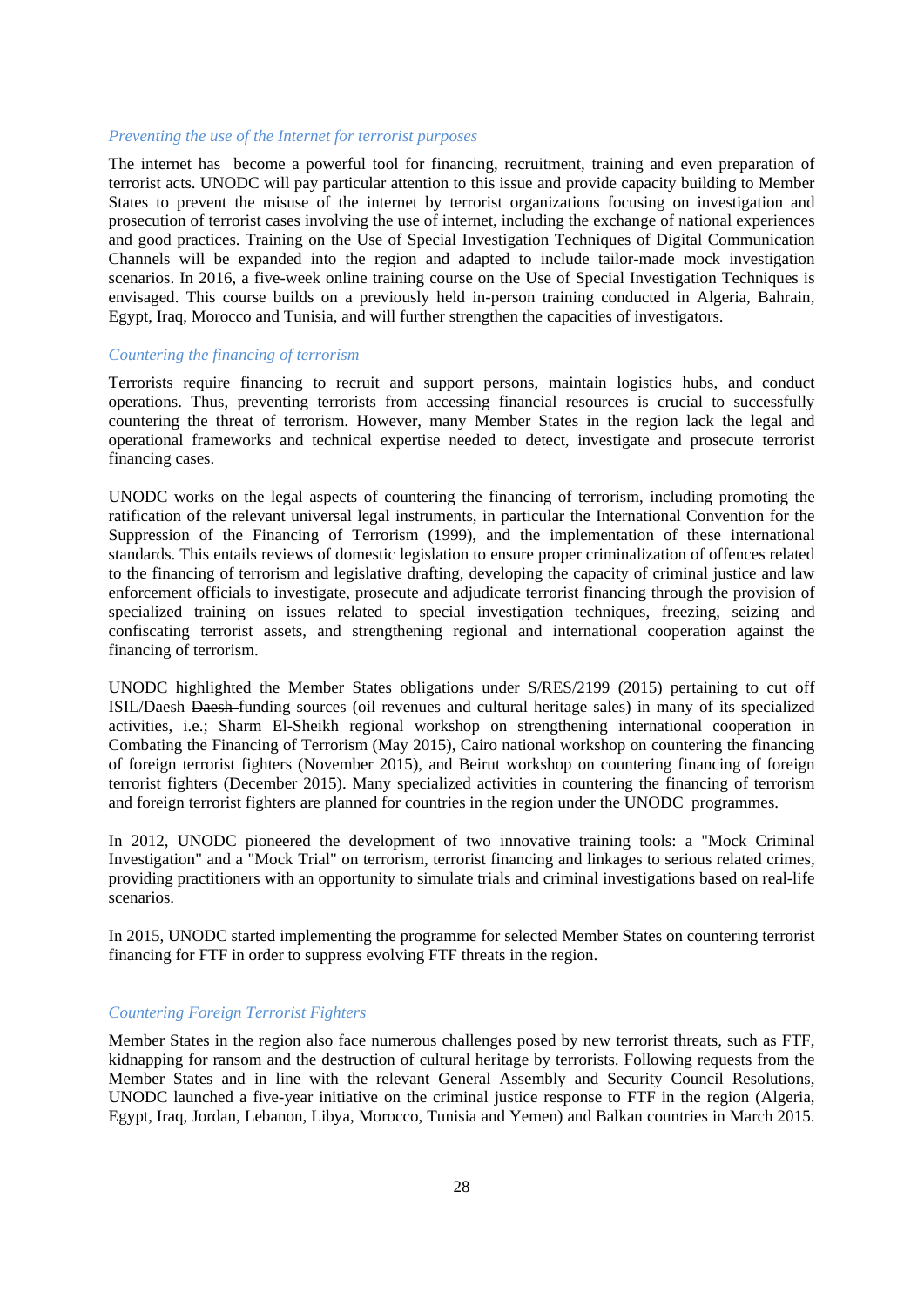*Preventing the use of the Internet for terrorist purposes*

The internet has become a powerful tool for financing, recruitment, training and even preparation of terrorist acts. UNODC will pay particular attention to this issue and provide capacity building to Member States to prevent the misuse of the internet by terrorist organizations focusing on investigation and prosecution of terrorist cases involving the use of internet, including the exchange of national experiences and good practices. Training on the Use of Special Investigation Techniques of Digital Communication Channels will be expanded into the region and adapted to include tailor-made mock investigation scenarios. In 2016, a five-week online training course on the Use of Special Investigation Techniques is envisaged. This course builds on a previously held in-person training conducted in Algeria, Bahrain, Egypt, Iraq, Morocco and Tunisia, and will further strengthen the capacities of investigators.

*Countering the financing of terrorism*

Terrorists require financing to recruit and support persons, maintain logistics hubs, and conduct operations. Thus, preventing terrorists from accessing financial resources is crucial to successfully countering the threat of terrorism. However, many Member States in the region lack the legal and operational frameworks and technical expertise needed to detect, investigate and prosecute terrorist financing cases.

UNODC works on the legal aspects of countering the financing of terrorism, including promoting the ratification of the relevant universal legal instruments, in particular the International Convention for the Suppression of the Financing of Terrorism (1999), and the implementation of these international standards. This entails reviews of domestic legislation to ensure proper criminalization of offences related to the financing of terrorism and legislative drafting, developing the capacity of criminal justice and law enforcement officials to investigate, prosecute and adjudicate terrorist financing through the provision of specialized training on issues related to special investigation techniques, freezing, seizing and confiscating terrorist assets, and strengthening regional and international cooperation against the financing of terrorism.

UNODC highlighted the Member States obligations under S/RES/2199 (2015) pertaining to cut off ISIL/Daesh ~~Daesh~~ funding sources (oil revenues and cultural heritage sales) in many of its specialized activities, i.e.; Sharm El-Sheikh regional workshop on strengthening international cooperation in Combating the Financing of Terrorism (May 2015), Cairo national workshop on countering the financing of foreign terrorist fighters (November 2015), and Beirut workshop on countering financing of foreign terrorist fighters (December 2015). Many specialized activities in countering the financing of terrorism and foreign terrorist fighters are planned for countries in the region under the UNODC programmes.

In 2012, UNODC pioneered the development of two innovative training tools: a "Mock Criminal Investigation" and a "Mock Trial" on terrorism, terrorist financing and linkages to serious related crimes, providing practitioners with an opportunity to simulate trials and criminal investigations based on real-life scenarios.

In 2015, UNODC started implementing the programme for selected Member States on countering terrorist financing for FTF in order to suppress evolving FTF threats in the region.

*Countering Foreign Terrorist Fighters*

Member States in the region also face numerous challenges posed by new terrorist threats, such as FTF, kidnapping for ransom and the destruction of cultural heritage by terrorists. Following requests from the Member States and in line with the relevant General Assembly and Security Council Resolutions, UNODC launched a five-year initiative on the criminal justice response to FTF in the region (Algeria, Egypt, Iraq, Jordan, Lebanon, Libya, Morocco, Tunisia and Yemen) and Balkan countries in March 2015.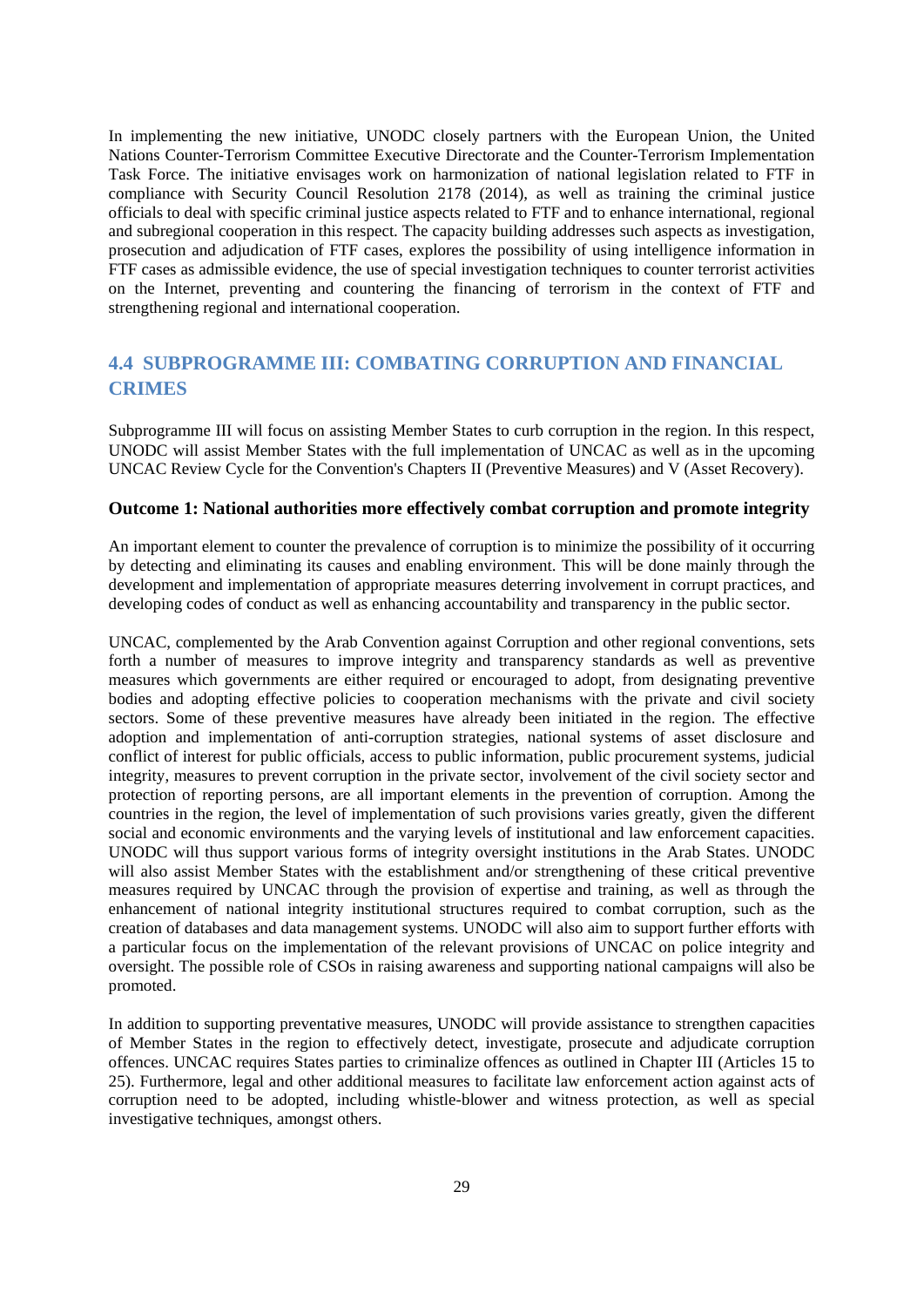In implementing the new initiative, UNODC closely partners with the European Union, the United Nations Counter-Terrorism Committee Executive Directorate and the Counter-Terrorism Implementation Task Force. The initiative envisages work on harmonization of national legislation related to FTF in compliance with Security Council Resolution 2178 (2014), as well as training the criminal justice officials to deal with specific criminal justice aspects related to FTF and to enhance international, regional and subregional cooperation in this respect. The capacity building addresses such aspects as investigation, prosecution and adjudication of FTF cases, explores the possibility of using intelligence information in FTF cases as admissible evidence, the use of special investigation techniques to counter terrorist activities on the Internet, preventing and countering the financing of terrorism in the context of FTF and strengthening regional and international cooperation.

## 4.4 SUBPROGRAMME III: COMBATING CORRUPTION AND FINANCIAL CRIMES

Subprogramme III will focus on assisting Member States to curb corruption in the region. In this respect, UNODC will assist Member States with the full implementation of UNCAC as well as in the upcoming UNCAC Review Cycle for the Convention's Chapters II (Preventive Measures) and V (Asset Recovery).

### Outcome 1: National authorities more effectively combat corruption and promote integrity

An important element to counter the prevalence of corruption is to minimize the possibility of it occurring by detecting and eliminating its causes and enabling environment. This will be done mainly through the development and implementation of appropriate measures deterring involvement in corrupt practices, and developing codes of conduct as well as enhancing accountability and transparency in the public sector.

UNCAC, complemented by the Arab Convention against Corruption and other regional conventions, sets forth a number of measures to improve integrity and transparency standards as well as preventive measures which governments are either required or encouraged to adopt, from designating preventive bodies and adopting effective policies to cooperation mechanisms with the private and civil society sectors. Some of these preventive measures have already been initiated in the region. The effective adoption and implementation of anti-corruption strategies, national systems of asset disclosure and conflict of interest for public officials, access to public information, public procurement systems, judicial integrity, measures to prevent corruption in the private sector, involvement of the civil society sector and protection of reporting persons, are all important elements in the prevention of corruption. Among the countries in the region, the level of implementation of such provisions varies greatly, given the different social and economic environments and the varying levels of institutional and law enforcement capacities. UNODC will thus support various forms of integrity oversight institutions in the Arab States. UNODC will also assist Member States with the establishment and/or strengthening of these critical preventive measures required by UNCAC through the provision of expertise and training, as well as through the enhancement of national integrity institutional structures required to combat corruption, such as the creation of databases and data management systems. UNODC will also aim to support further efforts with a particular focus on the implementation of the relevant provisions of UNCAC on police integrity and oversight. The possible role of CSOs in raising awareness and supporting national campaigns will also be promoted.

In addition to supporting preventative measures, UNODC will provide assistance to strengthen capacities of Member States in the region to effectively detect, investigate, prosecute and adjudicate corruption offences. UNCAC requires States parties to criminalize offences as outlined in Chapter III (Articles 15 to 25). Furthermore, legal and other additional measures to facilitate law enforcement action against acts of corruption need to be adopted, including whistle-blower and witness protection, as well as special investigative techniques, amongst others.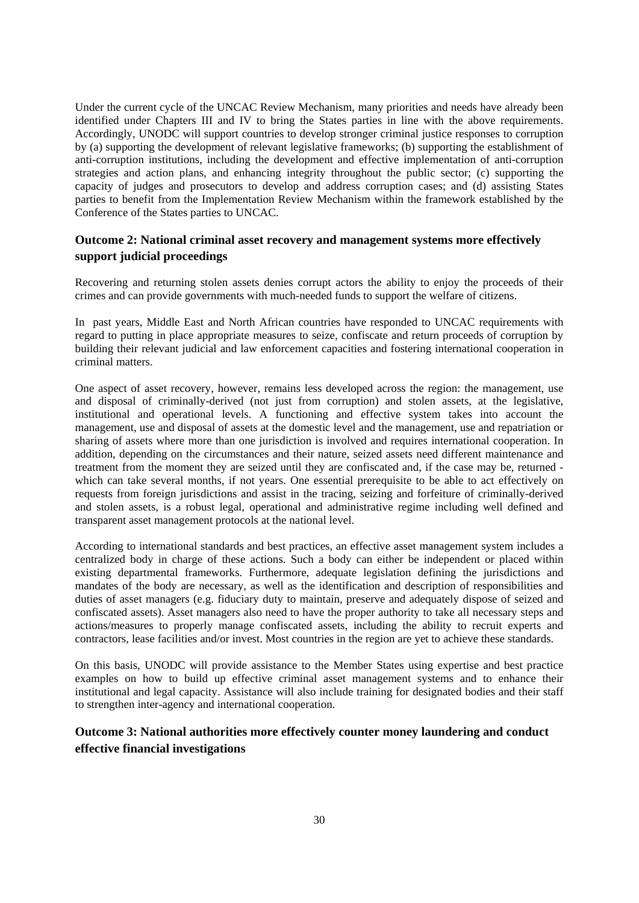Under the current cycle of the UNCAC Review Mechanism, many priorities and needs have already been identified under Chapters III and IV to bring the States parties in line with the above requirements. Accordingly, UNODC will support countries to develop stronger criminal justice responses to corruption by (a) supporting the development of relevant legislative frameworks; (b) supporting the establishment of anti-corruption institutions, including the development and effective implementation of anti-corruption strategies and action plans, and enhancing integrity throughout the public sector; (c) supporting the capacity of judges and prosecutors to develop and address corruption cases; and (d) assisting States parties to benefit from the Implementation Review Mechanism within the framework established by the Conference of the States parties to UNCAC.

### Outcome 2: National criminal asset recovery and management systems more effectively support judicial proceedings

Recovering and returning stolen assets denies corrupt actors the ability to enjoy the proceeds of their crimes and can provide governments with much-needed funds to support the welfare of citizens.

In past years, Middle East and North African countries have responded to UNCAC requirements with regard to putting in place appropriate measures to seize, confiscate and return proceeds of corruption by building their relevant judicial and law enforcement capacities and fostering international cooperation in criminal matters.

One aspect of asset recovery, however, remains less developed across the region: the management, use and disposal of criminally-derived (not just from corruption) and stolen assets, at the legislative, institutional and operational levels. A functioning and effective system takes into account the management, use and disposal of assets at the domestic level and the management, use and repatriation or sharing of assets where more than one jurisdiction is involved and requires international cooperation. In addition, depending on the circumstances and their nature, seized assets need different maintenance and treatment from the moment they are seized until they are confiscated and, if the case may be, returned - which can take several months, if not years. One essential prerequisite to be able to act effectively on requests from foreign jurisdictions and assist in the tracing, seizing and forfeiture of criminally-derived and stolen assets, is a robust legal, operational and administrative regime including well defined and transparent asset management protocols at the national level.

According to international standards and best practices, an effective asset management system includes a centralized body in charge of these actions. Such a body can either be independent or placed within existing departmental frameworks. Furthermore, adequate legislation defining the jurisdictions and mandates of the body are necessary, as well as the identification and description of responsibilities and duties of asset managers (e.g. fiduciary duty to maintain, preserve and adequately dispose of seized and confiscated assets). Asset managers also need to have the proper authority to take all necessary steps and actions/measures to properly manage confiscated assets, including the ability to recruit experts and contractors, lease facilities and/or invest. Most countries in the region are yet to achieve these standards.

On this basis, UNODC will provide assistance to the Member States using expertise and best practice examples on how to build up effective criminal asset management systems and to enhance their institutional and legal capacity. Assistance will also include training for designated bodies and their staff to strengthen inter-agency and international cooperation.

### Outcome 3: National authorities more effectively counter money laundering and conduct effective financial investigations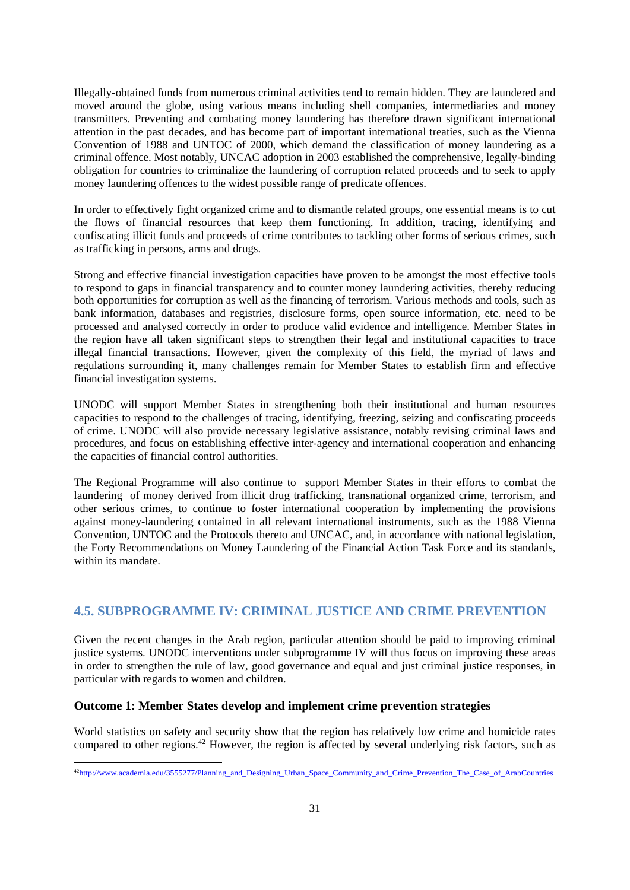Illegally-obtained funds from numerous criminal activities tend to remain hidden. They are laundered and moved around the globe, using various means including shell companies, intermediaries and money transmitters. Preventing and combating money laundering has therefore drawn significant international attention in the past decades, and has become part of important international treaties, such as the Vienna Convention of 1988 and UNTOC of 2000, which demand the classification of money laundering as a criminal offence. Most notably, UNCAC adoption in 2003 established the comprehensive, legally-binding obligation for countries to criminalize the laundering of corruption related proceeds and to seek to apply money laundering offences to the widest possible range of predicate offences.

In order to effectively fight organized crime and to dismantle related groups, one essential means is to cut the flows of financial resources that keep them functioning. In addition, tracing, identifying and confiscating illicit funds and proceeds of crime contributes to tackling other forms of serious crimes, such as trafficking in persons, arms and drugs.

Strong and effective financial investigation capacities have proven to be amongst the most effective tools to respond to gaps in financial transparency and to counter money laundering activities, thereby reducing both opportunities for corruption as well as the financing of terrorism. Various methods and tools, such as bank information, databases and registries, disclosure forms, open source information, etc. need to be processed and analysed correctly in order to produce valid evidence and intelligence. Member States in the region have all taken significant steps to strengthen their legal and institutional capacities to trace illegal financial transactions. However, given the complexity of this field, the myriad of laws and regulations surrounding it, many challenges remain for Member States to establish firm and effective financial investigation systems.

UNODC will support Member States in strengthening both their institutional and human resources capacities to respond to the challenges of tracing, identifying, freezing, seizing and confiscating proceeds of crime. UNODC will also provide necessary legislative assistance, notably revising criminal laws and procedures, and focus on establishing effective inter-agency and international cooperation and enhancing the capacities of financial control authorities.

The Regional Programme will also continue to support Member States in their efforts to combat the laundering of money derived from illicit drug trafficking, transnational organized crime, terrorism, and other serious crimes, to continue to foster international cooperation by implementing the provisions against money-laundering contained in all relevant international instruments, such as the 1988 Vienna Convention, UNTOC and the Protocols thereto and UNCAC, and, in accordance with national legislation, the Forty Recommendations on Money Laundering of the Financial Action Task Force and its standards, within its mandate.

## 4.5. SUBPROGRAMME IV: CRIMINAL JUSTICE AND CRIME PREVENTION

Given the recent changes in the Arab region, particular attention should be paid to improving criminal justice systems. UNODC interventions under subprogramme IV will thus focus on improving these areas in order to strengthen the rule of law, good governance and equal and just criminal justice responses, in particular with regards to women and children.

### Outcome 1: Member States develop and implement crime prevention strategies

World statistics on safety and security show that the region has relatively low crime and homicide rates compared to other regions.[42] However, the region is affected by several underlying risk factors, such as

[42] http://www.academia.edu/3555277/Planning_and_Designing_Urban_Space_Community_and_Crime_Prevention_The_Case_of_ArabCountries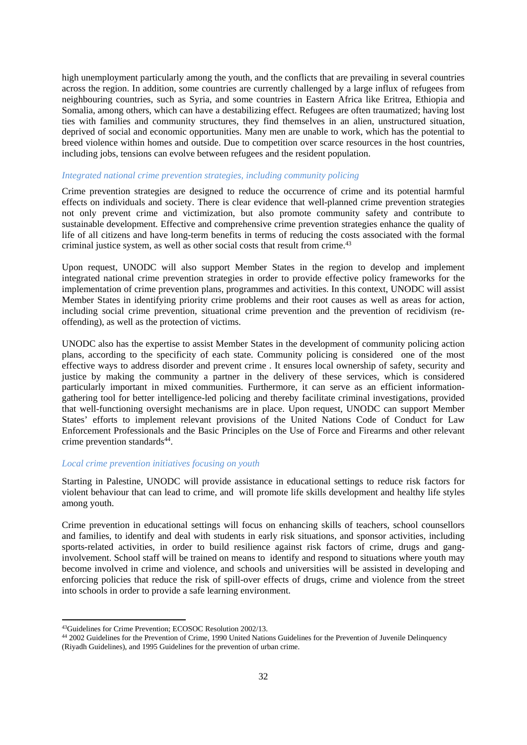high unemployment particularly among the youth, and the conflicts that are prevailing in several countries across the region. In addition, some countries are currently challenged by a large influx of refugees from neighbouring countries, such as Syria, and some countries in Eastern Africa like Eritrea, Ethiopia and Somalia, among others, which can have a destabilizing effect. Refugees are often traumatized; having lost ties with families and community structures, they find themselves in an alien, unstructured situation, deprived of social and economic opportunities. Many men are unable to work, which has the potential to breed violence within homes and outside. Due to competition over scarce resources in the host countries, including jobs, tensions can evolve between refugees and the resident population.

*Integrated national crime prevention strategies, including community policing*

Crime prevention strategies are designed to reduce the occurrence of crime and its potential harmful effects on individuals and society. There is clear evidence that well-planned crime prevention strategies not only prevent crime and victimization, but also promote community safety and contribute to sustainable development. Effective and comprehensive crime prevention strategies enhance the quality of life of all citizens and have long-term benefits in terms of reducing the costs associated with the formal criminal justice system, as well as other social costs that result from crime.[43]

Upon request, UNODC will also support Member States in the region to develop and implement integrated national crime prevention strategies in order to provide effective policy frameworks for the implementation of crime prevention plans, programmes and activities. In this context, UNODC will assist Member States in identifying priority crime problems and their root causes as well as areas for action, including social crime prevention, situational crime prevention and the prevention of recidivism (re-offending), as well as the protection of victims.

UNODC also has the expertise to assist Member States in the development of community policing action plans, according to the specificity of each state. Community policing is considered one of the most effective ways to address disorder and prevent crime . It ensures local ownership of safety, security and justice by making the community a partner in the delivery of these services, which is considered particularly important in mixed communities. Furthermore, it can serve as an efficient information-gathering tool for better intelligence-led policing and thereby facilitate criminal investigations, provided that well-functioning oversight mechanisms are in place. Upon request, UNODC can support Member States' efforts to implement relevant provisions of the United Nations Code of Conduct for Law Enforcement Professionals and the Basic Principles on the Use of Force and Firearms and other relevant crime prevention standards[44].

*Local crime prevention initiatives focusing on youth*

Starting in Palestine, UNODC will provide assistance in educational settings to reduce risk factors for violent behaviour that can lead to crime, and will promote life skills development and healthy life styles among youth.

Crime prevention in educational settings will focus on enhancing skills of teachers, school counsellors and families, to identify and deal with students in early risk situations, and sponsor activities, including sports-related activities, in order to build resilience against risk factors of crime, drugs and gang-involvement. School staff will be trained on means to identify and respond to situations where youth may become involved in crime and violence, and schools and universities will be assisted in developing and enforcing policies that reduce the risk of spill-over effects of drugs, crime and violence from the street into schools in order to provide a safe learning environment.

---

[43] Guidelines for Crime Prevention; ECOSOC Resolution 2002/13.

[44] 2002 Guidelines for the Prevention of Crime, 1990 United Nations Guidelines for the Prevention of Juvenile Delinquency (Riyadh Guidelines), and 1995 Guidelines for the prevention of urban crime.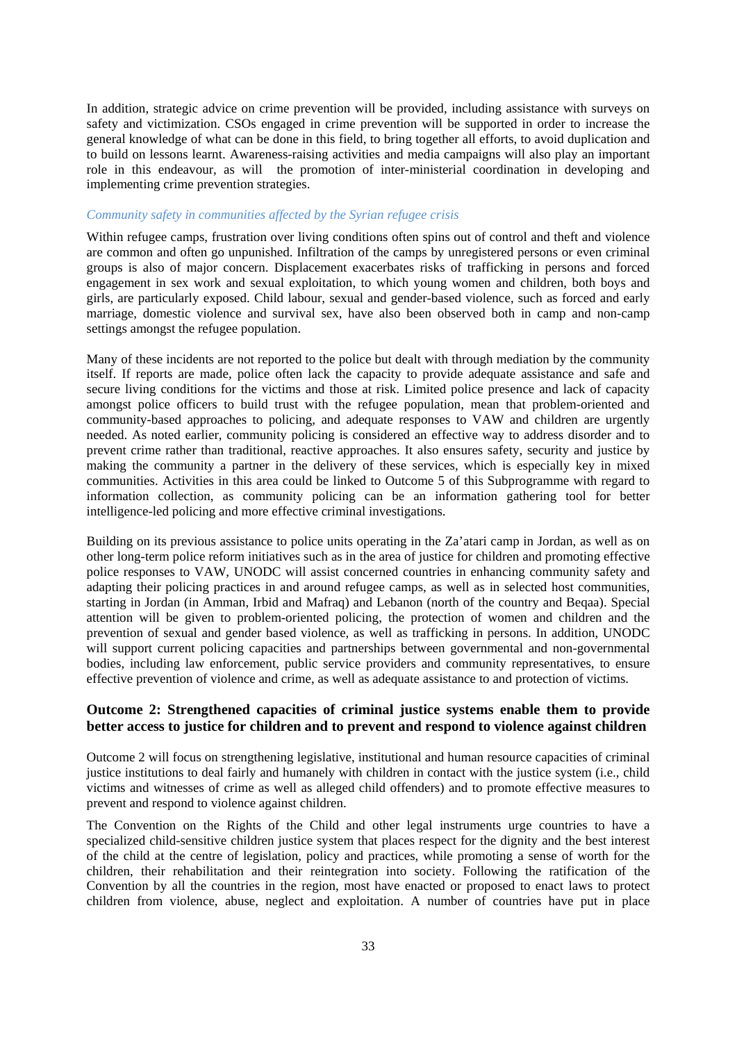In addition, strategic advice on crime prevention will be provided, including assistance with surveys on safety and victimization. CSOs engaged in crime prevention will be supported in order to increase the general knowledge of what can be done in this field, to bring together all efforts, to avoid duplication and to build on lessons learnt. Awareness-raising activities and media campaigns will also play an important role in this endeavour, as will the promotion of inter-ministerial coordination in developing and implementing crime prevention strategies.

*Community safety in communities affected by the Syrian refugee crisis*

Within refugee camps, frustration over living conditions often spins out of control and theft and violence are common and often go unpunished. Infiltration of the camps by unregistered persons or even criminal groups is also of major concern. Displacement exacerbates risks of trafficking in persons and forced engagement in sex work and sexual exploitation, to which young women and children, both boys and girls, are particularly exposed. Child labour, sexual and gender-based violence, such as forced and early marriage, domestic violence and survival sex, have also been observed both in camp and non-camp settings amongst the refugee population.

Many of these incidents are not reported to the police but dealt with through mediation by the community itself. If reports are made, police often lack the capacity to provide adequate assistance and safe and secure living conditions for the victims and those at risk. Limited police presence and lack of capacity amongst police officers to build trust with the refugee population, mean that problem-oriented and community-based approaches to policing, and adequate responses to VAW and children are urgently needed. As noted earlier, community policing is considered an effective way to address disorder and to prevent crime rather than traditional, reactive approaches. It also ensures safety, security and justice by making the community a partner in the delivery of these services, which is especially key in mixed communities. Activities in this area could be linked to Outcome 5 of this Subprogramme with regard to information collection, as community policing can be an information gathering tool for better intelligence-led policing and more effective criminal investigations.

Building on its previous assistance to police units operating in the Za'atari camp in Jordan, as well as on other long-term police reform initiatives such as in the area of justice for children and promoting effective police responses to VAW, UNODC will assist concerned countries in enhancing community safety and adapting their policing practices in and around refugee camps, as well as in selected host communities, starting in Jordan (in Amman, Irbid and Mafraq) and Lebanon (north of the country and Beqaa). Special attention will be given to problem-oriented policing, the protection of women and children and the prevention of sexual and gender based violence, as well as trafficking in persons. In addition, UNODC will support current policing capacities and partnerships between governmental and non-governmental bodies, including law enforcement, public service providers and community representatives, to ensure effective prevention of violence and crime, as well as adequate assistance to and protection of victims.

### Outcome 2: Strengthened capacities of criminal justice systems enable them to provide better access to justice for children and to prevent and respond to violence against children

Outcome 2 will focus on strengthening legislative, institutional and human resource capacities of criminal justice institutions to deal fairly and humanely with children in contact with the justice system (i.e., child victims and witnesses of crime as well as alleged child offenders) and to promote effective measures to prevent and respond to violence against children.

The Convention on the Rights of the Child and other legal instruments urge countries to have a specialized child-sensitive children justice system that places respect for the dignity and the best interest of the child at the centre of legislation, policy and practices, while promoting a sense of worth for the children, their rehabilitation and their reintegration into society. Following the ratification of the Convention by all the countries in the region, most have enacted or proposed to enact laws to protect children from violence, abuse, neglect and exploitation. A number of countries have put in place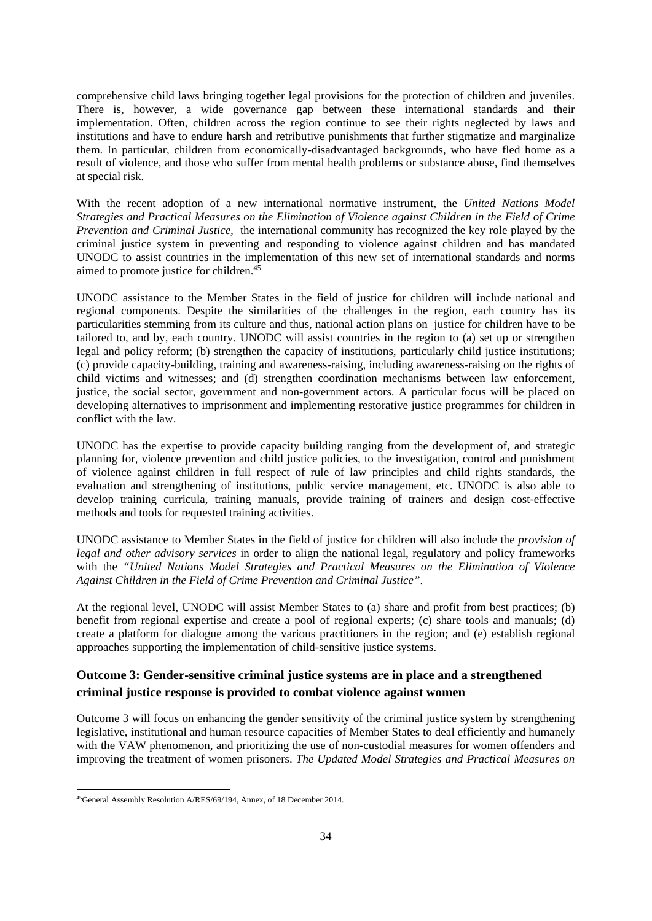comprehensive child laws bringing together legal provisions for the protection of children and juveniles. There is, however, a wide governance gap between these international standards and their implementation. Often, children across the region continue to see their rights neglected by laws and institutions and have to endure harsh and retributive punishments that further stigmatize and marginalize them. In particular, children from economically-disadvantaged backgrounds, who have fled home as a result of violence, and those who suffer from mental health problems or substance abuse, find themselves at special risk.

With the recent adoption of a new international normative instrument, the *United Nations Model Strategies and Practical Measures on the Elimination of Violence against Children in the Field of Crime Prevention and Criminal Justice,* the international community has recognized the key role played by the criminal justice system in preventing and responding to violence against children and has mandated UNODC to assist countries in the implementation of this new set of international standards and norms aimed to promote justice for children.[45]

UNODC assistance to the Member States in the field of justice for children will include national and regional components. Despite the similarities of the challenges in the region, each country has its particularities stemming from its culture and thus, national action plans on justice for children have to be tailored to, and by, each country. UNODC will assist countries in the region to (a) set up or strengthen legal and policy reform; (b) strengthen the capacity of institutions, particularly child justice institutions; (c) provide capacity-building, training and awareness-raising, including awareness-raising on the rights of child victims and witnesses; and (d) strengthen coordination mechanisms between law enforcement, justice, the social sector, government and non-government actors. A particular focus will be placed on developing alternatives to imprisonment and implementing restorative justice programmes for children in conflict with the law.

UNODC has the expertise to provide capacity building ranging from the development of, and strategic planning for, violence prevention and child justice policies, to the investigation, control and punishment of violence against children in full respect of rule of law principles and child rights standards, the evaluation and strengthening of institutions, public service management, etc. UNODC is also able to develop training curricula, training manuals, provide training of trainers and design cost-effective methods and tools for requested training activities.

UNODC assistance to Member States in the field of justice for children will also include the *provision of legal and other advisory services* in order to align the national legal, regulatory and policy frameworks with the *"United Nations Model Strategies and Practical Measures on the Elimination of Violence Against Children in the Field of Crime Prevention and Criminal Justice"*.

At the regional level, UNODC will assist Member States to (a) share and profit from best practices; (b) benefit from regional expertise and create a pool of regional experts; (c) share tools and manuals; (d) create a platform for dialogue among the various practitioners in the region; and (e) establish regional approaches supporting the implementation of child-sensitive justice systems.

### Outcome 3: Gender-sensitive criminal justice systems are in place and a strengthened criminal justice response is provided to combat violence against women

Outcome 3 will focus on enhancing the gender sensitivity of the criminal justice system by strengthening legislative, institutional and human resource capacities of Member States to deal efficiently and humanely with the VAW phenomenon, and prioritizing the use of non-custodial measures for women offenders and improving the treatment of women prisoners. *The Updated Model Strategies and Practical Measures on*

---

[45] General Assembly Resolution A/RES/69/194, Annex, of 18 December 2014.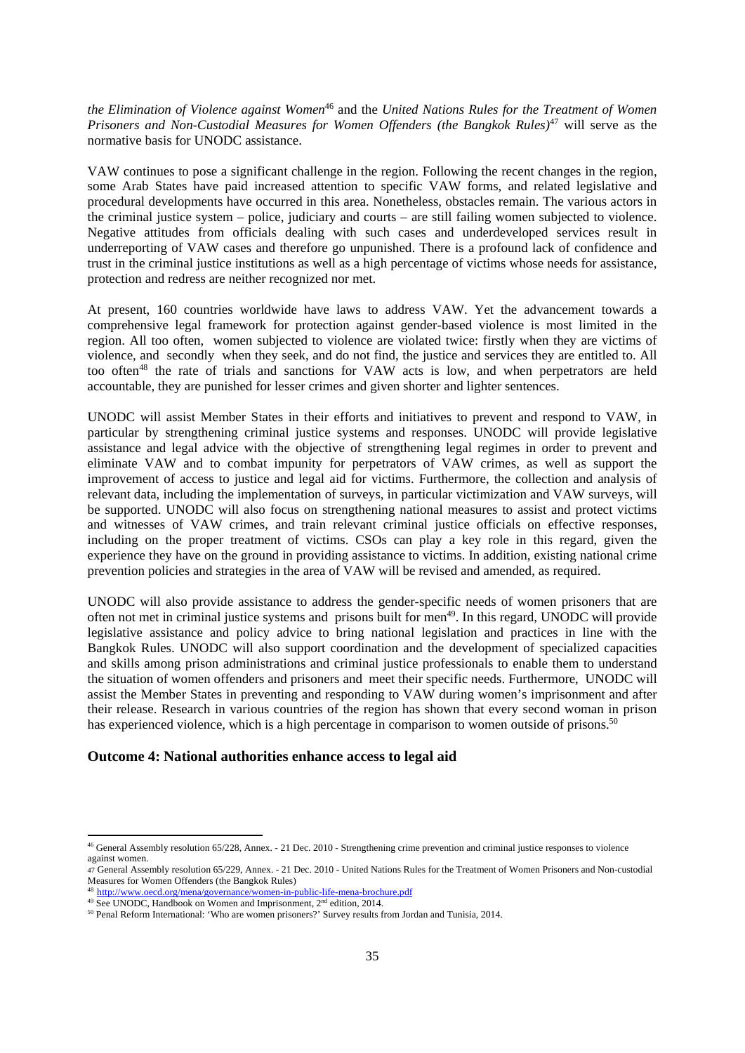*the Elimination of Violence against Women*[46] and the *United Nations Rules for the Treatment of Women Prisoners and Non-Custodial Measures for Women Offenders (the Bangkok Rules)*[47] will serve as the normative basis for UNODC assistance.

VAW continues to pose a significant challenge in the region. Following the recent changes in the region, some Arab States have paid increased attention to specific VAW forms, and related legislative and procedural developments have occurred in this area. Nonetheless, obstacles remain. The various actors in the criminal justice system – police, judiciary and courts – are still failing women subjected to violence. Negative attitudes from officials dealing with such cases and underdeveloped services result in underreporting of VAW cases and therefore go unpunished. There is a profound lack of confidence and trust in the criminal justice institutions as well as a high percentage of victims whose needs for assistance, protection and redress are neither recognized nor met.

At present, 160 countries worldwide have laws to address VAW. Yet the advancement towards a comprehensive legal framework for protection against gender-based violence is most limited in the region. All too often, women subjected to violence are violated twice: firstly when they are victims of violence, and secondly when they seek, and do not find, the justice and services they are entitled to. All too often[48] the rate of trials and sanctions for VAW acts is low, and when perpetrators are held accountable, they are punished for lesser crimes and given shorter and lighter sentences.

UNODC will assist Member States in their efforts and initiatives to prevent and respond to VAW, in particular by strengthening criminal justice systems and responses. UNODC will provide legislative assistance and legal advice with the objective of strengthening legal regimes in order to prevent and eliminate VAW and to combat impunity for perpetrators of VAW crimes, as well as support the improvement of access to justice and legal aid for victims. Furthermore, the collection and analysis of relevant data, including the implementation of surveys, in particular victimization and VAW surveys, will be supported. UNODC will also focus on strengthening national measures to assist and protect victims and witnesses of VAW crimes, and train relevant criminal justice officials on effective responses, including on the proper treatment of victims. CSOs can play a key role in this regard, given the experience they have on the ground in providing assistance to victims. In addition, existing national crime prevention policies and strategies in the area of VAW will be revised and amended, as required.

UNODC will also provide assistance to address the gender-specific needs of women prisoners that are often not met in criminal justice systems and prisons built for men[49]. In this regard, UNODC will provide legislative assistance and policy advice to bring national legislation and practices in line with the Bangkok Rules. UNODC will also support coordination and the development of specialized capacities and skills among prison administrations and criminal justice professionals to enable them to understand the situation of women offenders and prisoners and meet their specific needs. Furthermore, UNODC will assist the Member States in preventing and responding to VAW during women's imprisonment and after their release. Research in various countries of the region has shown that every second woman in prison has experienced violence, which is a high percentage in comparison to women outside of prisons.[50]

**Outcome 4: National authorities enhance access to legal aid**

---

[46] General Assembly resolution 65/228, Annex. - 21 Dec. 2010 - Strengthening crime prevention and criminal justice responses to violence against women.

[47] General Assembly resolution 65/229, Annex. - 21 Dec. 2010 - United Nations Rules for the Treatment of Women Prisoners and Non-custodial Measures for Women Offenders (the Bangkok Rules)

[48] http://www.oecd.org/mena/governance/women-in-public-life-mena-brochure.pdf

[49] See UNODC, Handbook on Women and Imprisonment, 2nd edition, 2014.

[50] Penal Reform International: 'Who are women prisoners?' Survey results from Jordan and Tunisia, 2014.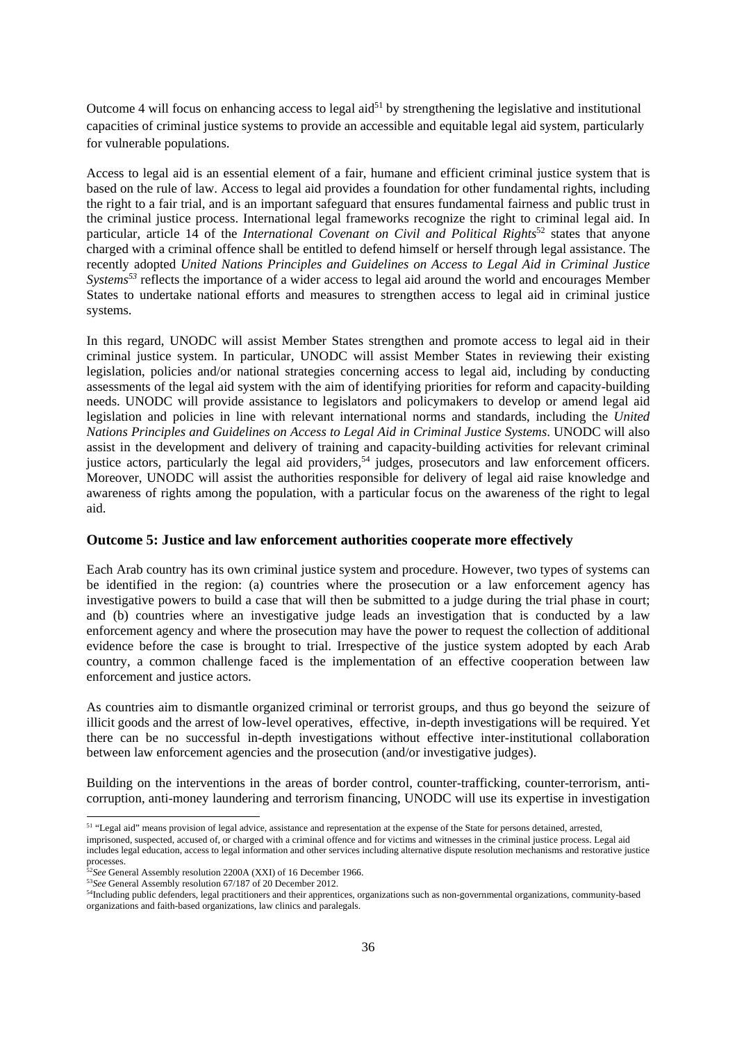Outcome 4 will focus on enhancing access to legal aid[51] by strengthening the legislative and institutional capacities of criminal justice systems to provide an accessible and equitable legal aid system, particularly for vulnerable populations.

Access to legal aid is an essential element of a fair, humane and efficient criminal justice system that is based on the rule of law. Access to legal aid provides a foundation for other fundamental rights, including the right to a fair trial, and is an important safeguard that ensures fundamental fairness and public trust in the criminal justice process. International legal frameworks recognize the right to criminal legal aid. In particular, article 14 of the *International Covenant on Civil and Political Rights*[52] states that anyone charged with a criminal offence shall be entitled to defend himself or herself through legal assistance. The recently adopted *United Nations Principles and Guidelines on Access to Legal Aid in Criminal Justice Systems*[53] reflects the importance of a wider access to legal aid around the world and encourages Member States to undertake national efforts and measures to strengthen access to legal aid in criminal justice systems.

In this regard, UNODC will assist Member States strengthen and promote access to legal aid in their criminal justice system. In particular, UNODC will assist Member States in reviewing their existing legislation, policies and/or national strategies concerning access to legal aid, including by conducting assessments of the legal aid system with the aim of identifying priorities for reform and capacity-building needs. UNODC will provide assistance to legislators and policymakers to develop or amend legal aid legislation and policies in line with relevant international norms and standards, including the *United Nations Principles and Guidelines on Access to Legal Aid in Criminal Justice Systems*. UNODC will also assist in the development and delivery of training and capacity-building activities for relevant criminal justice actors, particularly the legal aid providers,[54] judges, prosecutors and law enforcement officers. Moreover, UNODC will assist the authorities responsible for delivery of legal aid raise knowledge and awareness of rights among the population, with a particular focus on the awareness of the right to legal aid.

### Outcome 5: Justice and law enforcement authorities cooperate more effectively

Each Arab country has its own criminal justice system and procedure. However, two types of systems can be identified in the region: (a) countries where the prosecution or a law enforcement agency has investigative powers to build a case that will then be submitted to a judge during the trial phase in court; and (b) countries where an investigative judge leads an investigation that is conducted by a law enforcement agency and where the prosecution may have the power to request the collection of additional evidence before the case is brought to trial. Irrespective of the justice system adopted by each Arab country, a common challenge faced is the implementation of an effective cooperation between law enforcement and justice actors.

As countries aim to dismantle organized criminal or terrorist groups, and thus go beyond the seizure of illicit goods and the arrest of low-level operatives, effective, in-depth investigations will be required. Yet there can be no successful in-depth investigations without effective inter-institutional collaboration between law enforcement agencies and the prosecution (and/or investigative judges).

Building on the interventions in the areas of border control, counter-trafficking, counter-terrorism, anti-corruption, anti-money laundering and terrorism financing, UNODC will use its expertise in investigation

---

[51] "Legal aid" means provision of legal advice, assistance and representation at the expense of the State for persons detained, arrested, imprisoned, suspected, accused of, or charged with a criminal offence and for victims and witnesses in the criminal justice process. Legal aid includes legal education, access to legal information and other services including alternative dispute resolution mechanisms and restorative justice processes.

[52] *See* General Assembly resolution 2200A (XXI) of 16 December 1966.

[53] *See* General Assembly resolution 67/187 of 20 December 2012.

[54] Including public defenders, legal practitioners and their apprentices, organizations such as non-governmental organizations, community-based organizations and faith-based organizations, law clinics and paralegals.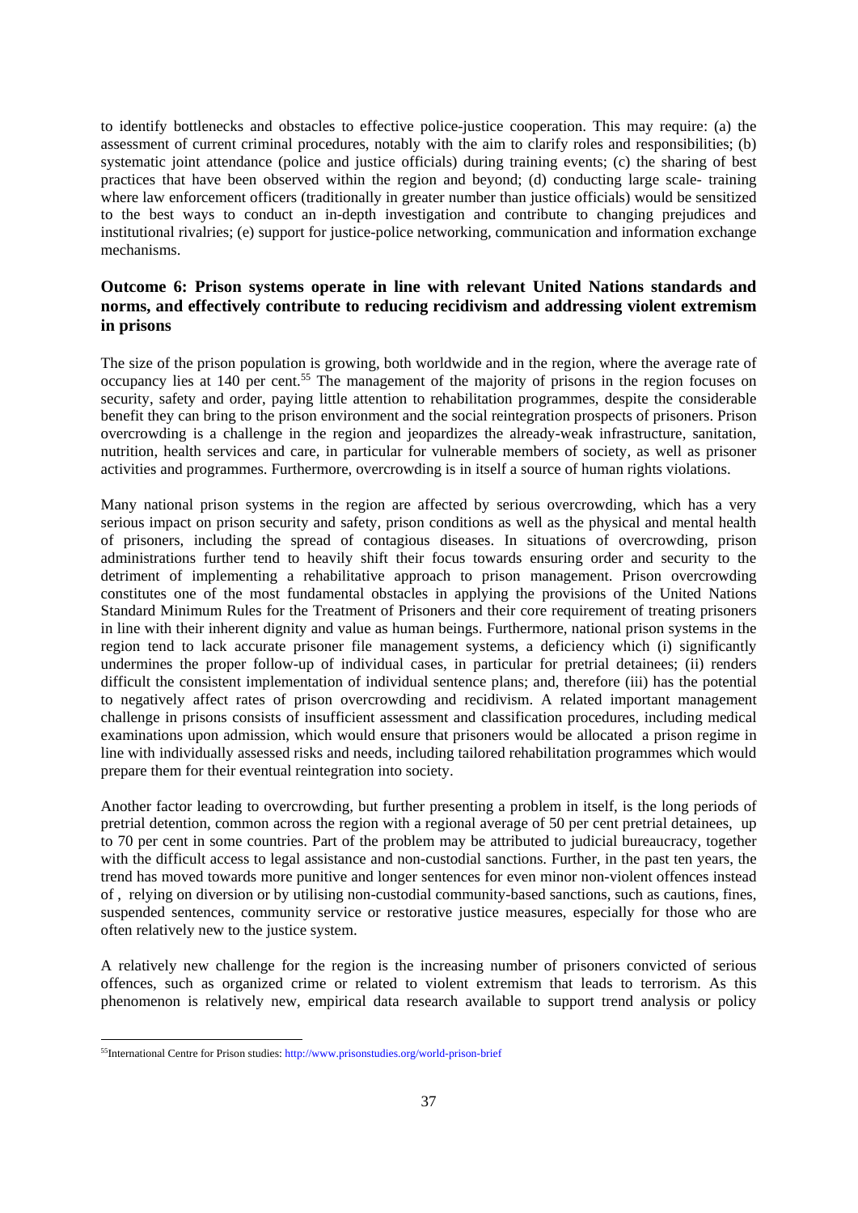to identify bottlenecks and obstacles to effective police-justice cooperation. This may require: (a) the assessment of current criminal procedures, notably with the aim to clarify roles and responsibilities; (b) systematic joint attendance (police and justice officials) during training events; (c) the sharing of best practices that have been observed within the region and beyond; (d) conducting large scale- training where law enforcement officers (traditionally in greater number than justice officials) would be sensitized to the best ways to conduct an in-depth investigation and contribute to changing prejudices and institutional rivalries; (e) support for justice-police networking, communication and information exchange mechanisms.

### Outcome 6: Prison systems operate in line with relevant United Nations standards and norms, and effectively contribute to reducing recidivism and addressing violent extremism in prisons

The size of the prison population is growing, both worldwide and in the region, where the average rate of occupancy lies at 140 per cent.[55] The management of the majority of prisons in the region focuses on security, safety and order, paying little attention to rehabilitation programmes, despite the considerable benefit they can bring to the prison environment and the social reintegration prospects of prisoners. Prison overcrowding is a challenge in the region and jeopardizes the already-weak infrastructure, sanitation, nutrition, health services and care, in particular for vulnerable members of society, as well as prisoner activities and programmes. Furthermore, overcrowding is in itself a source of human rights violations.

Many national prison systems in the region are affected by serious overcrowding, which has a very serious impact on prison security and safety, prison conditions as well as the physical and mental health of prisoners, including the spread of contagious diseases. In situations of overcrowding, prison administrations further tend to heavily shift their focus towards ensuring order and security to the detriment of implementing a rehabilitative approach to prison management. Prison overcrowding constitutes one of the most fundamental obstacles in applying the provisions of the United Nations Standard Minimum Rules for the Treatment of Prisoners and their core requirement of treating prisoners in line with their inherent dignity and value as human beings. Furthermore, national prison systems in the region tend to lack accurate prisoner file management systems, a deficiency which (i) significantly undermines the proper follow-up of individual cases, in particular for pretrial detainees; (ii) renders difficult the consistent implementation of individual sentence plans; and, therefore (iii) has the potential to negatively affect rates of prison overcrowding and recidivism. A related important management challenge in prisons consists of insufficient assessment and classification procedures, including medical examinations upon admission, which would ensure that prisoners would be allocated a prison regime in line with individually assessed risks and needs, including tailored rehabilitation programmes which would prepare them for their eventual reintegration into society.

Another factor leading to overcrowding, but further presenting a problem in itself, is the long periods of pretrial detention, common across the region with a regional average of 50 per cent pretrial detainees, up to 70 per cent in some countries. Part of the problem may be attributed to judicial bureaucracy, together with the difficult access to legal assistance and non-custodial sanctions. Further, in the past ten years, the trend has moved towards more punitive and longer sentences for even minor non-violent offences instead of , relying on diversion or by utilising non-custodial community-based sanctions, such as cautions, fines, suspended sentences, community service or restorative justice measures, especially for those who are often relatively new to the justice system.

A relatively new challenge for the region is the increasing number of prisoners convicted of serious offences, such as organized crime or related to violent extremism that leads to terrorism. As this phenomenon is relatively new, empirical data research available to support trend analysis or policy

[55] International Centre for Prison studies: http://www.prisonstudies.org/world-prison-brief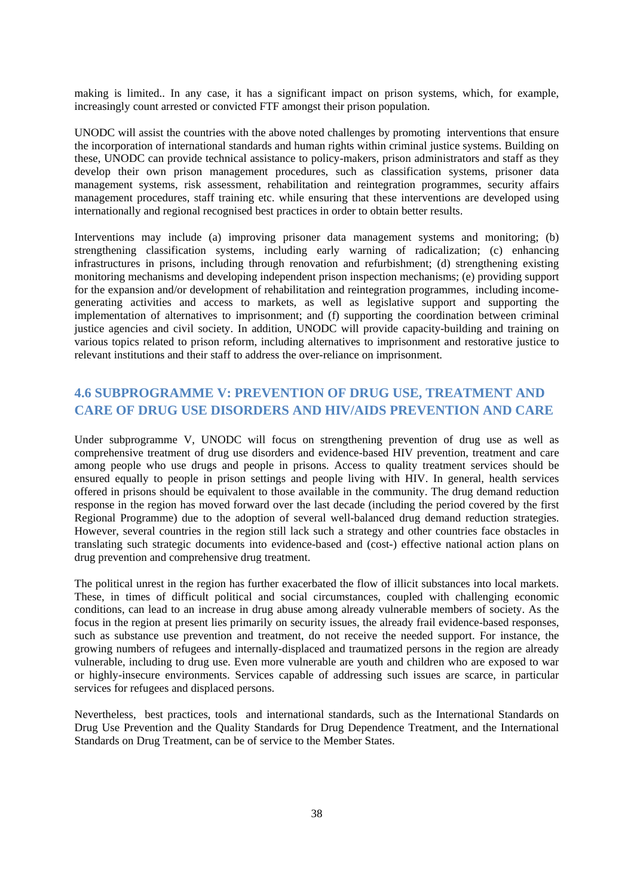making is limited.. In any case, it has a significant impact on prison systems, which, for example, increasingly count arrested or convicted FTF amongst their prison population.

UNODC will assist the countries with the above noted challenges by promoting interventions that ensure the incorporation of international standards and human rights within criminal justice systems. Building on these, UNODC can provide technical assistance to policy-makers, prison administrators and staff as they develop their own prison management procedures, such as classification systems, prisoner data management systems, risk assessment, rehabilitation and reintegration programmes, security affairs management procedures, staff training etc. while ensuring that these interventions are developed using internationally and regional recognised best practices in order to obtain better results.

Interventions may include (a) improving prisoner data management systems and monitoring; (b) strengthening classification systems, including early warning of radicalization; (c) enhancing infrastructures in prisons, including through renovation and refurbishment; (d) strengthening existing monitoring mechanisms and developing independent prison inspection mechanisms; (e) providing support for the expansion and/or development of rehabilitation and reintegration programmes, including income-generating activities and access to markets, as well as legislative support and supporting the implementation of alternatives to imprisonment; and (f) supporting the coordination between criminal justice agencies and civil society. In addition, UNODC will provide capacity-building and training on various topics related to prison reform, including alternatives to imprisonment and restorative justice to relevant institutions and their staff to address the over-reliance on imprisonment.

## 4.6 SUBPROGRAMME V: PREVENTION OF DRUG USE, TREATMENT AND CARE OF DRUG USE DISORDERS AND HIV/AIDS PREVENTION AND CARE

Under subprogramme V, UNODC will focus on strengthening prevention of drug use as well as comprehensive treatment of drug use disorders and evidence-based HIV prevention, treatment and care among people who use drugs and people in prisons. Access to quality treatment services should be ensured equally to people in prison settings and people living with HIV. In general, health services offered in prisons should be equivalent to those available in the community. The drug demand reduction response in the region has moved forward over the last decade (including the period covered by the first Regional Programme) due to the adoption of several well-balanced drug demand reduction strategies. However, several countries in the region still lack such a strategy and other countries face obstacles in translating such strategic documents into evidence-based and (cost-) effective national action plans on drug prevention and comprehensive drug treatment.

The political unrest in the region has further exacerbated the flow of illicit substances into local markets. These, in times of difficult political and social circumstances, coupled with challenging economic conditions, can lead to an increase in drug abuse among already vulnerable members of society. As the focus in the region at present lies primarily on security issues, the already frail evidence-based responses, such as substance use prevention and treatment, do not receive the needed support. For instance, the growing numbers of refugees and internally-displaced and traumatized persons in the region are already vulnerable, including to drug use. Even more vulnerable are youth and children who are exposed to war or highly-insecure environments. Services capable of addressing such issues are scarce, in particular services for refugees and displaced persons.

Nevertheless, best practices, tools and international standards, such as the International Standards on Drug Use Prevention and the Quality Standards for Drug Dependence Treatment, and the International Standards on Drug Treatment, can be of service to the Member States.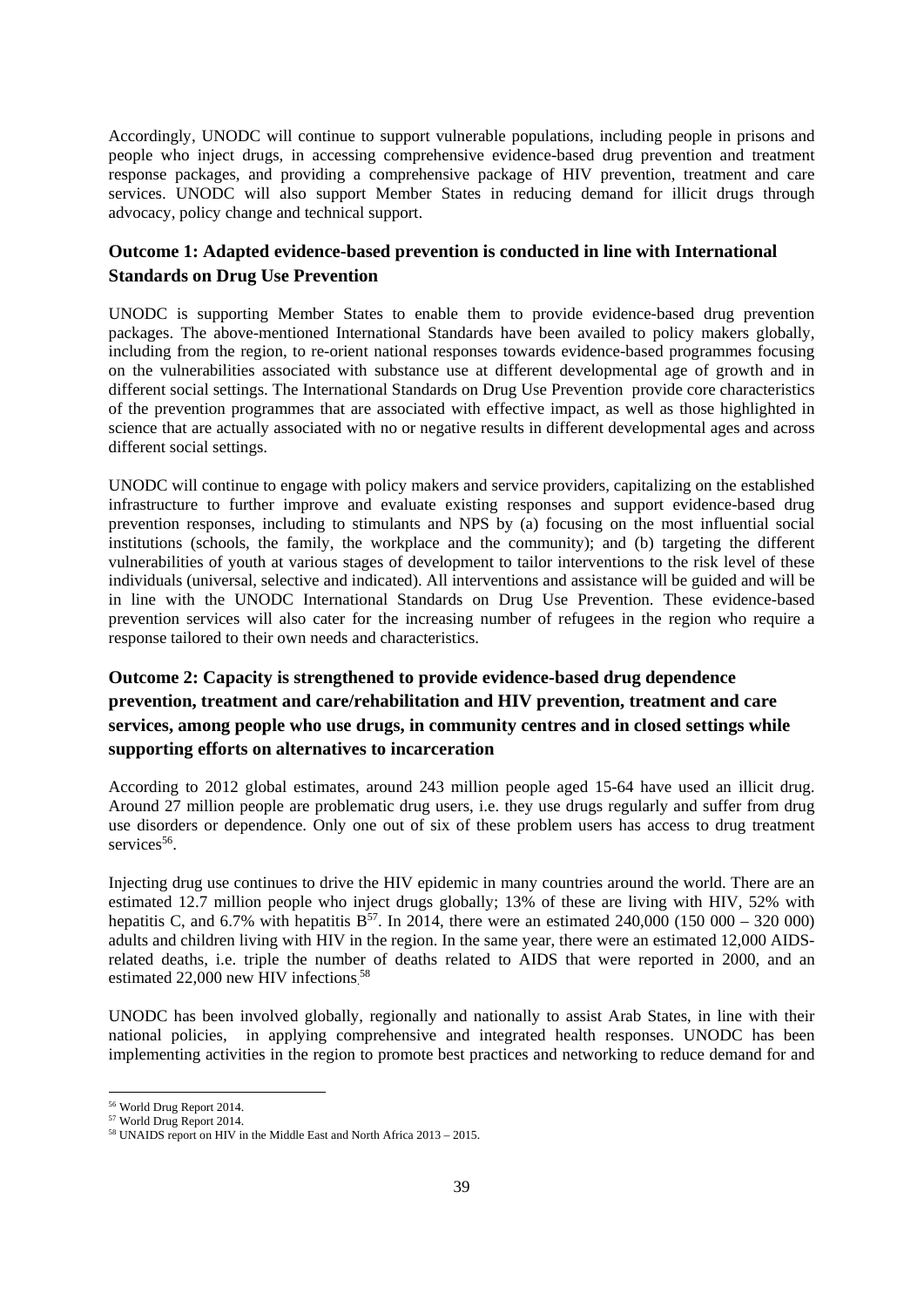Accordingly, UNODC will continue to support vulnerable populations, including people in prisons and people who inject drugs, in accessing comprehensive evidence-based drug prevention and treatment response packages, and providing a comprehensive package of HIV prevention, treatment and care services. UNODC will also support Member States in reducing demand for illicit drugs through advocacy, policy change and technical support.

### Outcome 1: Adapted evidence-based prevention is conducted in line with International Standards on Drug Use Prevention

UNODC is supporting Member States to enable them to provide evidence-based drug prevention packages. The above-mentioned International Standards have been availed to policy makers globally, including from the region, to re-orient national responses towards evidence-based programmes focusing on the vulnerabilities associated with substance use at different developmental age of growth and in different social settings. The International Standards on Drug Use Prevention provide core characteristics of the prevention programmes that are associated with effective impact, as well as those highlighted in science that are actually associated with no or negative results in different developmental ages and across different social settings.

UNODC will continue to engage with policy makers and service providers, capitalizing on the established infrastructure to further improve and evaluate existing responses and support evidence-based drug prevention responses, including to stimulants and NPS by (a) focusing on the most influential social institutions (schools, the family, the workplace and the community); and (b) targeting the different vulnerabilities of youth at various stages of development to tailor interventions to the risk level of these individuals (universal, selective and indicated). All interventions and assistance will be guided and will be in line with the UNODC International Standards on Drug Use Prevention. These evidence-based prevention services will also cater for the increasing number of refugees in the region who require a response tailored to their own needs and characteristics.

### Outcome 2: Capacity is strengthened to provide evidence-based drug dependence prevention, treatment and care/rehabilitation and HIV prevention, treatment and care services, among people who use drugs, in community centres and in closed settings while supporting efforts on alternatives to incarceration

According to 2012 global estimates, around 243 million people aged 15-64 have used an illicit drug. Around 27 million people are problematic drug users, i.e. they use drugs regularly and suffer from drug use disorders or dependence. Only one out of six of these problem users has access to drug treatment services[56].

Injecting drug use continues to drive the HIV epidemic in many countries around the world. There are an estimated 12.7 million people who inject drugs globally; 13% of these are living with HIV, 52% with hepatitis C, and 6.7% with hepatitis B[57]. In 2014, there were an estimated 240,000 (150 000 – 320 000) adults and children living with HIV in the region. In the same year, there were an estimated 12,000 AIDS-related deaths, i.e. triple the number of deaths related to AIDS that were reported in 2000, and an estimated 22,000 new HIV infections.[58]

UNODC has been involved globally, regionally and nationally to assist Arab States, in line with their national policies, in applying comprehensive and integrated health responses. UNODC has been implementing activities in the region to promote best practices and networking to reduce demand for and

[56] World Drug Report 2014.
[57] World Drug Report 2014.
[58] UNAIDS report on HIV in the Middle East and North Africa 2013 – 2015.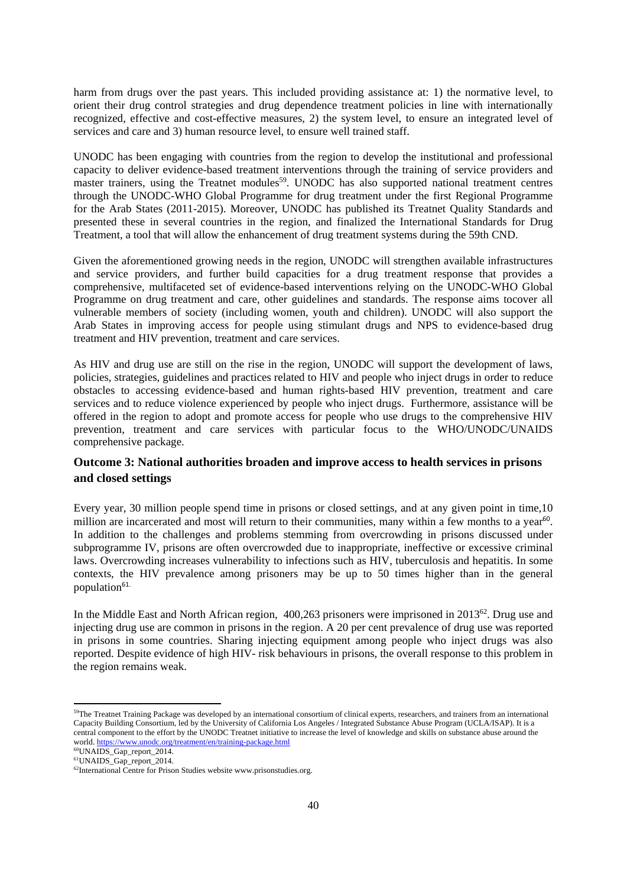harm from drugs over the past years. This included providing assistance at: 1) the normative level, to orient their drug control strategies and drug dependence treatment policies in line with internationally recognized, effective and cost-effective measures, 2) the system level, to ensure an integrated level of services and care and 3) human resource level, to ensure well trained staff.

UNODC has been engaging with countries from the region to develop the institutional and professional capacity to deliver evidence-based treatment interventions through the training of service providers and master trainers, using the Treatnet modules[59]. UNODC has also supported national treatment centres through the UNODC-WHO Global Programme for drug treatment under the first Regional Programme for the Arab States (2011-2015). Moreover, UNODC has published its Treatnet Quality Standards and presented these in several countries in the region, and finalized the International Standards for Drug Treatment, a tool that will allow the enhancement of drug treatment systems during the 59th CND.

Given the aforementioned growing needs in the region, UNODC will strengthen available infrastructures and service providers, and further build capacities for a drug treatment response that provides a comprehensive, multifaceted set of evidence-based interventions relying on the UNODC-WHO Global Programme on drug treatment and care, other guidelines and standards. The response aims tocover all vulnerable members of society (including women, youth and children). UNODC will also support the Arab States in improving access for people using stimulant drugs and NPS to evidence-based drug treatment and HIV prevention, treatment and care services.

As HIV and drug use are still on the rise in the region, UNODC will support the development of laws, policies, strategies, guidelines and practices related to HIV and people who inject drugs in order to reduce obstacles to accessing evidence-based and human rights-based HIV prevention, treatment and care services and to reduce violence experienced by people who inject drugs. Furthermore, assistance will be offered in the region to adopt and promote access for people who use drugs to the comprehensive HIV prevention, treatment and care services with particular focus to the WHO/UNODC/UNAIDS comprehensive package.

### Outcome 3: National authorities broaden and improve access to health services in prisons and closed settings

Every year, 30 million people spend time in prisons or closed settings, and at any given point in time,10 million are incarcerated and most will return to their communities, many within a few months to a year[60]. In addition to the challenges and problems stemming from overcrowding in prisons discussed under subprogramme IV, prisons are often overcrowded due to inappropriate, ineffective or excessive criminal laws. Overcrowding increases vulnerability to infections such as HIV, tuberculosis and hepatitis. In some contexts, the HIV prevalence among prisoners may be up to 50 times higher than in the general population[61].

In the Middle East and North African region, 400,263 prisoners were imprisoned in 2013[62]. Drug use and injecting drug use are common in prisons in the region. A 20 per cent prevalence of drug use was reported in prisons in some countries. Sharing injecting equipment among people who inject drugs was also reported. Despite evidence of high HIV- risk behaviours in prisons, the overall response to this problem in the region remains weak.

---

[59] The Treatnet Training Package was developed by an international consortium of clinical experts, researchers, and trainers from an international Capacity Building Consortium, led by the University of California Los Angeles / Integrated Substance Abuse Program (UCLA/ISAP). It is a central component to the effort by the UNODC Treatnet initiative to increase the level of knowledge and skills on substance abuse around the world. https://www.unodc.org/treatment/en/training-package.html

[60] UNAIDS_Gap_report_2014.

[61] UNAIDS_Gap_report_2014.

[62] International Centre for Prison Studies website www.prisonstudies.org.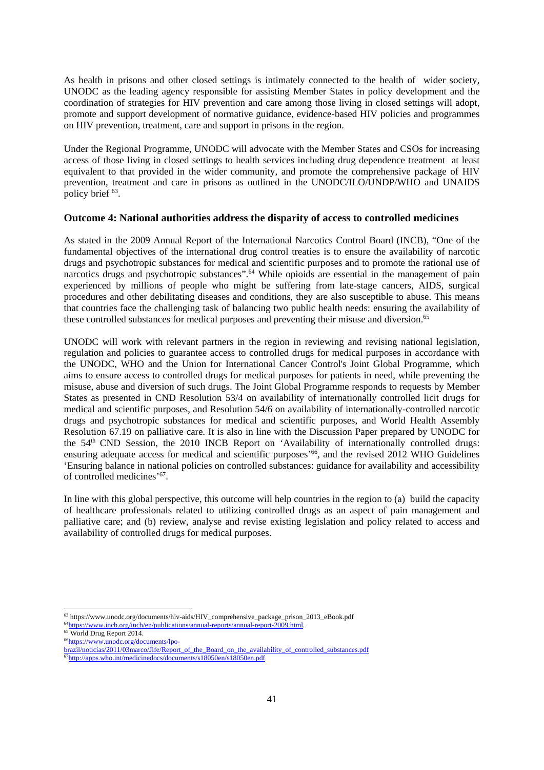As health in prisons and other closed settings is intimately connected to the health of wider society, UNODC as the leading agency responsible for assisting Member States in policy development and the coordination of strategies for HIV prevention and care among those living in closed settings will adopt, promote and support development of normative guidance, evidence-based HIV policies and programmes on HIV prevention, treatment, care and support in prisons in the region.

Under the Regional Programme, UNODC will advocate with the Member States and CSOs for increasing access of those living in closed settings to health services including drug dependence treatment at least equivalent to that provided in the wider community, and promote the comprehensive package of HIV prevention, treatment and care in prisons as outlined in the UNODC/ILO/UNDP/WHO and UNAIDS policy brief [63].

### Outcome 4: National authorities address the disparity of access to controlled medicines

As stated in the 2009 Annual Report of the International Narcotics Control Board (INCB), "One of the fundamental objectives of the international drug control treaties is to ensure the availability of narcotic drugs and psychotropic substances for medical and scientific purposes and to promote the rational use of narcotics drugs and psychotropic substances".[64] While opioids are essential in the management of pain experienced by millions of people who might be suffering from late-stage cancers, AIDS, surgical procedures and other debilitating diseases and conditions, they are also susceptible to abuse. This means that countries face the challenging task of balancing two public health needs: ensuring the availability of these controlled substances for medical purposes and preventing their misuse and diversion.[65]

UNODC will work with relevant partners in the region in reviewing and revising national legislation, regulation and policies to guarantee access to controlled drugs for medical purposes in accordance with the UNODC, WHO and the Union for International Cancer Control's Joint Global Programme, which aims to ensure access to controlled drugs for medical purposes for patients in need, while preventing the misuse, abuse and diversion of such drugs. The Joint Global Programme responds to requests by Member States as presented in CND Resolution 53/4 on availability of internationally controlled licit drugs for medical and scientific purposes, and Resolution 54/6 on availability of internationally-controlled narcotic drugs and psychotropic substances for medical and scientific purposes, and World Health Assembly Resolution 67.19 on palliative care. It is also in line with the Discussion Paper prepared by UNODC for the 54th CND Session, the 2010 INCB Report on 'Availability of internationally controlled drugs: ensuring adequate access for medical and scientific purposes'[66], and the revised 2012 WHO Guidelines 'Ensuring balance in national policies on controlled substances: guidance for availability and accessibility of controlled medicines'[67].

In line with this global perspective, this outcome will help countries in the region to (a) build the capacity of healthcare professionals related to utilizing controlled drugs as an aspect of pain management and palliative care; and (b) review, analyse and revise existing legislation and policy related to access and availability of controlled drugs for medical purposes.

---

[63] https://www.unodc.org/documents/hiv-aids/HIV_comprehensive_package_prison_2013_eBook.pdf
[64] https://www.incb.org/incb/en/publications/annual-reports/annual-report-2009.html.
[65] World Drug Report 2014.
[66] https://www.unodc.org/documents/lpo-brazil/noticias/2011/03marco/Jife/Report_of_the_Board_on_the_availability_of_controlled_substances.pdf
[67] http://apps.who.int/medicinedocs/documents/s18050en/s18050en.pdf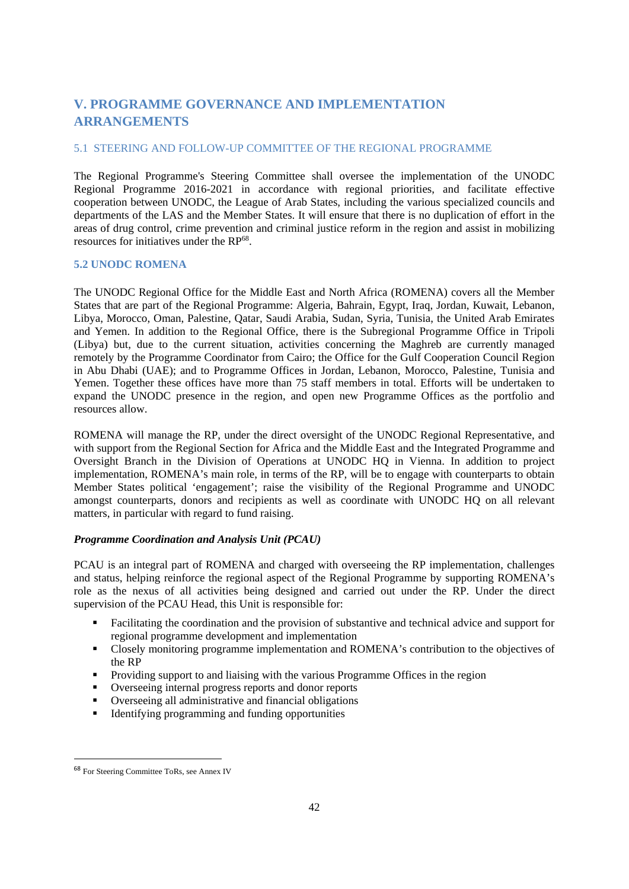# V. PROGRAMME GOVERNANCE AND IMPLEMENTATION ARRANGEMENTS

## 5.1 STEERING AND FOLLOW-UP COMMITTEE OF THE REGIONAL PROGRAMME

The Regional Programme's Steering Committee shall oversee the implementation of the UNODC Regional Programme 2016-2021 in accordance with regional priorities, and facilitate effective cooperation between UNODC, the League of Arab States, including the various specialized councils and departments of the LAS and the Member States. It will ensure that there is no duplication of effort in the areas of drug control, crime prevention and criminal justice reform in the region and assist in mobilizing resources for initiatives under the RP[68].

## 5.2 UNODC ROMENA

The UNODC Regional Office for the Middle East and North Africa (ROMENA) covers all the Member States that are part of the Regional Programme: Algeria, Bahrain, Egypt, Iraq, Jordan, Kuwait, Lebanon, Libya, Morocco, Oman, Palestine, Qatar, Saudi Arabia, Sudan, Syria, Tunisia, the United Arab Emirates and Yemen. In addition to the Regional Office, there is the Subregional Programme Office in Tripoli (Libya) but, due to the current situation, activities concerning the Maghreb are currently managed remotely by the Programme Coordinator from Cairo; the Office for the Gulf Cooperation Council Region in Abu Dhabi (UAE); and to Programme Offices in Jordan, Lebanon, Morocco, Palestine, Tunisia and Yemen. Together these offices have more than 75 staff members in total. Efforts will be undertaken to expand the UNODC presence in the region, and open new Programme Offices as the portfolio and resources allow.

ROMENA will manage the RP, under the direct oversight of the UNODC Regional Representative, and with support from the Regional Section for Africa and the Middle East and the Integrated Programme and Oversight Branch in the Division of Operations at UNODC HQ in Vienna. In addition to project implementation, ROMENA's main role, in terms of the RP, will be to engage with counterparts to obtain Member States political 'engagement'; raise the visibility of the Regional Programme and UNODC amongst counterparts, donors and recipients as well as coordinate with UNODC HQ on all relevant matters, in particular with regard to fund raising.

***Programme Coordination and Analysis Unit (PCAU)***

PCAU is an integral part of ROMENA and charged with overseeing the RP implementation, challenges and status, helping reinforce the regional aspect of the Regional Programme by supporting ROMENA's role as the nexus of all activities being designed and carried out under the RP. Under the direct supervision of the PCAU Head, this Unit is responsible for:

- Facilitating the coordination and the provision of substantive and technical advice and support for regional programme development and implementation
- Closely monitoring programme implementation and ROMENA's contribution to the objectives of the RP
- Providing support to and liaising with the various Programme Offices in the region
- Overseeing internal progress reports and donor reports
- Overseeing all administrative and financial obligations
- Identifying programming and funding opportunities

---

[68] For Steering Committee ToRs, see Annex IV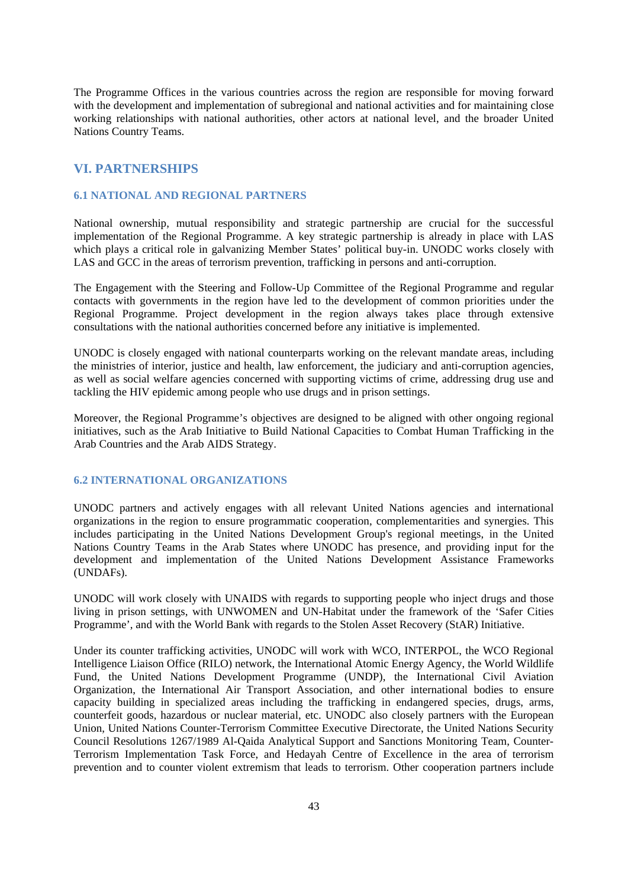The Programme Offices in the various countries across the region are responsible for moving forward with the development and implementation of subregional and national activities and for maintaining close working relationships with national authorities, other actors at national level, and the broader United Nations Country Teams.

## VI. PARTNERSHIPS

### 6.1 NATIONAL AND REGIONAL PARTNERS

National ownership, mutual responsibility and strategic partnership are crucial for the successful implementation of the Regional Programme. A key strategic partnership is already in place with LAS which plays a critical role in galvanizing Member States' political buy-in. UNODC works closely with LAS and GCC in the areas of terrorism prevention, trafficking in persons and anti-corruption.

The Engagement with the Steering and Follow-Up Committee of the Regional Programme and regular contacts with governments in the region have led to the development of common priorities under the Regional Programme. Project development in the region always takes place through extensive consultations with the national authorities concerned before any initiative is implemented.

UNODC is closely engaged with national counterparts working on the relevant mandate areas, including the ministries of interior, justice and health, law enforcement, the judiciary and anti-corruption agencies, as well as social welfare agencies concerned with supporting victims of crime, addressing drug use and tackling the HIV epidemic among people who use drugs and in prison settings.

Moreover, the Regional Programme's objectives are designed to be aligned with other ongoing regional initiatives, such as the Arab Initiative to Build National Capacities to Combat Human Trafficking in the Arab Countries and the Arab AIDS Strategy.

### 6.2 INTERNATIONAL ORGANIZATIONS

UNODC partners and actively engages with all relevant United Nations agencies and international organizations in the region to ensure programmatic cooperation, complementarities and synergies. This includes participating in the United Nations Development Group's regional meetings, in the United Nations Country Teams in the Arab States where UNODC has presence, and providing input for the development and implementation of the United Nations Development Assistance Frameworks (UNDAFs).

UNODC will work closely with UNAIDS with regards to supporting people who inject drugs and those living in prison settings, with UNWOMEN and UN-Habitat under the framework of the 'Safer Cities Programme', and with the World Bank with regards to the Stolen Asset Recovery (StAR) Initiative.

Under its counter trafficking activities, UNODC will work with WCO, INTERPOL, the WCO Regional Intelligence Liaison Office (RILO) network, the International Atomic Energy Agency, the World Wildlife Fund, the United Nations Development Programme (UNDP), the International Civil Aviation Organization, the International Air Transport Association, and other international bodies to ensure capacity building in specialized areas including the trafficking in endangered species, drugs, arms, counterfeit goods, hazardous or nuclear material, etc. UNODC also closely partners with the European Union, United Nations Counter-Terrorism Committee Executive Directorate, the United Nations Security Council Resolutions 1267/1989 Al-Qaida Analytical Support and Sanctions Monitoring Team, Counter-Terrorism Implementation Task Force, and Hedayah Centre of Excellence in the area of terrorism prevention and to counter violent extremism that leads to terrorism. Other cooperation partners include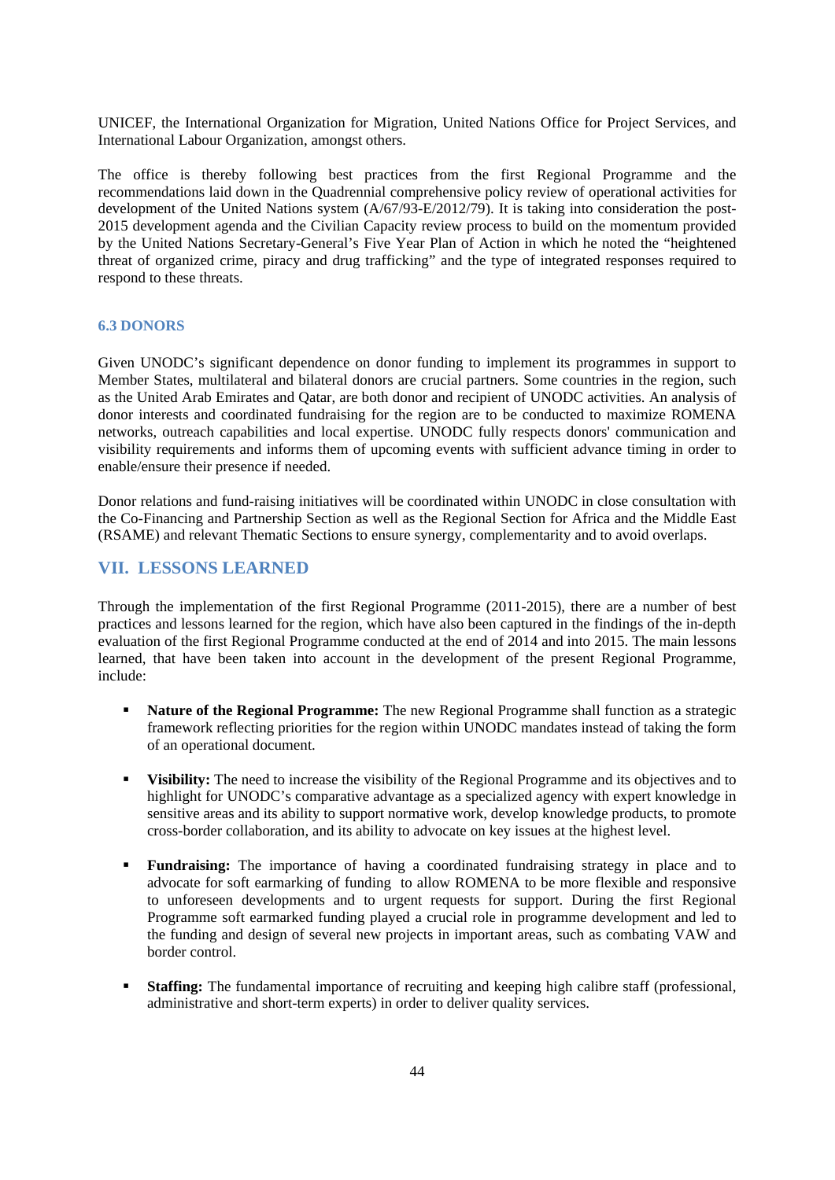UNICEF, the International Organization for Migration, United Nations Office for Project Services, and International Labour Organization, amongst others.

The office is thereby following best practices from the first Regional Programme and the recommendations laid down in the Quadrennial comprehensive policy review of operational activities for development of the United Nations system (A/67/93-E/2012/79). It is taking into consideration the post-2015 development agenda and the Civilian Capacity review process to build on the momentum provided by the United Nations Secretary-General's Five Year Plan of Action in which he noted the "heightened threat of organized crime, piracy and drug trafficking" and the type of integrated responses required to respond to these threats.

### 6.3 DONORS

Given UNODC's significant dependence on donor funding to implement its programmes in support to Member States, multilateral and bilateral donors are crucial partners. Some countries in the region, such as the United Arab Emirates and Qatar, are both donor and recipient of UNODC activities. An analysis of donor interests and coordinated fundraising for the region are to be conducted to maximize ROMENA networks, outreach capabilities and local expertise. UNODC fully respects donors' communication and visibility requirements and informs them of upcoming events with sufficient advance timing in order to enable/ensure their presence if needed.

Donor relations and fund-raising initiatives will be coordinated within UNODC in close consultation with the Co-Financing and Partnership Section as well as the Regional Section for Africa and the Middle East (RSAME) and relevant Thematic Sections to ensure synergy, complementarity and to avoid overlaps.

## VII. LESSONS LEARNED

Through the implementation of the first Regional Programme (2011-2015), there are a number of best practices and lessons learned for the region, which have also been captured in the findings of the in-depth evaluation of the first Regional Programme conducted at the end of 2014 and into 2015. The main lessons learned, that have been taken into account in the development of the present Regional Programme, include:

- **Nature of the Regional Programme:** The new Regional Programme shall function as a strategic framework reflecting priorities for the region within UNODC mandates instead of taking the form of an operational document.
- **Visibility:** The need to increase the visibility of the Regional Programme and its objectives and to highlight for UNODC's comparative advantage as a specialized agency with expert knowledge in sensitive areas and its ability to support normative work, develop knowledge products, to promote cross-border collaboration, and its ability to advocate on key issues at the highest level.
- **Fundraising:** The importance of having a coordinated fundraising strategy in place and to advocate for soft earmarking of funding to allow ROMENA to be more flexible and responsive to unforeseen developments and to urgent requests for support. During the first Regional Programme soft earmarked funding played a crucial role in programme development and led to the funding and design of several new projects in important areas, such as combating VAW and border control.
- **Staffing:** The fundamental importance of recruiting and keeping high calibre staff (professional, administrative and short-term experts) in order to deliver quality services.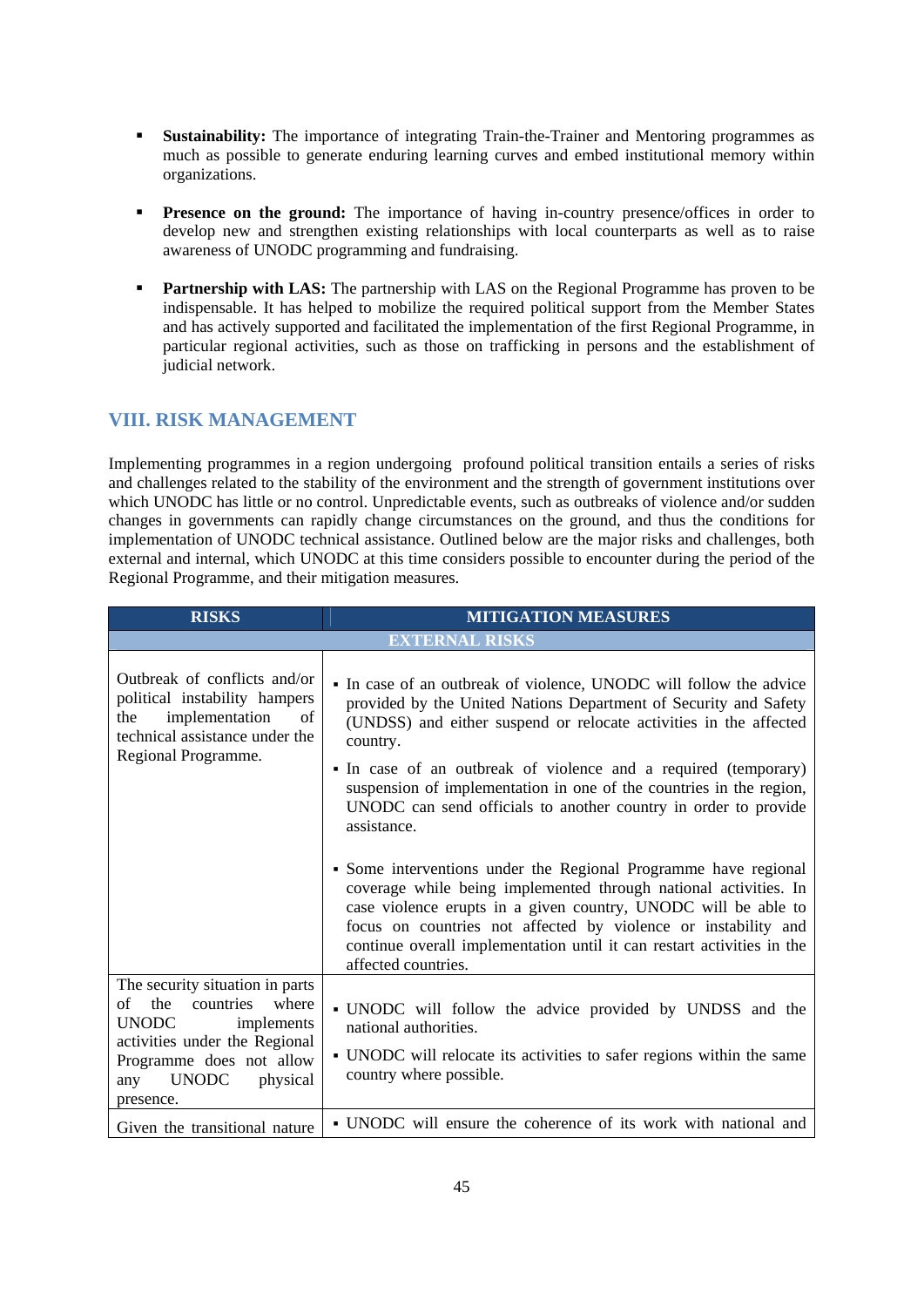- **Sustainability:** The importance of integrating Train-the-Trainer and Mentoring programmes as much as possible to generate enduring learning curves and embed institutional memory within organizations.

- **Presence on the ground:** The importance of having in-country presence/offices in order to develop new and strengthen existing relationships with local counterparts as well as to raise awareness of UNODC programming and fundraising.

- **Partnership with LAS:** The partnership with LAS on the Regional Programme has proven to be indispensable. It has helped to mobilize the required political support from the Member States and has actively supported and facilitated the implementation of the first Regional Programme, in particular regional activities, such as those on trafficking in persons and the establishment of judicial network.

## VIII. RISK MANAGEMENT

Implementing programmes in a region undergoing profound political transition entails a series of risks and challenges related to the stability of the environment and the strength of government institutions over which UNODC has little or no control. Unpredictable events, such as outbreaks of violence and/or sudden changes in governments can rapidly change circumstances on the ground, and thus the conditions for implementation of UNODC technical assistance. Outlined below are the major risks and challenges, both external and internal, which UNODC at this time considers possible to encounter during the period of the Regional Programme, and their mitigation measures.

| RISKS | MITIGATION MEASURES |
|---|---|
| **EXTERNAL RISKS** | |
| Outbreak of conflicts and/or political instability hampers the implementation of technical assistance under the Regional Programme. | ▪ In case of an outbreak of violence, UNODC will follow the advice provided by the United Nations Department of Security and Safety (UNDSS) and either suspend or relocate activities in the affected country.<br>▪ In case of an outbreak of violence and a required (temporary) suspension of implementation in one of the countries in the region, UNODC can send officials to another country in order to provide assistance.<br>▪ Some interventions under the Regional Programme have regional coverage while being implemented through national activities. In case violence erupts in a given country, UNODC will be able to focus on countries not affected by violence or instability and continue overall implementation until it can restart activities in the affected countries. |
| The security situation in parts of the countries where UNODC implements activities under the Regional Programme does not allow any UNODC physical presence. | ▪ UNODC will follow the advice provided by UNDSS and the national authorities.<br>▪ UNODC will relocate its activities to safer regions within the same country where possible. |
| Given the transitional nature | ▪ UNODC will ensure the coherence of its work with national and |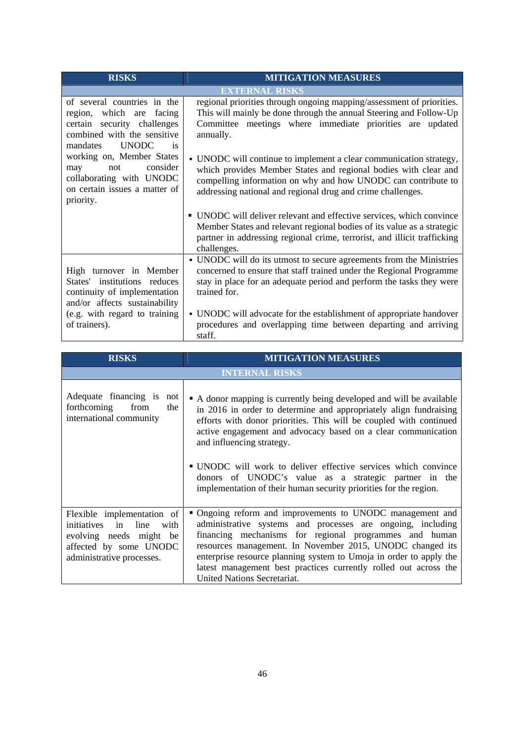| RISKS | MITIGATION MEASURES |
|---|---|
| **EXTERNAL RISKS** | |
| of several countries in the region, which are facing certain security challenges combined with the sensitive mandates UNODC is working on, Member States may not consider collaborating with UNODC on certain issues a matter of priority. | regional priorities through ongoing mapping/assessment of priorities. This will mainly be done through the annual Steering and Follow-Up Committee meetings where immediate priorities are updated annually.<br><br>▪ UNODC will continue to implement a clear communication strategy, which provides Member States and regional bodies with clear and compelling information on why and how UNODC can contribute to addressing national and regional drug and crime challenges.<br><br>▪ UNODC will deliver relevant and effective services, which convince Member States and relevant regional bodies of its value as a strategic partner in addressing regional crime, terrorist, and illicit trafficking challenges. |
| High turnover in Member States' institutions reduces continuity of implementation and/or affects sustainability (e.g. with regard to training of trainers). | ▪ UNODC will do its utmost to secure agreements from the Ministries concerned to ensure that staff trained under the Regional Programme stay in place for an adequate period and perform the tasks they were trained for.<br><br>▪ UNODC will advocate for the establishment of appropriate handover procedures and overlapping time between departing and arriving staff. |

| RISKS | MITIGATION MEASURES |
|---|---|
| **INTERNAL RISKS** | |
| Adequate financing is not forthcoming from the international community | ▪ A donor mapping is currently being developed and will be available in 2016 in order to determine and appropriately align fundraising efforts with donor priorities. This will be coupled with continued active engagement and advocacy based on a clear communication and influencing strategy.<br><br>▪ UNODC will work to deliver effective services which convince donors of UNODC's value as a strategic partner in the implementation of their human security priorities for the region. |
| Flexible implementation of initiatives in line with evolving needs might be affected by some UNODC administrative processes. | ▪ Ongoing reform and improvements to UNODC management and administrative systems and processes are ongoing, including financing mechanisms for regional programmes and human resources management. In November 2015, UNODC changed its enterprise resource planning system to Umoja in order to apply the latest management best practices currently rolled out across the United Nations Secretariat. |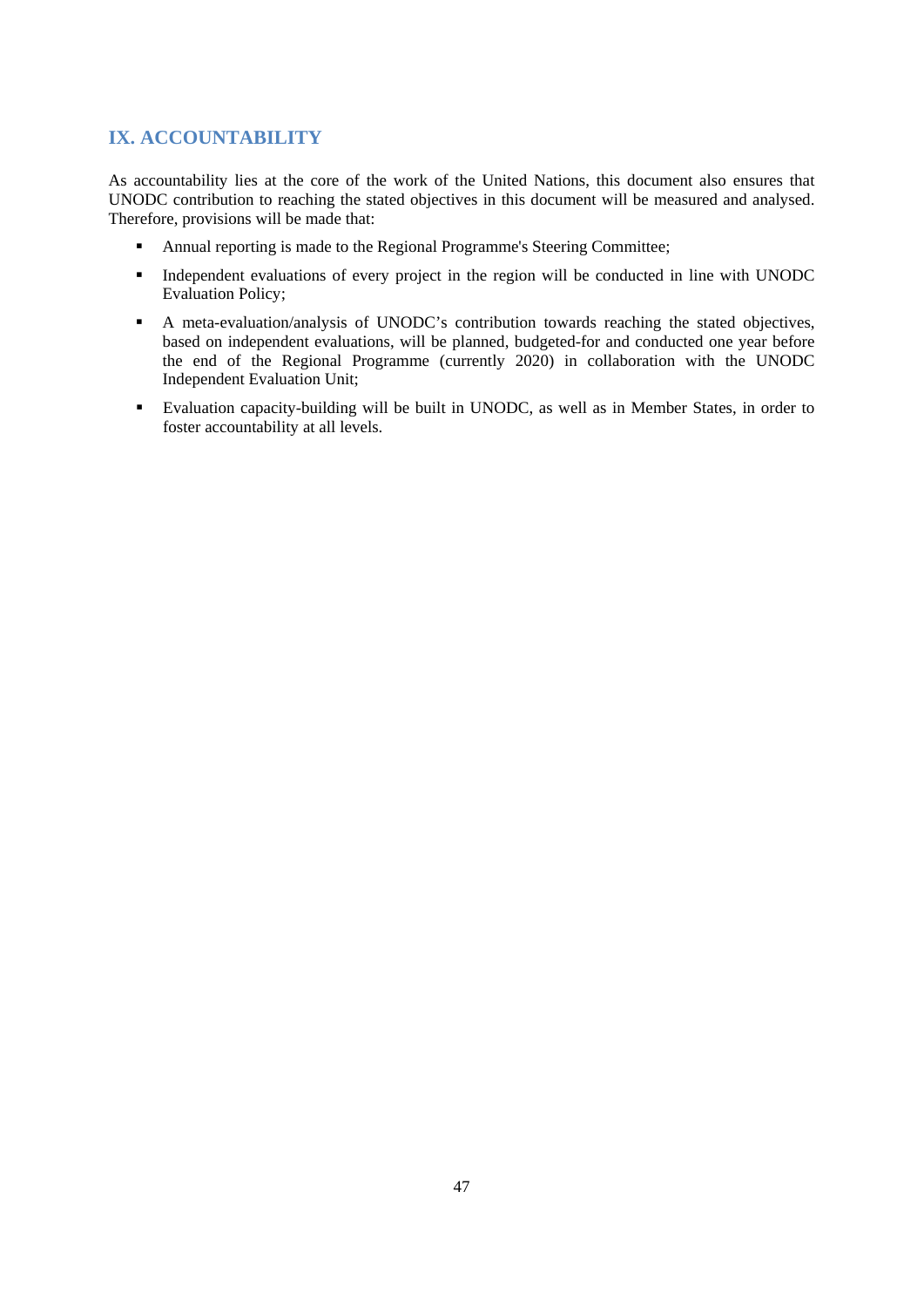## IX. ACCOUNTABILITY

As accountability lies at the core of the work of the United Nations, this document also ensures that UNODC contribution to reaching the stated objectives in this document will be measured and analysed. Therefore, provisions will be made that:

- Annual reporting is made to the Regional Programme's Steering Committee;
- Independent evaluations of every project in the region will be conducted in line with UNODC Evaluation Policy;
- A meta-evaluation/analysis of UNODC's contribution towards reaching the stated objectives, based on independent evaluations, will be planned, budgeted-for and conducted one year before the end of the Regional Programme (currently 2020) in collaboration with the UNODC Independent Evaluation Unit;
- Evaluation capacity-building will be built in UNODC, as well as in Member States, in order to foster accountability at all levels.